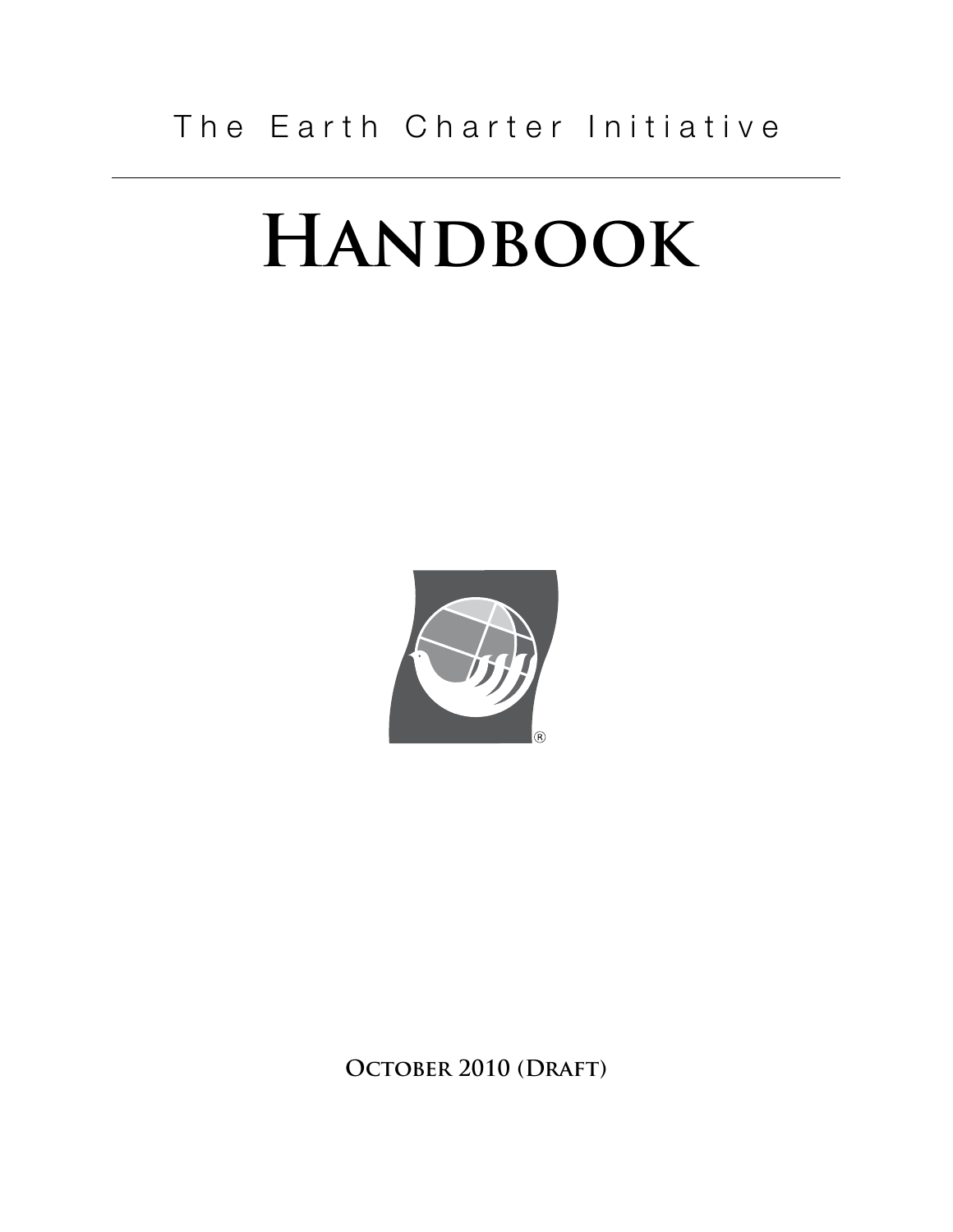The Earth Charter Initiative

# Handbook

**October 2010 (Draft)**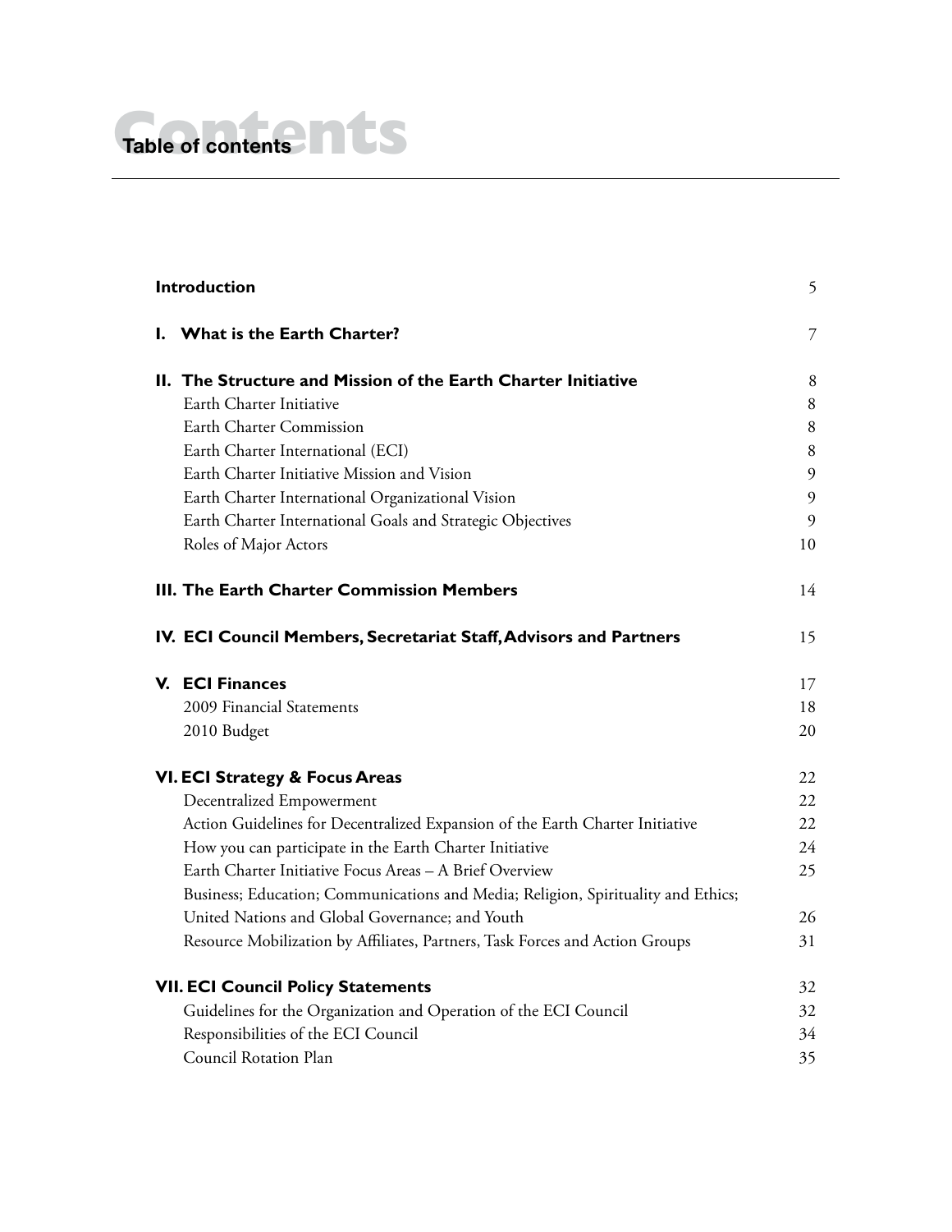# Table of contents

| | |
|---|---|
| **Introduction** | 5 |
| **I. What is the Earth Charter?** | 7 |
| **II. The Structure and Mission of the Earth Charter Initiative** | 8 |
| Earth Charter Initiative | 8 |
| Earth Charter Commission | 8 |
| Earth Charter International (ECI) | 8 |
| Earth Charter Initiative Mission and Vision | 9 |
| Earth Charter International Organizational Vision | 9 |
| Earth Charter International Goals and Strategic Objectives | 9 |
| Roles of Major Actors | 10 |
| **III. The Earth Charter Commission Members** | 14 |
| **IV. ECI Council Members, Secretariat Staff, Advisors and Partners** | 15 |
| **V. ECI Finances** | 17 |
| 2009 Financial Statements | 18 |
| 2010 Budget | 20 |
| **VI. ECI Strategy & Focus Areas** | 22 |
| Decentralized Empowerment | 22 |
| Action Guidelines for Decentralized Expansion of the Earth Charter Initiative | 22 |
| How you can participate in the Earth Charter Initiative | 24 |
| Earth Charter Initiative Focus Areas – A Brief Overview | 25 |
| Business; Education; Communications and Media; Religion, Spirituality and Ethics; United Nations and Global Governance; and Youth | 26 |
| Resource Mobilization by Affiliates, Partners, Task Forces and Action Groups | 31 |
| **VII. ECI Council Policy Statements** | 32 |
| Guidelines for the Organization and Operation of the ECI Council | 32 |
| Responsibilities of the ECI Council | 34 |
| Council Rotation Plan | 35 |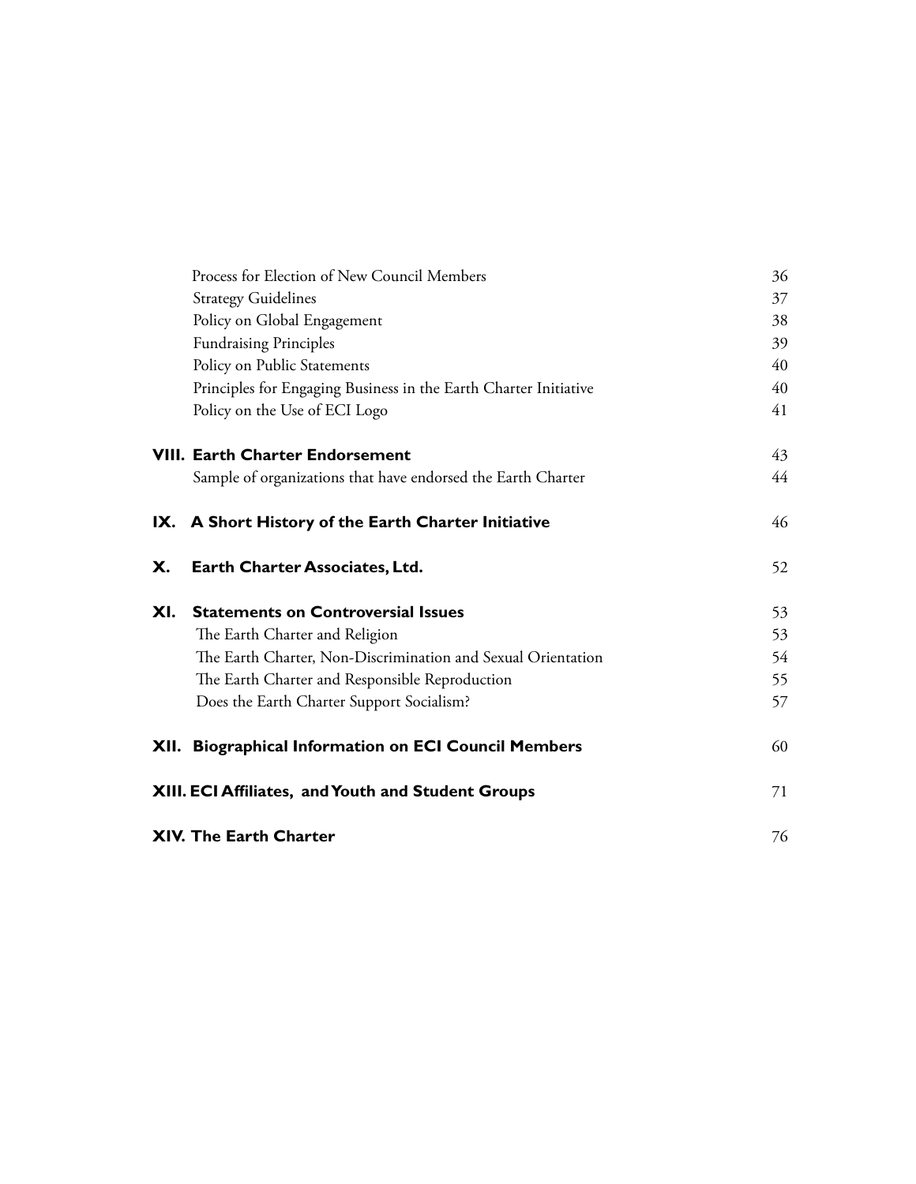| | |
|---|---|
| Process for Election of New Council Members | 36 |
| Strategy Guidelines | 37 |
| Policy on Global Engagement | 38 |
| Fundraising Principles | 39 |
| Policy on Public Statements | 40 |
| Principles for Engaging Business in the Earth Charter Initiative | 40 |
| Policy on the Use of ECI Logo | 41 |
| **VIII. Earth Charter Endorsement** | 43 |
| Sample of organizations that have endorsed the Earth Charter | 44 |
| **IX. A Short History of the Earth Charter Initiative** | 46 |
| **X. Earth Charter Associates, Ltd.** | 52 |
| **XI. Statements on Controversial Issues** | 53 |
| The Earth Charter and Religion | 53 |
| The Earth Charter, Non-Discrimination and Sexual Orientation | 54 |
| The Earth Charter and Responsible Reproduction | 55 |
| Does the Earth Charter Support Socialism? | 57 |
| **XII. Biographical Information on ECI Council Members** | 60 |
| **XIII. ECI Affiliates, and Youth and Student Groups** | 71 |
| **XIV. The Earth Charter** | 76 |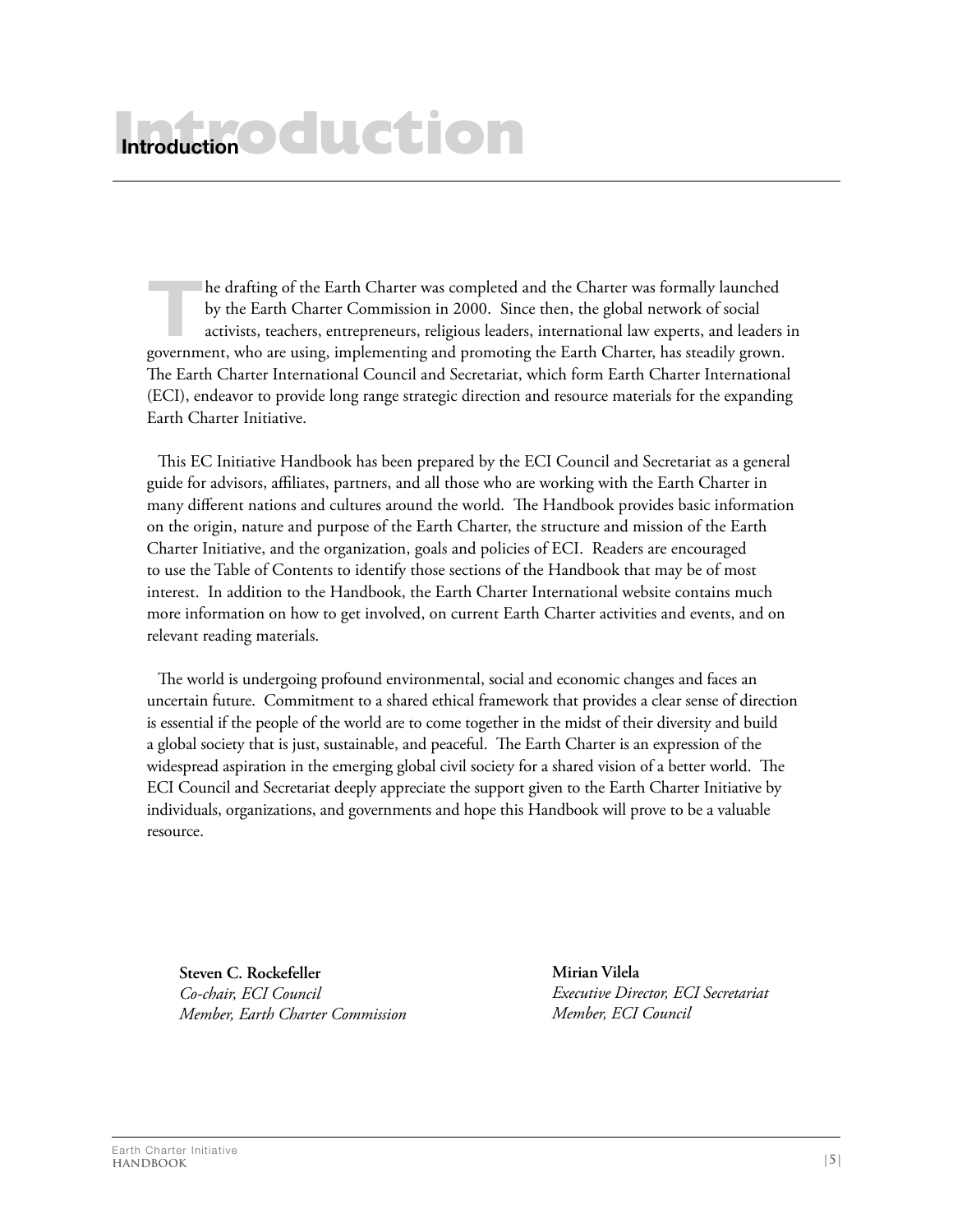# Introduction

The drafting of the Earth Charter was completed and the Charter was formally launched by the Earth Charter Commission in 2000. Since then, the global network of social activists, teachers, entrepreneurs, religious leaders, international law experts, and leaders in government, who are using, implementing and promoting the Earth Charter, has steadily grown. The Earth Charter International Council and Secretariat, which form Earth Charter International (ECI), endeavor to provide long range strategic direction and resource materials for the expanding Earth Charter Initiative.

This EC Initiative Handbook has been prepared by the ECI Council and Secretariat as a general guide for advisors, affiliates, partners, and all those who are working with the Earth Charter in many different nations and cultures around the world. The Handbook provides basic information on the origin, nature and purpose of the Earth Charter, the structure and mission of the Earth Charter Initiative, and the organization, goals and policies of ECI. Readers are encouraged to use the Table of Contents to identify those sections of the Handbook that may be of most interest. In addition to the Handbook, the Earth Charter International website contains much more information on how to get involved, on current Earth Charter activities and events, and on relevant reading materials.

The world is undergoing profound environmental, social and economic changes and faces an uncertain future. Commitment to a shared ethical framework that provides a clear sense of direction is essential if the people of the world are to come together in the midst of their diversity and build a global society that is just, sustainable, and peaceful. The Earth Charter is an expression of the widespread aspiration in the emerging global civil society for a shared vision of a better world. The ECI Council and Secretariat deeply appreciate the support given to the Earth Charter Initiative by individuals, organizations, and governments and hope this Handbook will prove to be a valuable resource.

**Steven C. Rockefeller**
*Co-chair, ECI Council*
*Member, Earth Charter Commission*

**Mirian Vilela**
*Executive Director, ECI Secretariat*
*Member, ECI Council*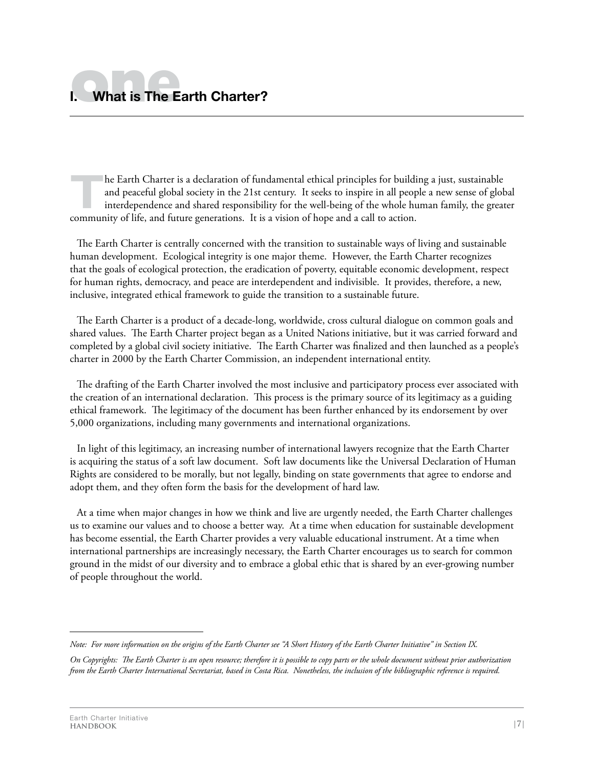# I. What is The Earth Charter?

The Earth Charter is a declaration of fundamental ethical principles for building a just, sustainable and peaceful global society in the 21st century. It seeks to inspire in all people a new sense of global interdependence and shared responsibility for the well-being of the whole human family, the greater community of life, and future generations. It is a vision of hope and a call to action.

The Earth Charter is centrally concerned with the transition to sustainable ways of living and sustainable human development. Ecological integrity is one major theme. However, the Earth Charter recognizes that the goals of ecological protection, the eradication of poverty, equitable economic development, respect for human rights, democracy, and peace are interdependent and indivisible. It provides, therefore, a new, inclusive, integrated ethical framework to guide the transition to a sustainable future.

The Earth Charter is a product of a decade-long, worldwide, cross cultural dialogue on common goals and shared values. The Earth Charter project began as a United Nations initiative, but it was carried forward and completed by a global civil society initiative. The Earth Charter was finalized and then launched as a people's charter in 2000 by the Earth Charter Commission, an independent international entity.

The drafting of the Earth Charter involved the most inclusive and participatory process ever associated with the creation of an international declaration. This process is the primary source of its legitimacy as a guiding ethical framework. The legitimacy of the document has been further enhanced by its endorsement by over 5,000 organizations, including many governments and international organizations.

In light of this legitimacy, an increasing number of international lawyers recognize that the Earth Charter is acquiring the status of a soft law document. Soft law documents like the Universal Declaration of Human Rights are considered to be morally, but not legally, binding on state governments that agree to endorse and adopt them, and they often form the basis for the development of hard law.

At a time when major changes in how we think and live are urgently needed, the Earth Charter challenges us to examine our values and to choose a better way. At a time when education for sustainable development has become essential, the Earth Charter provides a very valuable educational instrument. At a time when international partnerships are increasingly necessary, the Earth Charter encourages us to search for common ground in the midst of our diversity and to embrace a global ethic that is shared by an ever-growing number of people throughout the world.

---

*Note: For more information on the origins of the Earth Charter see "A Short History of the Earth Charter Initiative" in Section IX.*

*On Copyrights: The Earth Charter is an open resource; therefore it is possible to copy parts or the whole document without prior authorization from the Earth Charter International Secretariat, based in Costa Rica. Nonetheless, the inclusion of the bibliographic reference is required.*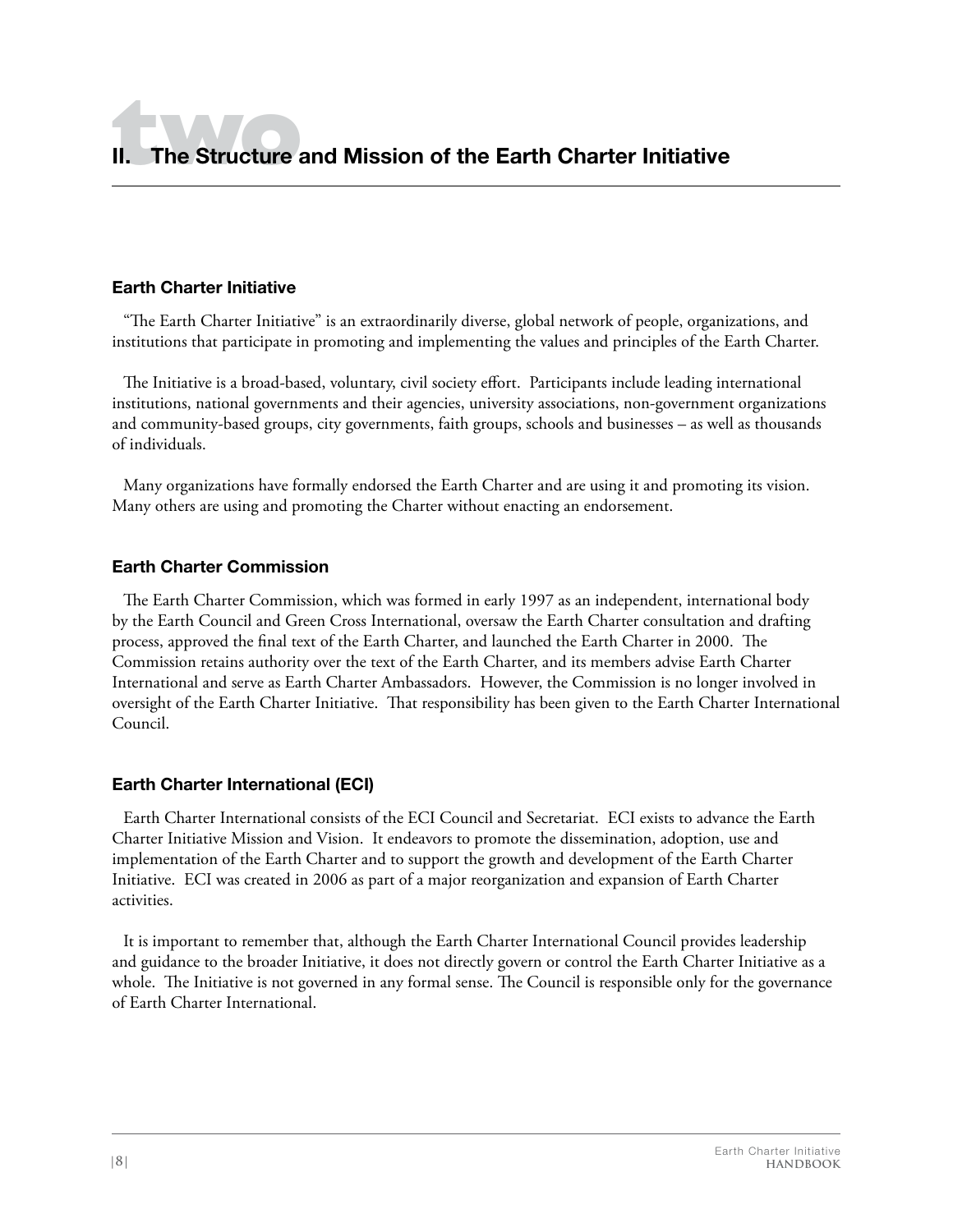# II. The Structure and Mission of the Earth Charter Initiative

### Earth Charter Initiative

"The Earth Charter Initiative" is an extraordinarily diverse, global network of people, organizations, and institutions that participate in promoting and implementing the values and principles of the Earth Charter.

The Initiative is a broad-based, voluntary, civil society effort. Participants include leading international institutions, national governments and their agencies, university associations, non-government organizations and community-based groups, city governments, faith groups, schools and businesses – as well as thousands of individuals.

Many organizations have formally endorsed the Earth Charter and are using it and promoting its vision. Many others are using and promoting the Charter without enacting an endorsement.

### Earth Charter Commission

The Earth Charter Commission, which was formed in early 1997 as an independent, international body by the Earth Council and Green Cross International, oversaw the Earth Charter consultation and drafting process, approved the final text of the Earth Charter, and launched the Earth Charter in 2000. The Commission retains authority over the text of the Earth Charter, and its members advise Earth Charter International and serve as Earth Charter Ambassadors. However, the Commission is no longer involved in oversight of the Earth Charter Initiative. That responsibility has been given to the Earth Charter International Council.

### Earth Charter International (ECI)

Earth Charter International consists of the ECI Council and Secretariat. ECI exists to advance the Earth Charter Initiative Mission and Vision. It endeavors to promote the dissemination, adoption, use and implementation of the Earth Charter and to support the growth and development of the Earth Charter Initiative. ECI was created in 2006 as part of a major reorganization and expansion of Earth Charter activities.

It is important to remember that, although the Earth Charter International Council provides leadership and guidance to the broader Initiative, it does not directly govern or control the Earth Charter Initiative as a whole. The Initiative is not governed in any formal sense. The Council is responsible only for the governance of Earth Charter International.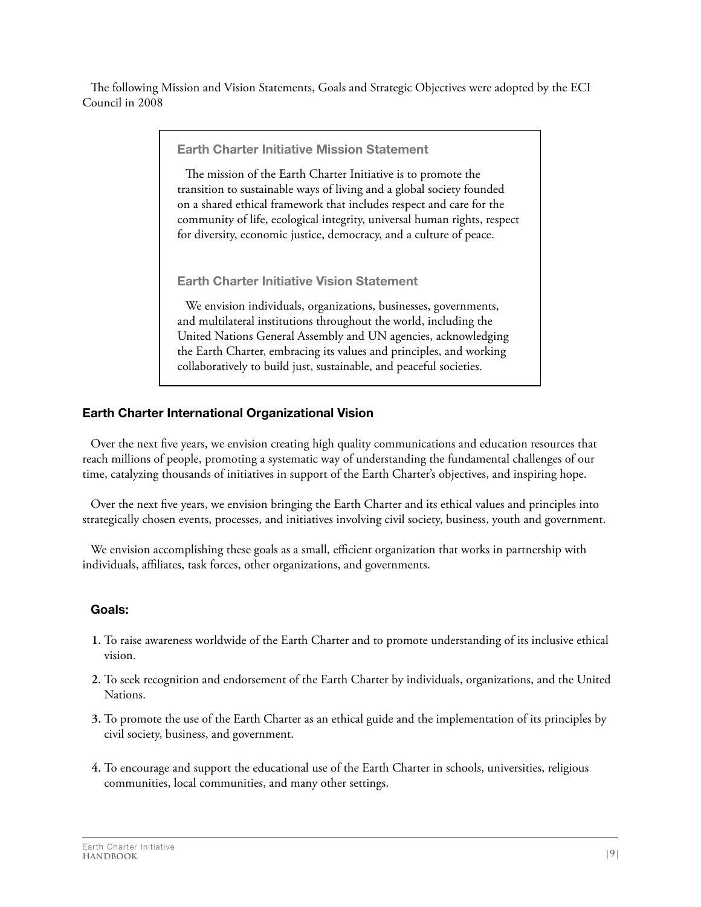The following Mission and Vision Statements, Goals and Strategic Objectives were adopted by the ECI Council in 2008

### Earth Charter Initiative Mission Statement

The mission of the Earth Charter Initiative is to promote the transition to sustainable ways of living and a global society founded on a shared ethical framework that includes respect and care for the community of life, ecological integrity, universal human rights, respect for diversity, economic justice, democracy, and a culture of peace.

### Earth Charter Initiative Vision Statement

We envision individuals, organizations, businesses, governments, and multilateral institutions throughout the world, including the United Nations General Assembly and UN agencies, acknowledging the Earth Charter, embracing its values and principles, and working collaboratively to build just, sustainable, and peaceful societies.

## Earth Charter International Organizational Vision

Over the next five years, we envision creating high quality communications and education resources that reach millions of people, promoting a systematic way of understanding the fundamental challenges of our time, catalyzing thousands of initiatives in support of the Earth Charter's objectives, and inspiring hope.

Over the next five years, we envision bringing the Earth Charter and its ethical values and principles into strategically chosen events, processes, and initiatives involving civil society, business, youth and government.

We envision accomplishing these goals as a small, efficient organization that works in partnership with individuals, affiliates, task forces, other organizations, and governments.

### Goals:

1. To raise awareness worldwide of the Earth Charter and to promote understanding of its inclusive ethical vision.
2. To seek recognition and endorsement of the Earth Charter by individuals, organizations, and the United Nations.
3. To promote the use of the Earth Charter as an ethical guide and the implementation of its principles by civil society, business, and government.
4. To encourage and support the educational use of the Earth Charter in schools, universities, religious communities, local communities, and many other settings.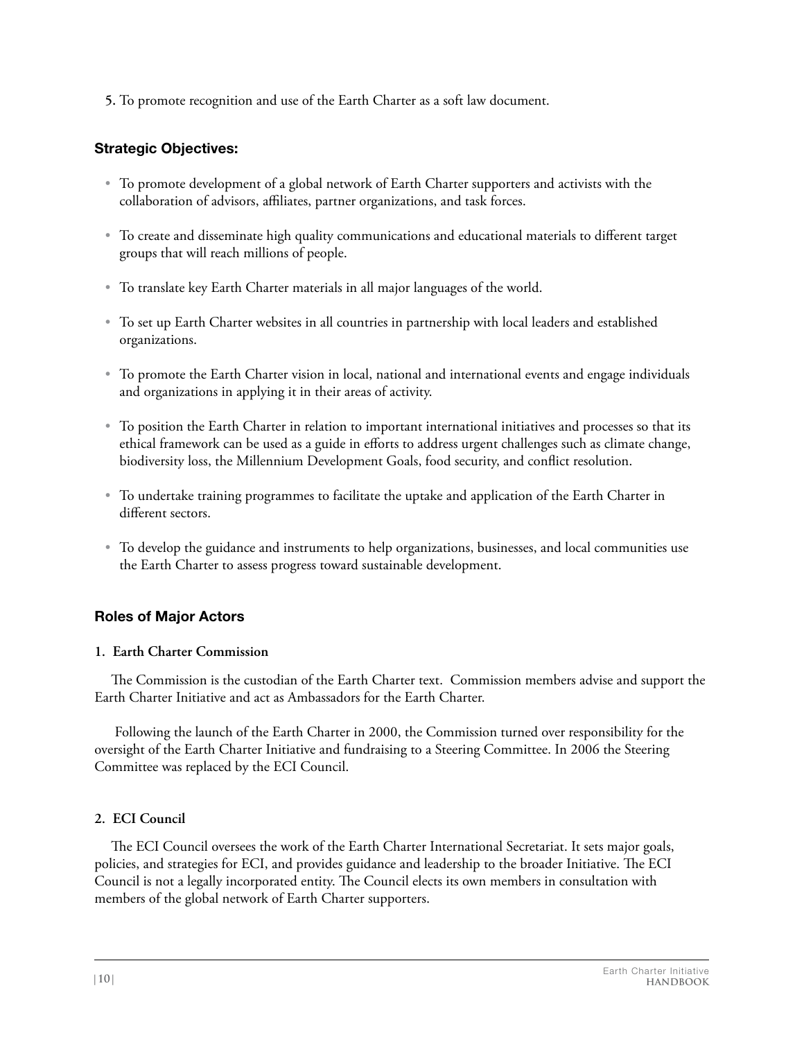5. To promote recognition and use of the Earth Charter as a soft law document.

### Strategic Objectives:

- To promote development of a global network of Earth Charter supporters and activists with the collaboration of advisors, affiliates, partner organizations, and task forces.
- To create and disseminate high quality communications and educational materials to different target groups that will reach millions of people.
- To translate key Earth Charter materials in all major languages of the world.
- To set up Earth Charter websites in all countries in partnership with local leaders and established organizations.
- To promote the Earth Charter vision in local, national and international events and engage individuals and organizations in applying it in their areas of activity.
- To position the Earth Charter in relation to important international initiatives and processes so that its ethical framework can be used as a guide in efforts to address urgent challenges such as climate change, biodiversity loss, the Millennium Development Goals, food security, and conflict resolution.
- To undertake training programmes to facilitate the uptake and application of the Earth Charter in different sectors.
- To develop the guidance and instruments to help organizations, businesses, and local communities use the Earth Charter to assess progress toward sustainable development.

### Roles of Major Actors

**1. Earth Charter Commission**

The Commission is the custodian of the Earth Charter text. Commission members advise and support the Earth Charter Initiative and act as Ambassadors for the Earth Charter.

Following the launch of the Earth Charter in 2000, the Commission turned over responsibility for the oversight of the Earth Charter Initiative and fundraising to a Steering Committee. In 2006 the Steering Committee was replaced by the ECI Council.

**2. ECI Council**

The ECI Council oversees the work of the Earth Charter International Secretariat. It sets major goals, policies, and strategies for ECI, and provides guidance and leadership to the broader Initiative. The ECI Council is not a legally incorporated entity. The Council elects its own members in consultation with members of the global network of Earth Charter supporters.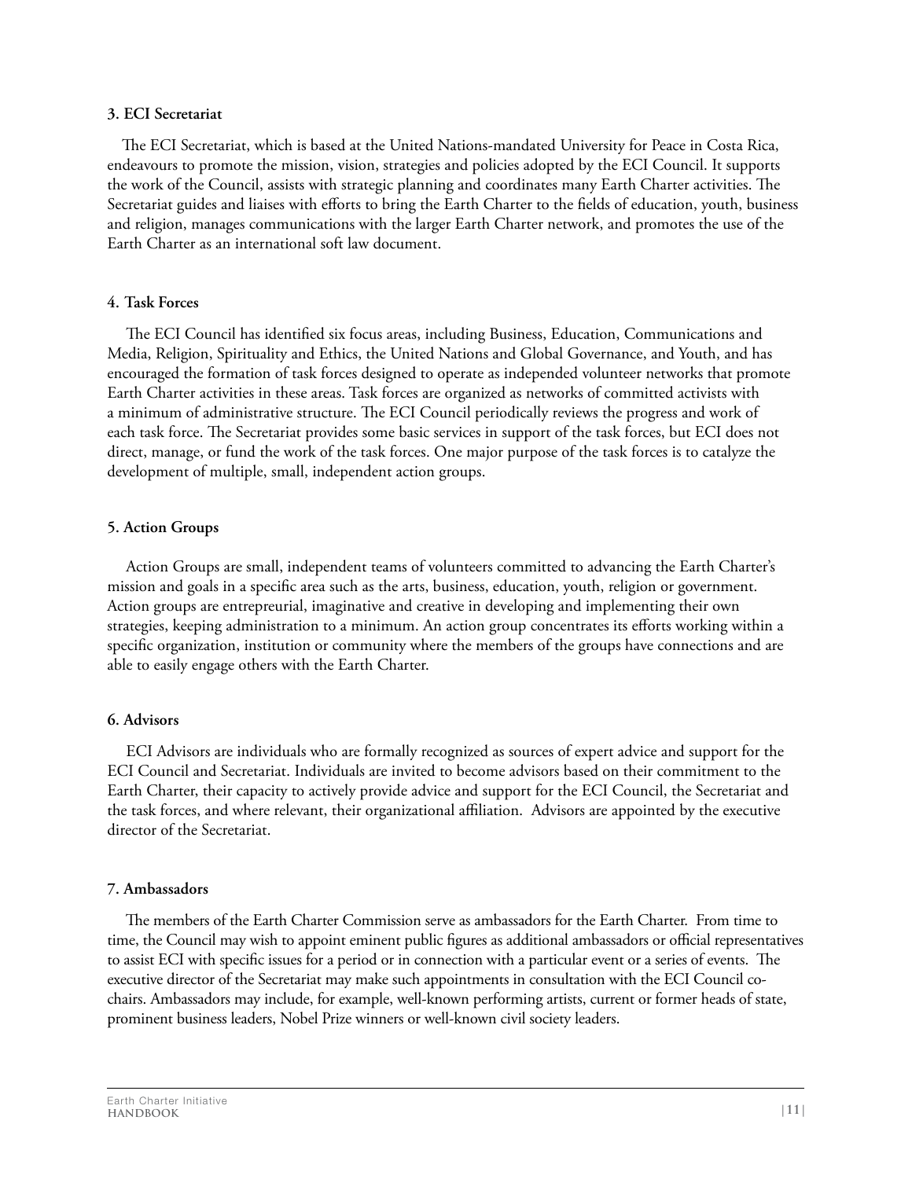**3. ECI Secretariat**

The ECI Secretariat, which is based at the United Nations-mandated University for Peace in Costa Rica, endeavours to promote the mission, vision, strategies and policies adopted by the ECI Council. It supports the work of the Council, assists with strategic planning and coordinates many Earth Charter activities. The Secretariat guides and liaises with efforts to bring the Earth Charter to the fields of education, youth, business and religion, manages communications with the larger Earth Charter network, and promotes the use of the Earth Charter as an international soft law document.

**4. Task Forces**

The ECI Council has identified six focus areas, including Business, Education, Communications and Media, Religion, Spirituality and Ethics, the United Nations and Global Governance, and Youth, and has encouraged the formation of task forces designed to operate as independed volunteer networks that promote Earth Charter activities in these areas. Task forces are organized as networks of committed activists with a minimum of administrative structure. The ECI Council periodically reviews the progress and work of each task force. The Secretariat provides some basic services in support of the task forces, but ECI does not direct, manage, or fund the work of the task forces. One major purpose of the task forces is to catalyze the development of multiple, small, independent action groups.

**5. Action Groups**

Action Groups are small, independent teams of volunteers committed to advancing the Earth Charter's mission and goals in a specific area such as the arts, business, education, youth, religion or government. Action groups are entrepreurial, imaginative and creative in developing and implementing their own strategies, keeping administration to a minimum. An action group concentrates its efforts working within a specific organization, institution or community where the members of the groups have connections and are able to easily engage others with the Earth Charter.

**6. Advisors**

ECI Advisors are individuals who are formally recognized as sources of expert advice and support for the ECI Council and Secretariat. Individuals are invited to become advisors based on their commitment to the Earth Charter, their capacity to actively provide advice and support for the ECI Council, the Secretariat and the task forces, and where relevant, their organizational affiliation. Advisors are appointed by the executive director of the Secretariat.

**7. Ambassadors**

The members of the Earth Charter Commission serve as ambassadors for the Earth Charter. From time to time, the Council may wish to appoint eminent public figures as additional ambassadors or official representatives to assist ECI with specific issues for a period or in connection with a particular event or a series of events. The executive director of the Secretariat may make such appointments in consultation with the ECI Council co-chairs. Ambassadors may include, for example, well-known performing artists, current or former heads of state, prominent business leaders, Nobel Prize winners or well-known civil society leaders.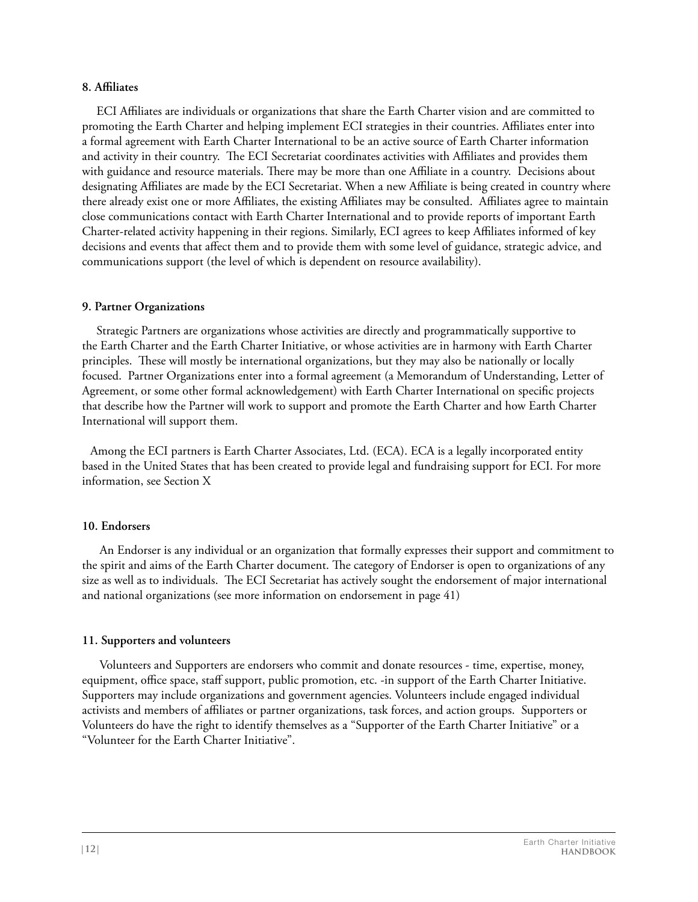**8. Affiliates**

ECI Affiliates are individuals or organizations that share the Earth Charter vision and are committed to promoting the Earth Charter and helping implement ECI strategies in their countries. Affiliates enter into a formal agreement with Earth Charter International to be an active source of Earth Charter information and activity in their country. The ECI Secretariat coordinates activities with Affiliates and provides them with guidance and resource materials. There may be more than one Affiliate in a country. Decisions about designating Affiliates are made by the ECI Secretariat. When a new Affiliate is being created in country where there already exist one or more Affiliates, the existing Affiliates may be consulted. Affiliates agree to maintain close communications contact with Earth Charter International and to provide reports of important Earth Charter-related activity happening in their regions. Similarly, ECI agrees to keep Affiliates informed of key decisions and events that affect them and to provide them with some level of guidance, strategic advice, and communications support (the level of which is dependent on resource availability).

**9. Partner Organizations**

Strategic Partners are organizations whose activities are directly and programmatically supportive to the Earth Charter and the Earth Charter Initiative, or whose activities are in harmony with Earth Charter principles. These will mostly be international organizations, but they may also be nationally or locally focused. Partner Organizations enter into a formal agreement (a Memorandum of Understanding, Letter of Agreement, or some other formal acknowledgement) with Earth Charter International on specific projects that describe how the Partner will work to support and promote the Earth Charter and how Earth Charter International will support them.

Among the ECI partners is Earth Charter Associates, Ltd. (ECA). ECA is a legally incorporated entity based in the United States that has been created to provide legal and fundraising support for ECI. For more information, see Section X

**10. Endorsers**

An Endorser is any individual or an organization that formally expresses their support and commitment to the spirit and aims of the Earth Charter document. The category of Endorser is open to organizations of any size as well as to individuals. The ECI Secretariat has actively sought the endorsement of major international and national organizations (see more information on endorsement in page 41)

**11. Supporters and volunteers**

Volunteers and Supporters are endorsers who commit and donate resources - time, expertise, money, equipment, office space, staff support, public promotion, etc. -in support of the Earth Charter Initiative. Supporters may include organizations and government agencies. Volunteers include engaged individual activists and members of affiliates or partner organizations, task forces, and action groups. Supporters or Volunteers do have the right to identify themselves as a "Supporter of the Earth Charter Initiative" or a "Volunteer for the Earth Charter Initiative".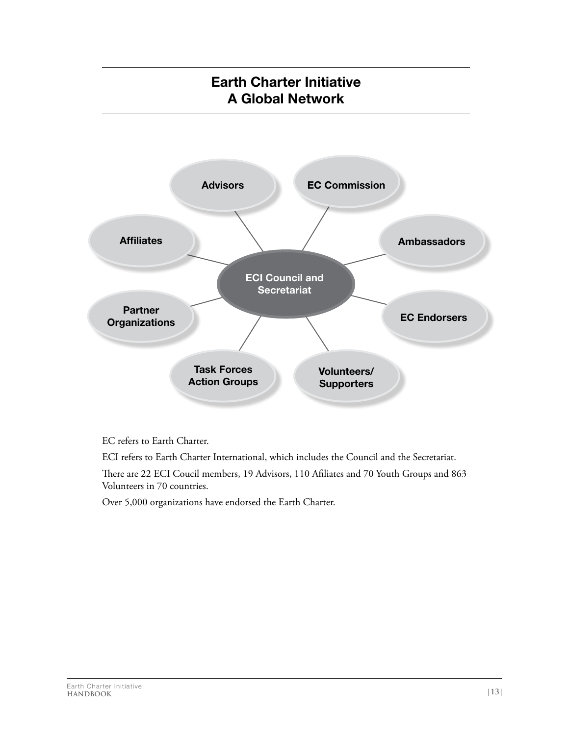# Earth Charter Initiative
# A Global Network

ECI Council and Secretariat

Advisors

EC Commission

Affiliates

Ambassadors

Partner Organizations

EC Endorsers

Task Forces Action Groups

Volunteers/ Supporters

EC refers to Earth Charter.

ECI refers to Earth Charter International, which includes the Council and the Secretariat.

There are 22 ECI Coucil members, 19 Advisors, 110 Afiliates and 70 Youth Groups and 863 Volunteers in 70 countries.

Over 5,000 organizations have endorsed the Earth Charter.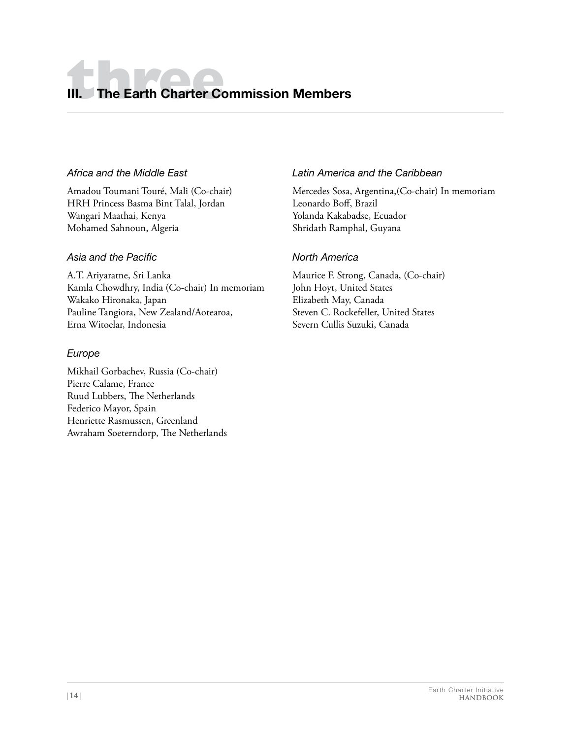# III. The Earth Charter Commission Members

### *Africa and the Middle East*

Amadou Toumani Touré, Mali (Co-chair)
HRH Princess Basma Bint Talal, Jordan
Wangari Maathai, Kenya
Mohamed Sahnoun, Algeria

### *Asia and the Pacific*

A.T. Ariyaratne, Sri Lanka
Kamla Chowdhry, India (Co-chair) In memoriam
Wakako Hironaka, Japan
Pauline Tangiora, New Zealand/Aotearoa,
Erna Witoelar, Indonesia

### *Europe*

Mikhail Gorbachev, Russia (Co-chair)
Pierre Calame, France
Ruud Lubbers, The Netherlands
Federico Mayor, Spain
Henriette Rasmussen, Greenland
Awraham Soeterndorp, The Netherlands

### *Latin America and the Caribbean*

Mercedes Sosa, Argentina,(Co-chair) In memoriam
Leonardo Boff, Brazil
Yolanda Kakabadse, Ecuador
Shridath Ramphal, Guyana

### *North America*

Maurice F. Strong, Canada, (Co-chair)
John Hoyt, United States
Elizabeth May, Canada
Steven C. Rockefeller, United States
Severn Cullis Suzuki, Canada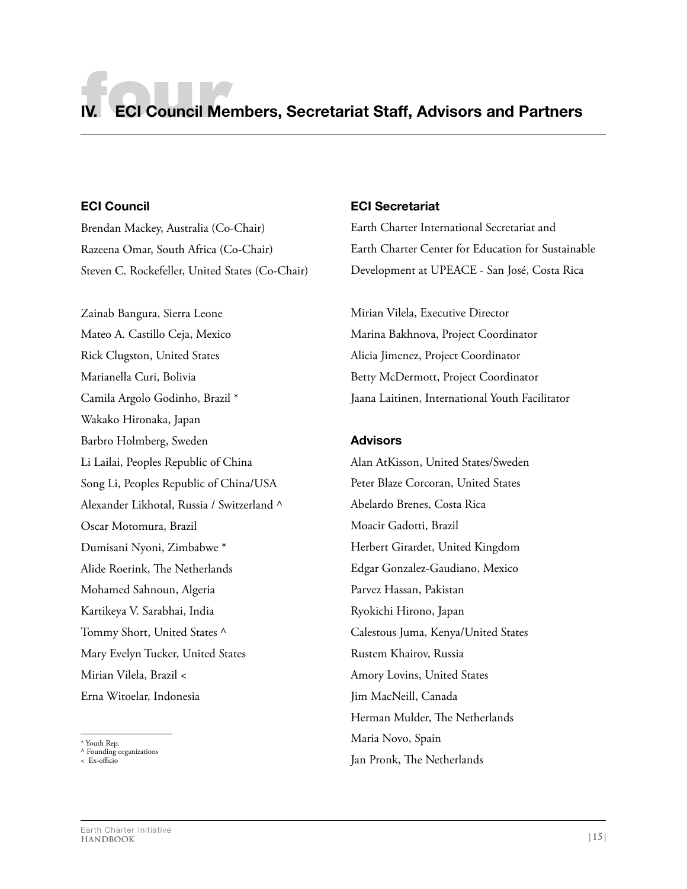# IV. ECI Council Members, Secretariat Staff, Advisors and Partners

### ECI Council

Brendan Mackey, Australia (Co-Chair)
Razeena Omar, South Africa (Co-Chair)
Steven C. Rockefeller, United States (Co-Chair)

Zainab Bangura, Sierra Leone
Mateo A. Castillo Ceja, Mexico
Rick Clugston, United States
Marianella Curi, Bolivia
Camila Argolo Godinho, Brazil *
Wakako Hironaka, Japan
Barbro Holmberg, Sweden
Li Lailai, Peoples Republic of China
Song Li, Peoples Republic of China/USA
Alexander Likhotal, Russia / Switzerland ^
Oscar Motomura, Brazil
Dumisani Nyoni, Zimbabwe *
Alide Roerink, The Netherlands
Mohamed Sahnoun, Algeria
Kartikeya V. Sarabhai, India
Tommy Short, United States ^
Mary Evelyn Tucker, United States
Mirian Vilela, Brazil <
Erna Witoelar, Indonesia

* Youth Rep.
^ Founding organizations
< Ex-officio

### ECI Secretariat

Earth Charter International Secretariat and Earth Charter Center for Education for Sustainable Development at UPEACE - San José, Costa Rica

Mirian Vilela, Executive Director
Marina Bakhnova, Project Coordinator
Alicia Jimenez, Project Coordinator
Betty McDermott, Project Coordinator
Jaana Laitinen, International Youth Facilitator

### Advisors

Alan AtKisson, United States/Sweden
Peter Blaze Corcoran, United States
Abelardo Brenes, Costa Rica
Moacir Gadotti, Brazil
Herbert Girardet, United Kingdom
Edgar Gonzalez-Gaudiano, Mexico
Parvez Hassan, Pakistan
Ryokichi Hirono, Japan
Calestous Juma, Kenya/United States
Rustem Khairov, Russia
Amory Lovins, United States
Jim MacNeill, Canada
Herman Mulder, The Netherlands
Maria Novo, Spain
Jan Pronk, The Netherlands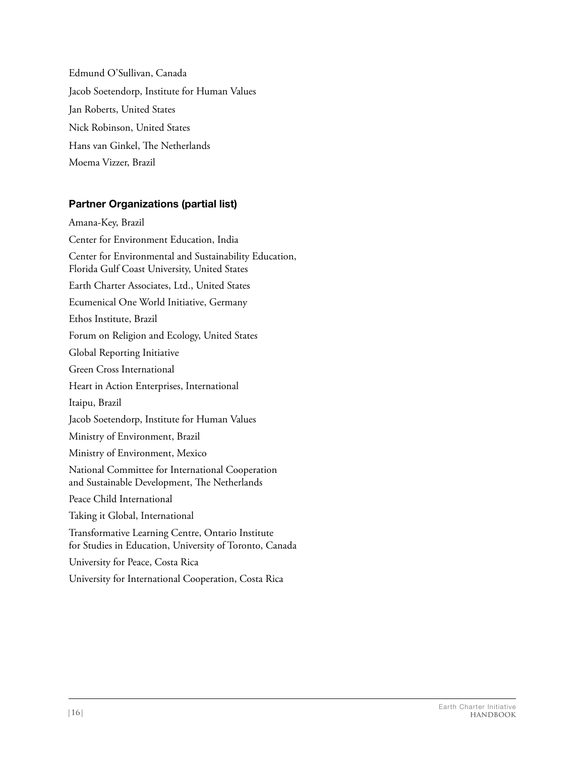Edmund O'Sullivan, Canada

Jacob Soetendorp, Institute for Human Values

Jan Roberts, United States

Nick Robinson, United States

Hans van Ginkel, The Netherlands

Moema Vizzer, Brazil

### Partner Organizations (partial list)

Amana-Key, Brazil

Center for Environment Education, India

Center for Environmental and Sustainability Education, Florida Gulf Coast University, United States

Earth Charter Associates, Ltd., United States

Ecumenical One World Initiative, Germany

Ethos Institute, Brazil

Forum on Religion and Ecology, United States

Global Reporting Initiative

Green Cross International

Heart in Action Enterprises, International

Itaipu, Brazil

Jacob Soetendorp, Institute for Human Values

Ministry of Environment, Brazil

Ministry of Environment, Mexico

National Committee for International Cooperation and Sustainable Development, The Netherlands

Peace Child International

Taking it Global, International

Transformative Learning Centre, Ontario Institute for Studies in Education, University of Toronto, Canada

University for Peace, Costa Rica

University for International Cooperation, Costa Rica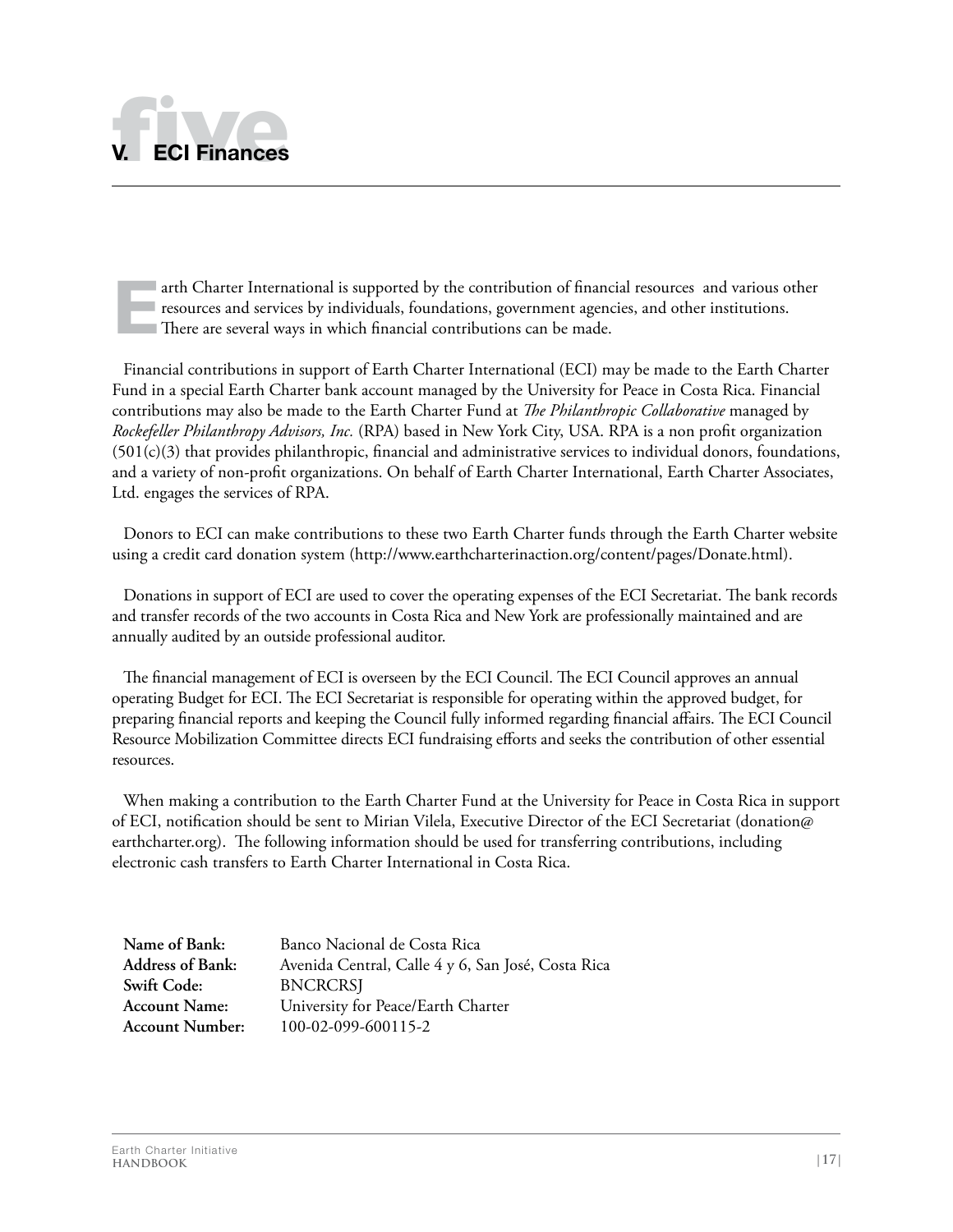# V. ECI Finances

Earth Charter International is supported by the contribution of financial resources and various other resources and services by individuals, foundations, government agencies, and other institutions. There are several ways in which financial contributions can be made.

Financial contributions in support of Earth Charter International (ECI) may be made to the Earth Charter Fund in a special Earth Charter bank account managed by the University for Peace in Costa Rica. Financial contributions may also be made to the Earth Charter Fund at *The Philanthropic Collaborative* managed by *Rockefeller Philanthropy Advisors, Inc.* (RPA) based in New York City, USA. RPA is a non profit organization (501(c)(3) that provides philanthropic, financial and administrative services to individual donors, foundations, and a variety of non-profit organizations. On behalf of Earth Charter International, Earth Charter Associates, Ltd. engages the services of RPA.

Donors to ECI can make contributions to these two Earth Charter funds through the Earth Charter website using a credit card donation system (http://www.earthcharterinaction.org/content/pages/Donate.html).

Donations in support of ECI are used to cover the operating expenses of the ECI Secretariat. The bank records and transfer records of the two accounts in Costa Rica and New York are professionally maintained and are annually audited by an outside professional auditor.

The financial management of ECI is overseen by the ECI Council. The ECI Council approves an annual operating Budget for ECI. The ECI Secretariat is responsible for operating within the approved budget, for preparing financial reports and keeping the Council fully informed regarding financial affairs. The ECI Council Resource Mobilization Committee directs ECI fundraising efforts and seeks the contribution of other essential resources.

When making a contribution to the Earth Charter Fund at the University for Peace in Costa Rica in support of ECI, notification should be sent to Mirian Vilela, Executive Director of the ECI Secretariat (donation@earthcharter.org). The following information should be used for transferring contributions, including electronic cash transfers to Earth Charter International in Costa Rica.

**Name of Bank:** Banco Nacional de Costa Rica
**Address of Bank:** Avenida Central, Calle 4 y 6, San José, Costa Rica
**Swift Code:** BNCRCRSJ
**Account Name:** University for Peace/Earth Charter
**Account Number:** 100-02-099-600115-2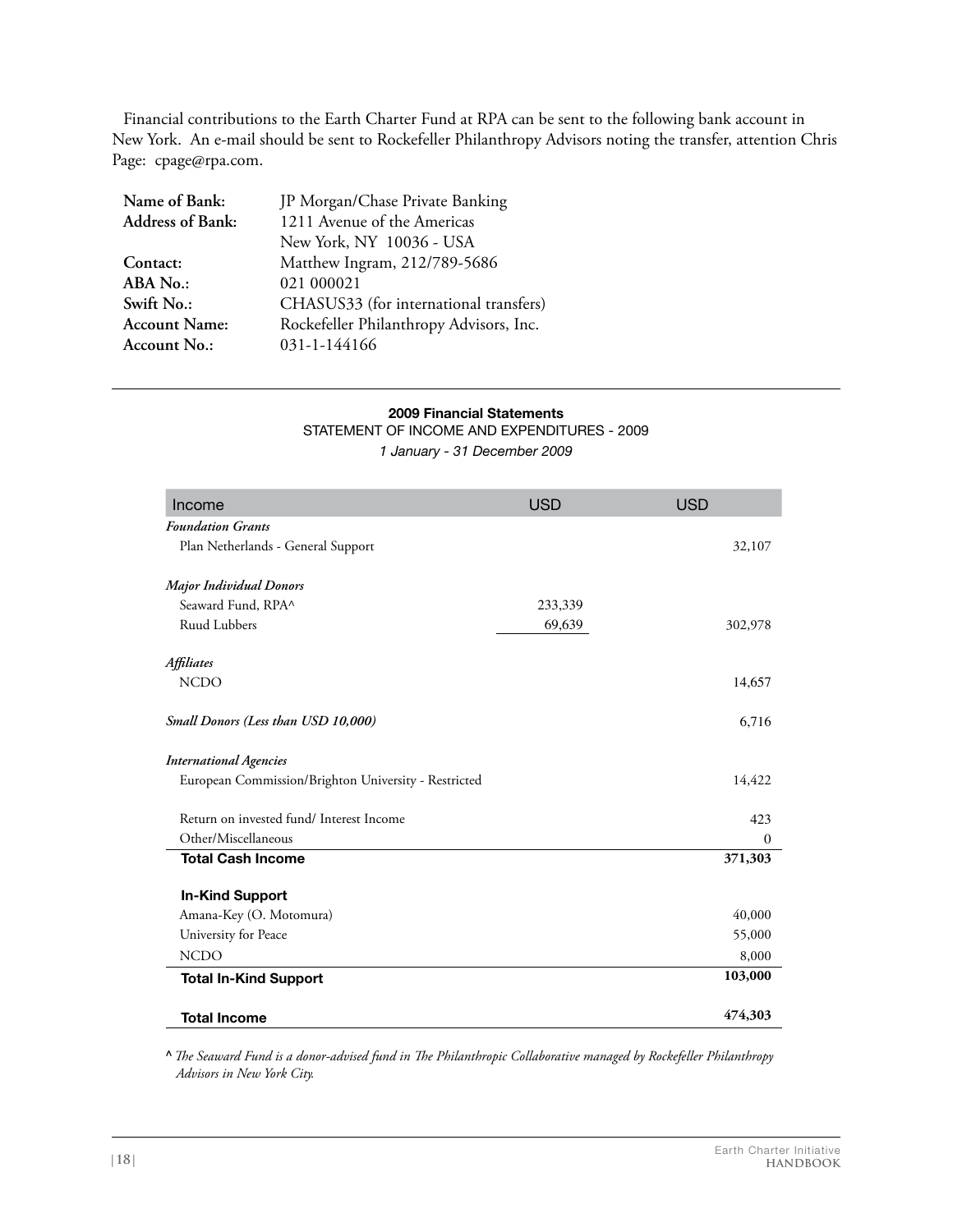Financial contributions to the Earth Charter Fund at RPA can be sent to the following bank account in New York. An e-mail should be sent to Rockefeller Philanthropy Advisors noting the transfer, attention Chris Page: cpage@rpa.com.

| | |
|---|---|
| **Name of Bank:** | JP Morgan/Chase Private Banking |
| **Address of Bank:** | 1211 Avenue of the Americas |
| | New York, NY 10036 - USA |
| **Contact:** | Matthew Ingram, 212/789-5686 |
| **ABA No.:** | 021 000021 |
| **Swift No.:** | CHASUS33 (for international transfers) |
| **Account Name:** | Rockefeller Philanthropy Advisors, Inc. |
| **Account No.:** | 031-1-144166 |

---

**2009 Financial Statements**

STATEMENT OF INCOME AND EXPENDITURES - 2009

*1 January - 31 December 2009*

| Income | USD | USD |
|---|---|---|
| *Foundation Grants* | | |
| Plan Netherlands - General Support | | 32,107 |
| *Major Individual Donors* | | |
| Seaward Fund, RPA^ | 233,339 | |
| Ruud Lubbers | 69,639 | 302,978 |
| *Affiliates* | | |
| NCDO | | 14,657 |
| *Small Donors (Less than USD 10,000)* | | 6,716 |
| *International Agencies* | | |
| European Commission/Brighton University - Restricted | | 14,422 |
| Return on invested fund/ Interest Income | | 423 |
| Other/Miscellaneous | | 0 |
| **Total Cash Income** | | **371,303** |
| **In-Kind Support** | | |
| Amana-Key (O. Motomura) | | 40,000 |
| University for Peace | | 55,000 |
| NCDO | | 8,000 |
| **Total In-Kind Support** | | **103,000** |
| **Total Income** | | **474,303** |

^ *The Seaward Fund is a donor-advised fund in The Philanthropic Collaborative managed by Rockefeller Philanthropy Advisors in New York City.*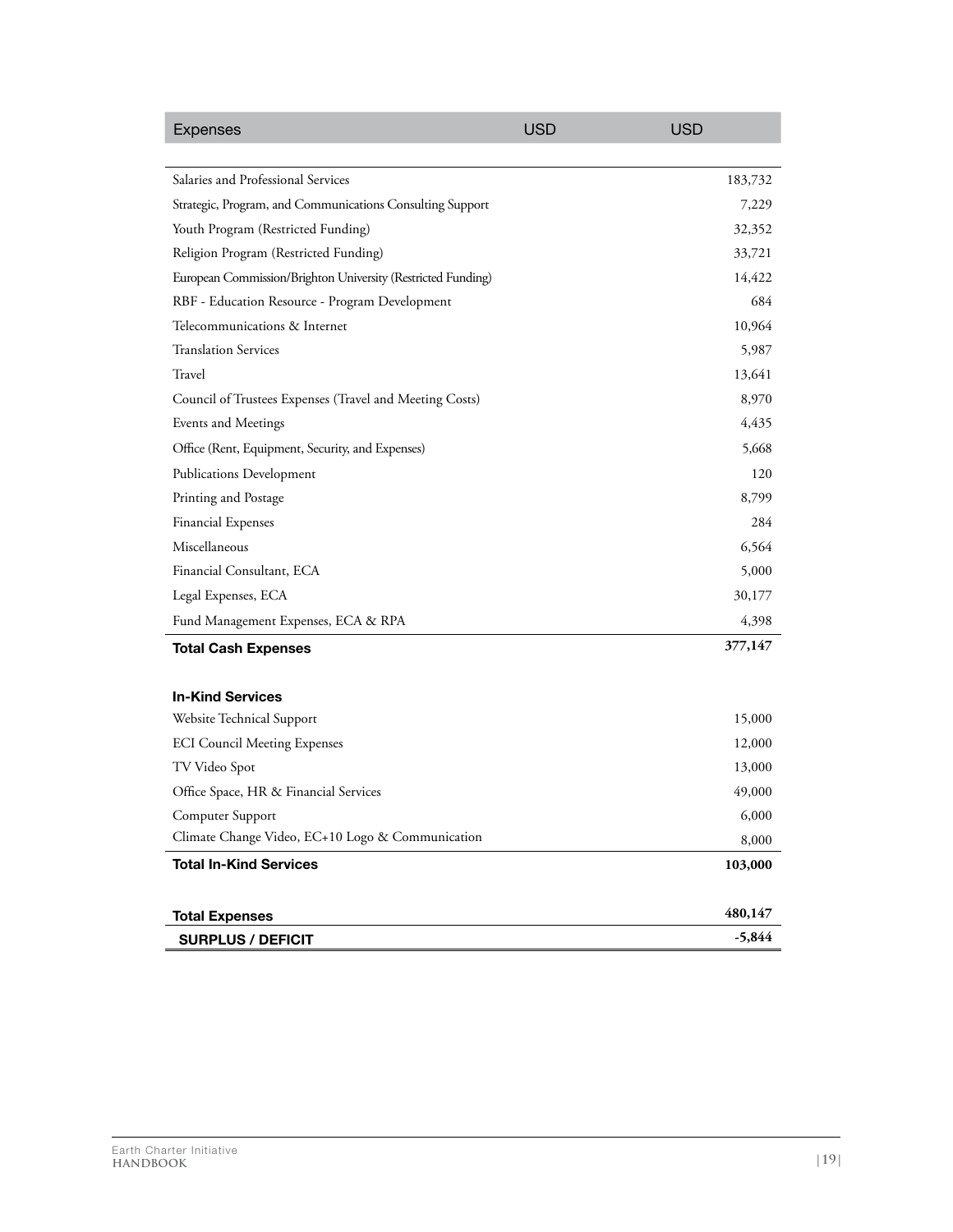| Expenses | USD | USD |
|---|---|---|
| Salaries and Professional Services | | 183,732 |
| Strategic, Program, and Communications Consulting Support | | 7,229 |
| Youth Program (Restricted Funding) | | 32,352 |
| Religion Program (Restricted Funding) | | 33,721 |
| European Commission/Brighton University (Restricted Funding) | | 14,422 |
| RBF - Education Resource - Program Development | | 684 |
| Telecommunications & Internet | | 10,964 |
| Translation Services | | 5,987 |
| Travel | | 13,641 |
| Council of Trustees Expenses (Travel and Meeting Costs) | | 8,970 |
| Events and Meetings | | 4,435 |
| Office (Rent, Equipment, Security, and Expenses) | | 5,668 |
| Publications Development | | 120 |
| Printing and Postage | | 8,799 |
| Financial Expenses | | 284 |
| Miscellaneous | | 6,564 |
| Financial Consultant, ECA | | 5,000 |
| Legal Expenses, ECA | | 30,177 |
| Fund Management Expenses, ECA & RPA | | 4,398 |
| **Total Cash Expenses** | | **377,147** |
| | | |
| **In-Kind Services** | | |
| Website Technical Support | | 15,000 |
| ECI Council Meeting Expenses | | 12,000 |
| TV Video Spot | | 13,000 |
| Office Space, HR & Financial Services | | 49,000 |
| Computer Support | | 6,000 |
| Climate Change Video, EC+10 Logo & Communication | | 8,000 |
| **Total In-Kind Services** | | **103,000** |
| | | |
| **Total Expenses** | | **480,147** |
| **SURPLUS / DEFICIT** | | **-5,844** |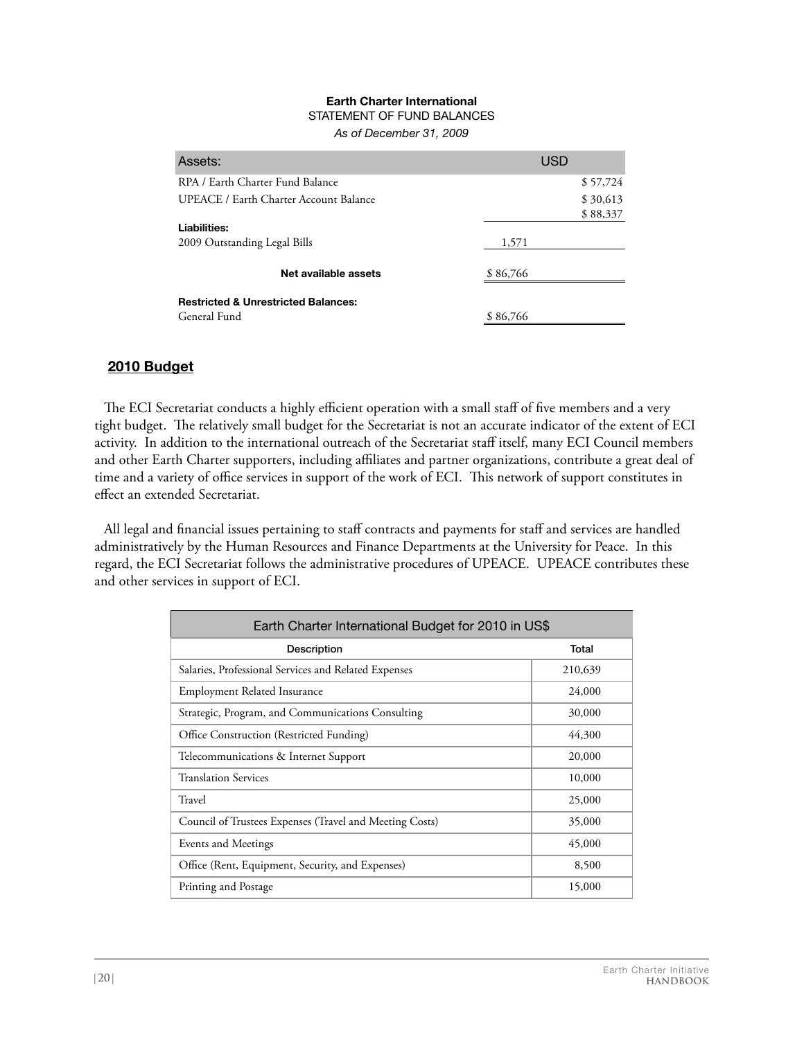**Earth Charter International**
STATEMENT OF FUND BALANCES
*As of December 31, 2009*

| Assets: | | USD |
|---|---|---|
| RPA / Earth Charter Fund Balance | | $ 57,724 |
| UPEACE / Earth Charter Account Balance | | $ 30,613 |
| | | $ 88,337 |
| **Liabilities:** | | |
| 2009 Outstanding Legal Bills | 1,571 | |
| **Net available assets** | $ 86,766 | |
| **Restricted & Unrestricted Balances:** | | |
| General Fund | $ 86,766 | |

## 2010 Budget

The ECI Secretariat conducts a highly efficient operation with a small staff of five members and a very tight budget. The relatively small budget for the Secretariat is not an accurate indicator of the extent of ECI activity. In addition to the international outreach of the Secretariat staff itself, many ECI Council members and other Earth Charter supporters, including affiliates and partner organizations, contribute a great deal of time and a variety of office services in support of the work of ECI. This network of support constitutes in effect an extended Secretariat.

All legal and financial issues pertaining to staff contracts and payments for staff and services are handled administratively by the Human Resources and Finance Departments at the University for Peace. In this regard, the ECI Secretariat follows the administrative procedures of UPEACE. UPEACE contributes these and other services in support of ECI.

| Earth Charter International Budget for 2010 in US$ | |
|---|---|
| **Description** | **Total** |
| Salaries, Professional Services and Related Expenses | 210,639 |
| Employment Related Insurance | 24,000 |
| Strategic, Program, and Communications Consulting | 30,000 |
| Office Construction (Restricted Funding) | 44,300 |
| Telecommunications & Internet Support | 20,000 |
| Translation Services | 10,000 |
| Travel | 25,000 |
| Council of Trustees Expenses (Travel and Meeting Costs) | 35,000 |
| Events and Meetings | 45,000 |
| Office (Rent, Equipment, Security, and Expenses) | 8,500 |
| Printing and Postage | 15,000 |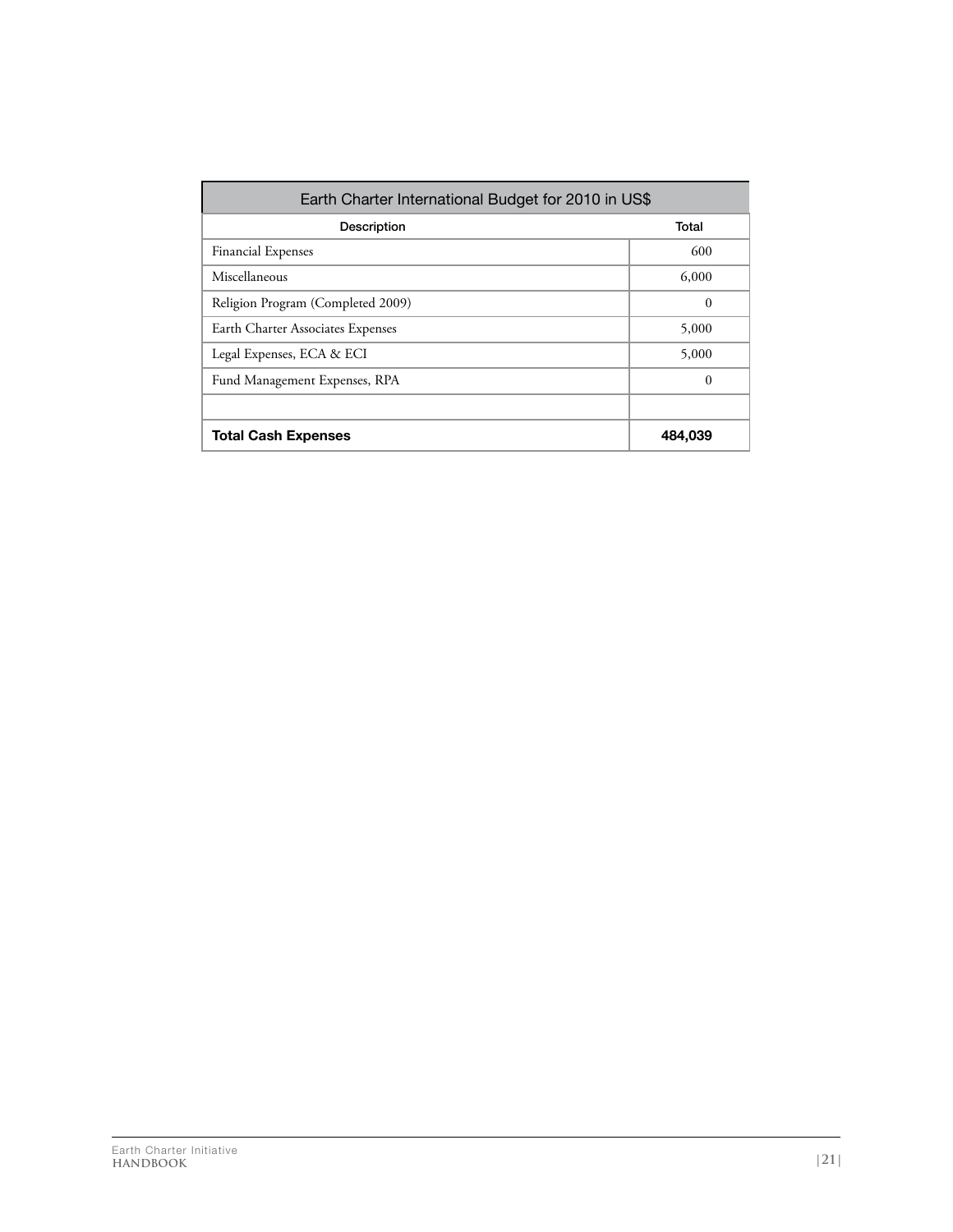| Earth Charter International Budget for 2010 in US$ | |
|---|---|
| **Description** | **Total** |
| Financial Expenses | 600 |
| Miscellaneous | 6,000 |
| Religion Program (Completed 2009) | 0 |
| Earth Charter Associates Expenses | 5,000 |
| Legal Expenses, ECA & ECI | 5,000 |
| Fund Management Expenses, RPA | 0 |
| | |
| **Total Cash Expenses** | **484,039** |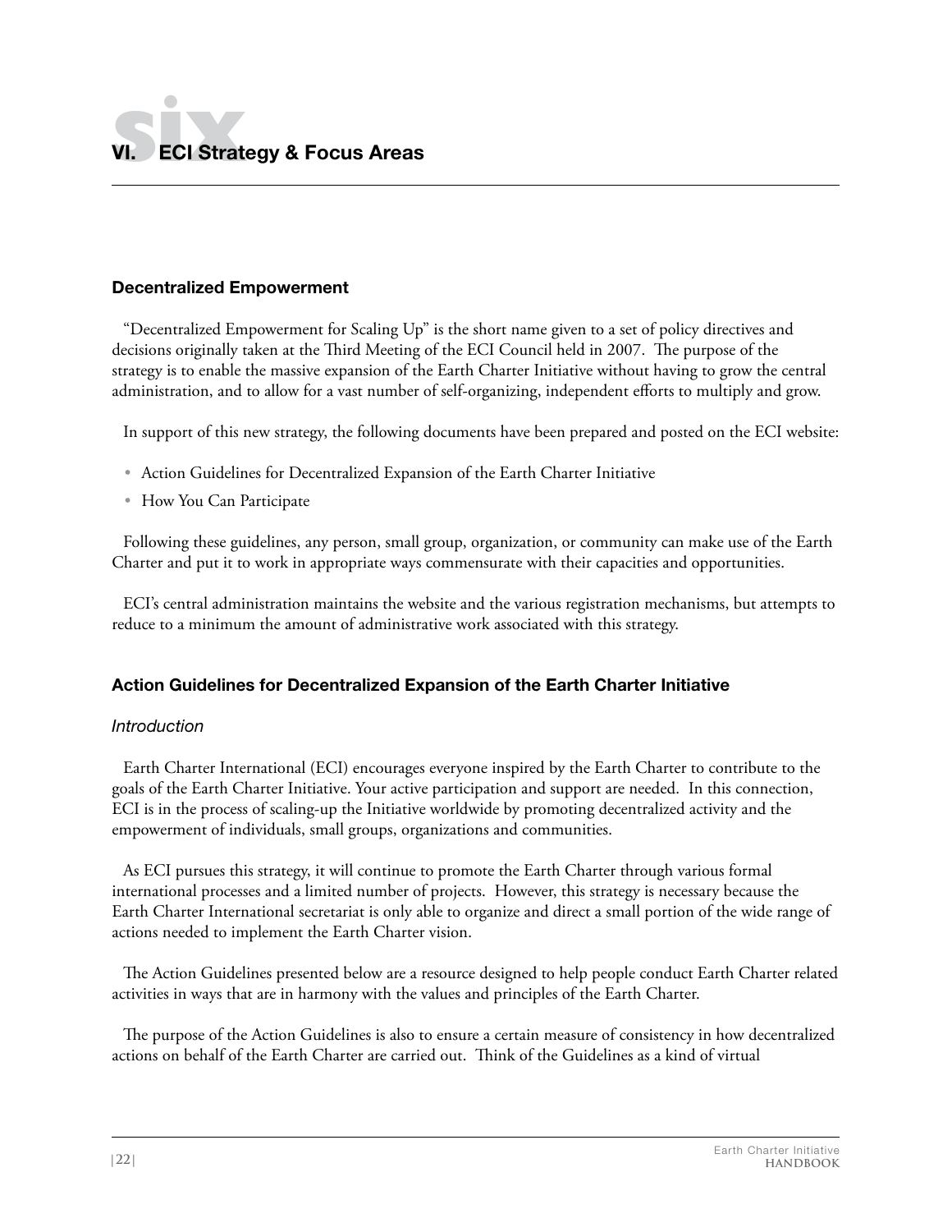# VI. ECI Strategy & Focus Areas

### Decentralized Empowerment

"Decentralized Empowerment for Scaling Up" is the short name given to a set of policy directives and decisions originally taken at the Third Meeting of the ECI Council held in 2007. The purpose of the strategy is to enable the massive expansion of the Earth Charter Initiative without having to grow the central administration, and to allow for a vast number of self-organizing, independent efforts to multiply and grow.

In support of this new strategy, the following documents have been prepared and posted on the ECI website:

- Action Guidelines for Decentralized Expansion of the Earth Charter Initiative
- How You Can Participate

Following these guidelines, any person, small group, organization, or community can make use of the Earth Charter and put it to work in appropriate ways commensurate with their capacities and opportunities.

ECI's central administration maintains the website and the various registration mechanisms, but attempts to reduce to a minimum the amount of administrative work associated with this strategy.

### Action Guidelines for Decentralized Expansion of the Earth Charter Initiative

*Introduction*

Earth Charter International (ECI) encourages everyone inspired by the Earth Charter to contribute to the goals of the Earth Charter Initiative. Your active participation and support are needed. In this connection, ECI is in the process of scaling-up the Initiative worldwide by promoting decentralized activity and the empowerment of individuals, small groups, organizations and communities.

As ECI pursues this strategy, it will continue to promote the Earth Charter through various formal international processes and a limited number of projects. However, this strategy is necessary because the Earth Charter International secretariat is only able to organize and direct a small portion of the wide range of actions needed to implement the Earth Charter vision.

The Action Guidelines presented below are a resource designed to help people conduct Earth Charter related activities in ways that are in harmony with the values and principles of the Earth Charter.

The purpose of the Action Guidelines is also to ensure a certain measure of consistency in how decentralized actions on behalf of the Earth Charter are carried out. Think of the Guidelines as a kind of virtual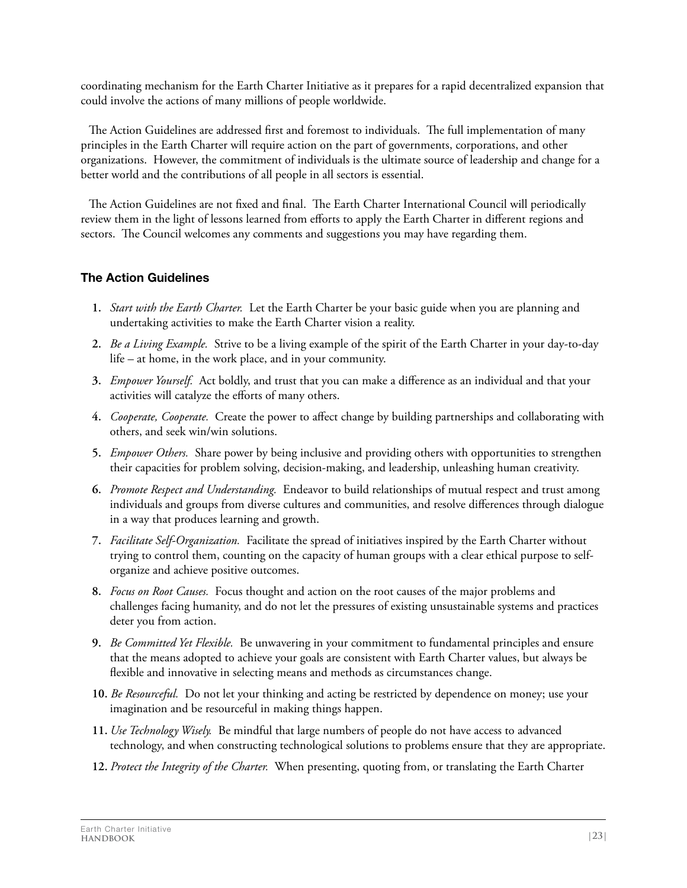coordinating mechanism for the Earth Charter Initiative as it prepares for a rapid decentralized expansion that could involve the actions of many millions of people worldwide.

The Action Guidelines are addressed first and foremost to individuals. The full implementation of many principles in the Earth Charter will require action on the part of governments, corporations, and other organizations. However, the commitment of individuals is the ultimate source of leadership and change for a better world and the contributions of all people in all sectors is essential.

The Action Guidelines are not fixed and final. The Earth Charter International Council will periodically review them in the light of lessons learned from efforts to apply the Earth Charter in different regions and sectors. The Council welcomes any comments and suggestions you may have regarding them.

### The Action Guidelines

1. *Start with the Earth Charter.* Let the Earth Charter be your basic guide when you are planning and undertaking activities to make the Earth Charter vision a reality.
2. *Be a Living Example.* Strive to be a living example of the spirit of the Earth Charter in your day-to-day life – at home, in the work place, and in your community.
3. *Empower Yourself.* Act boldly, and trust that you can make a difference as an individual and that your activities will catalyze the efforts of many others.
4. *Cooperate, Cooperate.* Create the power to affect change by building partnerships and collaborating with others, and seek win/win solutions.
5. *Empower Others.* Share power by being inclusive and providing others with opportunities to strengthen their capacities for problem solving, decision-making, and leadership, unleashing human creativity.
6. *Promote Respect and Understanding.* Endeavor to build relationships of mutual respect and trust among individuals and groups from diverse cultures and communities, and resolve differences through dialogue in a way that produces learning and growth.
7. *Facilitate Self-Organization.* Facilitate the spread of initiatives inspired by the Earth Charter without trying to control them, counting on the capacity of human groups with a clear ethical purpose to self-organize and achieve positive outcomes.
8. *Focus on Root Causes.* Focus thought and action on the root causes of the major problems and challenges facing humanity, and do not let the pressures of existing unsustainable systems and practices deter you from action.
9. *Be Committed Yet Flexible.* Be unwavering in your commitment to fundamental principles and ensure that the means adopted to achieve your goals are consistent with Earth Charter values, but always be flexible and innovative in selecting means and methods as circumstances change.
10. *Be Resourceful.* Do not let your thinking and acting be restricted by dependence on money; use your imagination and be resourceful in making things happen.
11. *Use Technology Wisely.* Be mindful that large numbers of people do not have access to advanced technology, and when constructing technological solutions to problems ensure that they are appropriate.
12. *Protect the Integrity of the Charter.* When presenting, quoting from, or translating the Earth Charter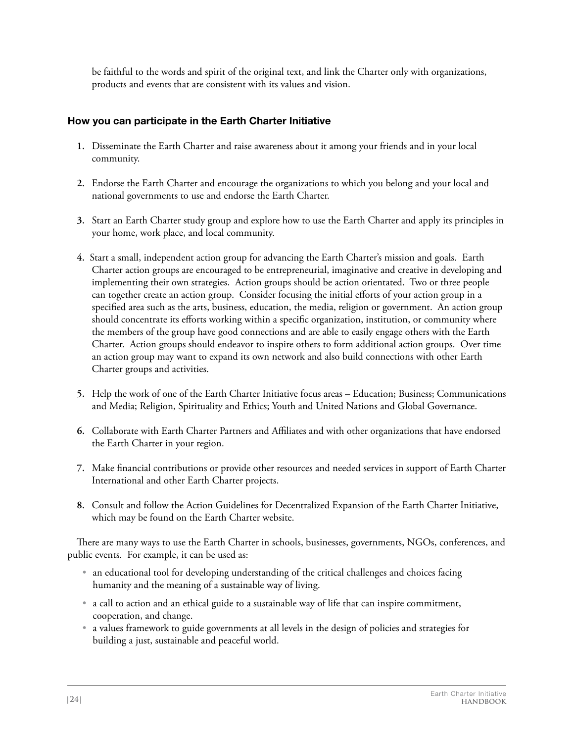be faithful to the words and spirit of the original text, and link the Charter only with organizations, products and events that are consistent with its values and vision.

### How you can participate in the Earth Charter Initiative

1. Disseminate the Earth Charter and raise awareness about it among your friends and in your local community.

2. Endorse the Earth Charter and encourage the organizations to which you belong and your local and national governments to use and endorse the Earth Charter.

3. Start an Earth Charter study group and explore how to use the Earth Charter and apply its principles in your home, work place, and local community.

4. Start a small, independent action group for advancing the Earth Charter's mission and goals. Earth Charter action groups are encouraged to be entrepreneurial, imaginative and creative in developing and implementing their own strategies. Action groups should be action orientated. Two or three people can together create an action group. Consider focusing the initial efforts of your action group in a specified area such as the arts, business, education, the media, religion or government. An action group should concentrate its efforts working within a specific organization, institution, or community where the members of the group have good connections and are able to easily engage others with the Earth Charter. Action groups should endeavor to inspire others to form additional action groups. Over time an action group may want to expand its own network and also build connections with other Earth Charter groups and activities.

5. Help the work of one of the Earth Charter Initiative focus areas – Education; Business; Communications and Media; Religion, Spirituality and Ethics; Youth and United Nations and Global Governance.

6. Collaborate with Earth Charter Partners and Affiliates and with other organizations that have endorsed the Earth Charter in your region.

7. Make financial contributions or provide other resources and needed services in support of Earth Charter International and other Earth Charter projects.

8. Consult and follow the Action Guidelines for Decentralized Expansion of the Earth Charter Initiative, which may be found on the Earth Charter website.

There are many ways to use the Earth Charter in schools, businesses, governments, NGOs, conferences, and public events. For example, it can be used as:

- an educational tool for developing understanding of the critical challenges and choices facing humanity and the meaning of a sustainable way of living.
- a call to action and an ethical guide to a sustainable way of life that can inspire commitment, cooperation, and change.
- a values framework to guide governments at all levels in the design of policies and strategies for building a just, sustainable and peaceful world.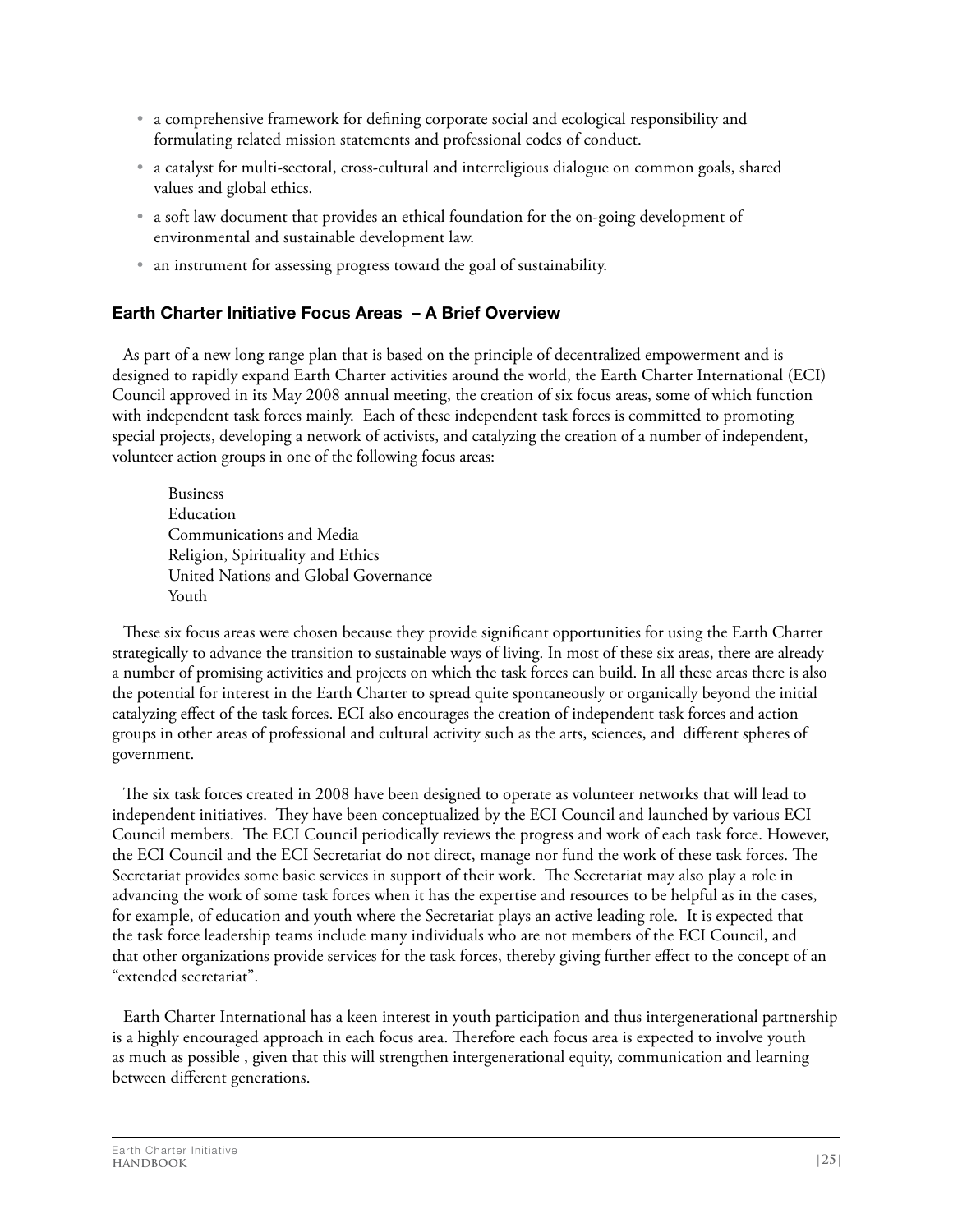- a comprehensive framework for defining corporate social and ecological responsibility and formulating related mission statements and professional codes of conduct.
- a catalyst for multi-sectoral, cross-cultural and interreligious dialogue on common goals, shared values and global ethics.
- a soft law document that provides an ethical foundation for the on-going development of environmental and sustainable development law.
- an instrument for assessing progress toward the goal of sustainability.

## Earth Charter Initiative Focus Areas – A Brief Overview

As part of a new long range plan that is based on the principle of decentralized empowerment and is designed to rapidly expand Earth Charter activities around the world, the Earth Charter International (ECI) Council approved in its May 2008 annual meeting, the creation of six focus areas, some of which function with independent task forces mainly. Each of these independent task forces is committed to promoting special projects, developing a network of activists, and catalyzing the creation of a number of independent, volunteer action groups in one of the following focus areas:

Business
Education
Communications and Media
Religion, Spirituality and Ethics
United Nations and Global Governance
Youth

These six focus areas were chosen because they provide significant opportunities for using the Earth Charter strategically to advance the transition to sustainable ways of living. In most of these six areas, there are already a number of promising activities and projects on which the task forces can build. In all these areas there is also the potential for interest in the Earth Charter to spread quite spontaneously or organically beyond the initial catalyzing effect of the task forces. ECI also encourages the creation of independent task forces and action groups in other areas of professional and cultural activity such as the arts, sciences, and different spheres of government.

The six task forces created in 2008 have been designed to operate as volunteer networks that will lead to independent initiatives. They have been conceptualized by the ECI Council and launched by various ECI Council members. The ECI Council periodically reviews the progress and work of each task force. However, the ECI Council and the ECI Secretariat do not direct, manage nor fund the work of these task forces. The Secretariat provides some basic services in support of their work. The Secretariat may also play a role in advancing the work of some task forces when it has the expertise and resources to be helpful as in the cases, for example, of education and youth where the Secretariat plays an active leading role. It is expected that the task force leadership teams include many individuals who are not members of the ECI Council, and that other organizations provide services for the task forces, thereby giving further effect to the concept of an "extended secretariat".

Earth Charter International has a keen interest in youth participation and thus intergenerational partnership is a highly encouraged approach in each focus area. Therefore each focus area is expected to involve youth as much as possible , given that this will strengthen intergenerational equity, communication and learning between different generations.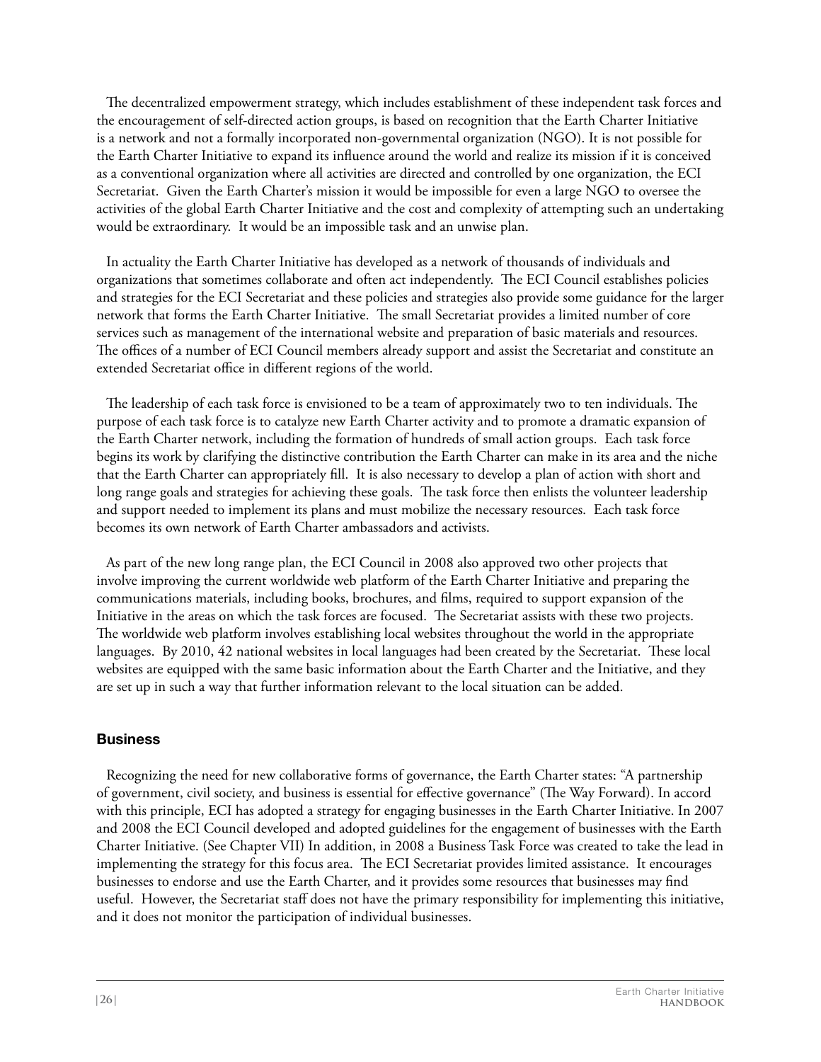The decentralized empowerment strategy, which includes establishment of these independent task forces and the encouragement of self-directed action groups, is based on recognition that the Earth Charter Initiative is a network and not a formally incorporated non-governmental organization (NGO). It is not possible for the Earth Charter Initiative to expand its influence around the world and realize its mission if it is conceived as a conventional organization where all activities are directed and controlled by one organization, the ECI Secretariat. Given the Earth Charter's mission it would be impossible for even a large NGO to oversee the activities of the global Earth Charter Initiative and the cost and complexity of attempting such an undertaking would be extraordinary. It would be an impossible task and an unwise plan.

In actuality the Earth Charter Initiative has developed as a network of thousands of individuals and organizations that sometimes collaborate and often act independently. The ECI Council establishes policies and strategies for the ECI Secretariat and these policies and strategies also provide some guidance for the larger network that forms the Earth Charter Initiative. The small Secretariat provides a limited number of core services such as management of the international website and preparation of basic materials and resources. The offices of a number of ECI Council members already support and assist the Secretariat and constitute an extended Secretariat office in different regions of the world.

The leadership of each task force is envisioned to be a team of approximately two to ten individuals. The purpose of each task force is to catalyze new Earth Charter activity and to promote a dramatic expansion of the Earth Charter network, including the formation of hundreds of small action groups. Each task force begins its work by clarifying the distinctive contribution the Earth Charter can make in its area and the niche that the Earth Charter can appropriately fill. It is also necessary to develop a plan of action with short and long range goals and strategies for achieving these goals. The task force then enlists the volunteer leadership and support needed to implement its plans and must mobilize the necessary resources. Each task force becomes its own network of Earth Charter ambassadors and activists.

As part of the new long range plan, the ECI Council in 2008 also approved two other projects that involve improving the current worldwide web platform of the Earth Charter Initiative and preparing the communications materials, including books, brochures, and films, required to support expansion of the Initiative in the areas on which the task forces are focused. The Secretariat assists with these two projects. The worldwide web platform involves establishing local websites throughout the world in the appropriate languages. By 2010, 42 national websites in local languages had been created by the Secretariat. These local websites are equipped with the same basic information about the Earth Charter and the Initiative, and they are set up in such a way that further information relevant to the local situation can be added.

### Business

Recognizing the need for new collaborative forms of governance, the Earth Charter states: "A partnership of government, civil society, and business is essential for effective governance" (The Way Forward). In accord with this principle, ECI has adopted a strategy for engaging businesses in the Earth Charter Initiative. In 2007 and 2008 the ECI Council developed and adopted guidelines for the engagement of businesses with the Earth Charter Initiative. (See Chapter VII) In addition, in 2008 a Business Task Force was created to take the lead in implementing the strategy for this focus area. The ECI Secretariat provides limited assistance. It encourages businesses to endorse and use the Earth Charter, and it provides some resources that businesses may find useful. However, the Secretariat staff does not have the primary responsibility for implementing this initiative, and it does not monitor the participation of individual businesses.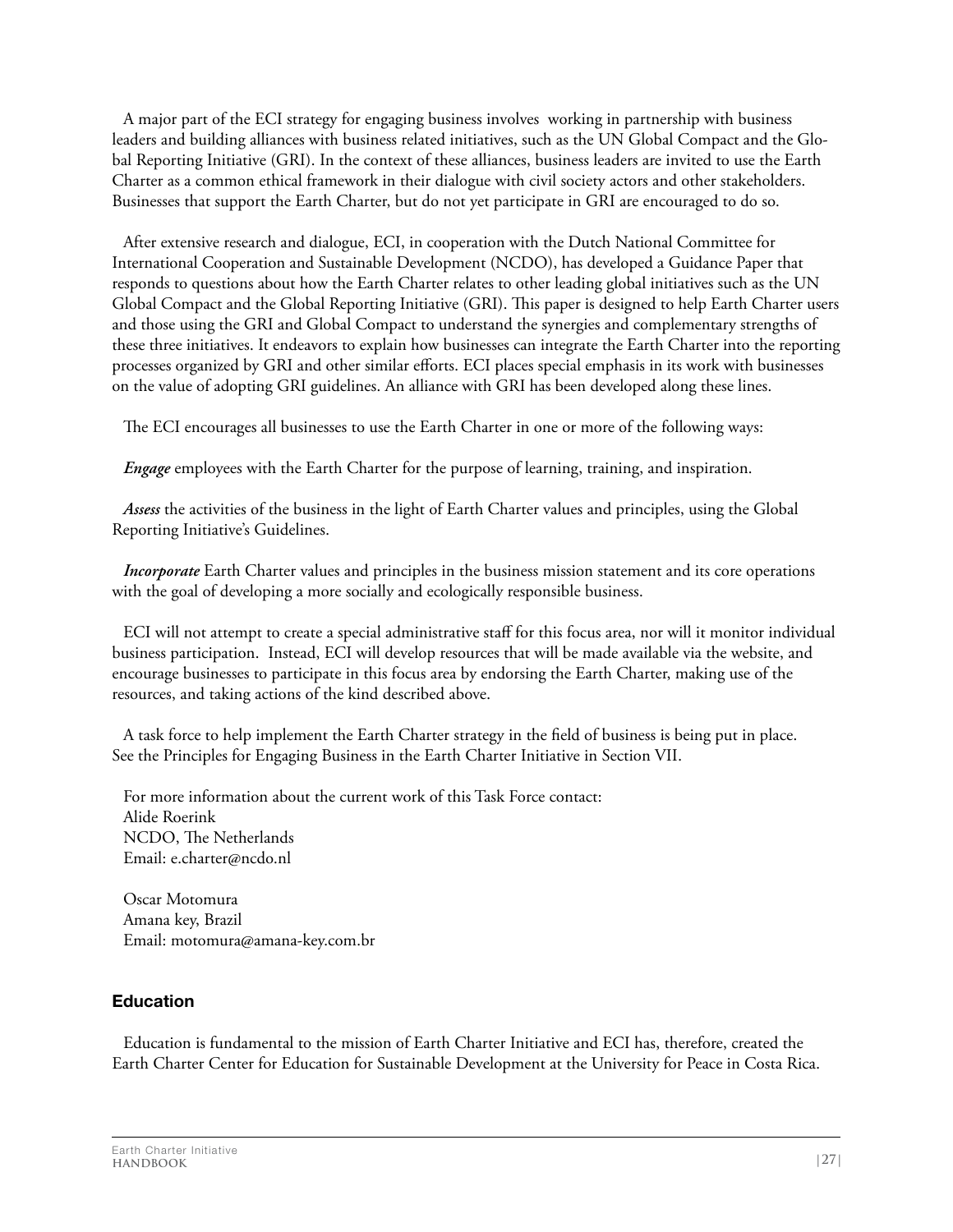A major part of the ECI strategy for engaging business involves working in partnership with business leaders and building alliances with business related initiatives, such as the UN Global Compact and the Global Reporting Initiative (GRI). In the context of these alliances, business leaders are invited to use the Earth Charter as a common ethical framework in their dialogue with civil society actors and other stakeholders. Businesses that support the Earth Charter, but do not yet participate in GRI are encouraged to do so.

After extensive research and dialogue, ECI, in cooperation with the Dutch National Committee for International Cooperation and Sustainable Development (NCDO), has developed a Guidance Paper that responds to questions about how the Earth Charter relates to other leading global initiatives such as the UN Global Compact and the Global Reporting Initiative (GRI). This paper is designed to help Earth Charter users and those using the GRI and Global Compact to understand the synergies and complementary strengths of these three initiatives. It endeavors to explain how businesses can integrate the Earth Charter into the reporting processes organized by GRI and other similar efforts. ECI places special emphasis in its work with businesses on the value of adopting GRI guidelines. An alliance with GRI has been developed along these lines.

The ECI encourages all businesses to use the Earth Charter in one or more of the following ways:

***Engage*** employees with the Earth Charter for the purpose of learning, training, and inspiration.

***Assess*** the activities of the business in the light of Earth Charter values and principles, using the Global Reporting Initiative's Guidelines.

***Incorporate*** Earth Charter values and principles in the business mission statement and its core operations with the goal of developing a more socially and ecologically responsible business.

ECI will not attempt to create a special administrative staff for this focus area, nor will it monitor individual business participation. Instead, ECI will develop resources that will be made available via the website, and encourage businesses to participate in this focus area by endorsing the Earth Charter, making use of the resources, and taking actions of the kind described above.

A task force to help implement the Earth Charter strategy in the field of business is being put in place. See the Principles for Engaging Business in the Earth Charter Initiative in Section VII.

For more information about the current work of this Task Force contact:
Alide Roerink
NCDO, The Netherlands
Email: e.charter@ncdo.nl

Oscar Motomura
Amana key, Brazil
Email: motomura@amana-key.com.br

## Education

Education is fundamental to the mission of Earth Charter Initiative and ECI has, therefore, created the Earth Charter Center for Education for Sustainable Development at the University for Peace in Costa Rica.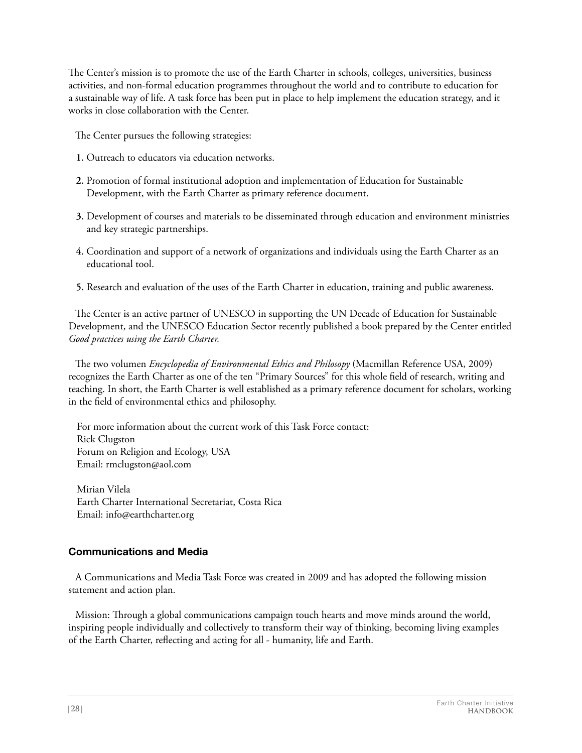The Center's mission is to promote the use of the Earth Charter in schools, colleges, universities, business activities, and non-formal education programmes throughout the world and to contribute to education for a sustainable way of life. A task force has been put in place to help implement the education strategy, and it works in close collaboration with the Center.

The Center pursues the following strategies:

1. Outreach to educators via education networks.
2. Promotion of formal institutional adoption and implementation of Education for Sustainable Development, with the Earth Charter as primary reference document.
3. Development of courses and materials to be disseminated through education and environment ministries and key strategic partnerships.
4. Coordination and support of a network of organizations and individuals using the Earth Charter as an educational tool.
5. Research and evaluation of the uses of the Earth Charter in education, training and public awareness.

The Center is an active partner of UNESCO in supporting the UN Decade of Education for Sustainable Development, and the UNESCO Education Sector recently published a book prepared by the Center entitled *Good practices using the Earth Charter.*

The two volumen *Encyclopedia of Environmental Ethics and Philosopy* (Macmillan Reference USA, 2009) recognizes the Earth Charter as one of the ten "Primary Sources" for this whole field of research, writing and teaching. In short, the Earth Charter is well established as a primary reference document for scholars, working in the field of environmental ethics and philosophy.

For more information about the current work of this Task Force contact:
Rick Clugston
Forum on Religion and Ecology, USA
Email: rmclugston@aol.com

Mirian Vilela
Earth Charter International Secretariat, Costa Rica
Email: info@earthcharter.org

### Communications and Media

A Communications and Media Task Force was created in 2009 and has adopted the following mission statement and action plan.

Mission: Through a global communications campaign touch hearts and move minds around the world, inspiring people individually and collectively to transform their way of thinking, becoming living examples of the Earth Charter, reflecting and acting for all - humanity, life and Earth.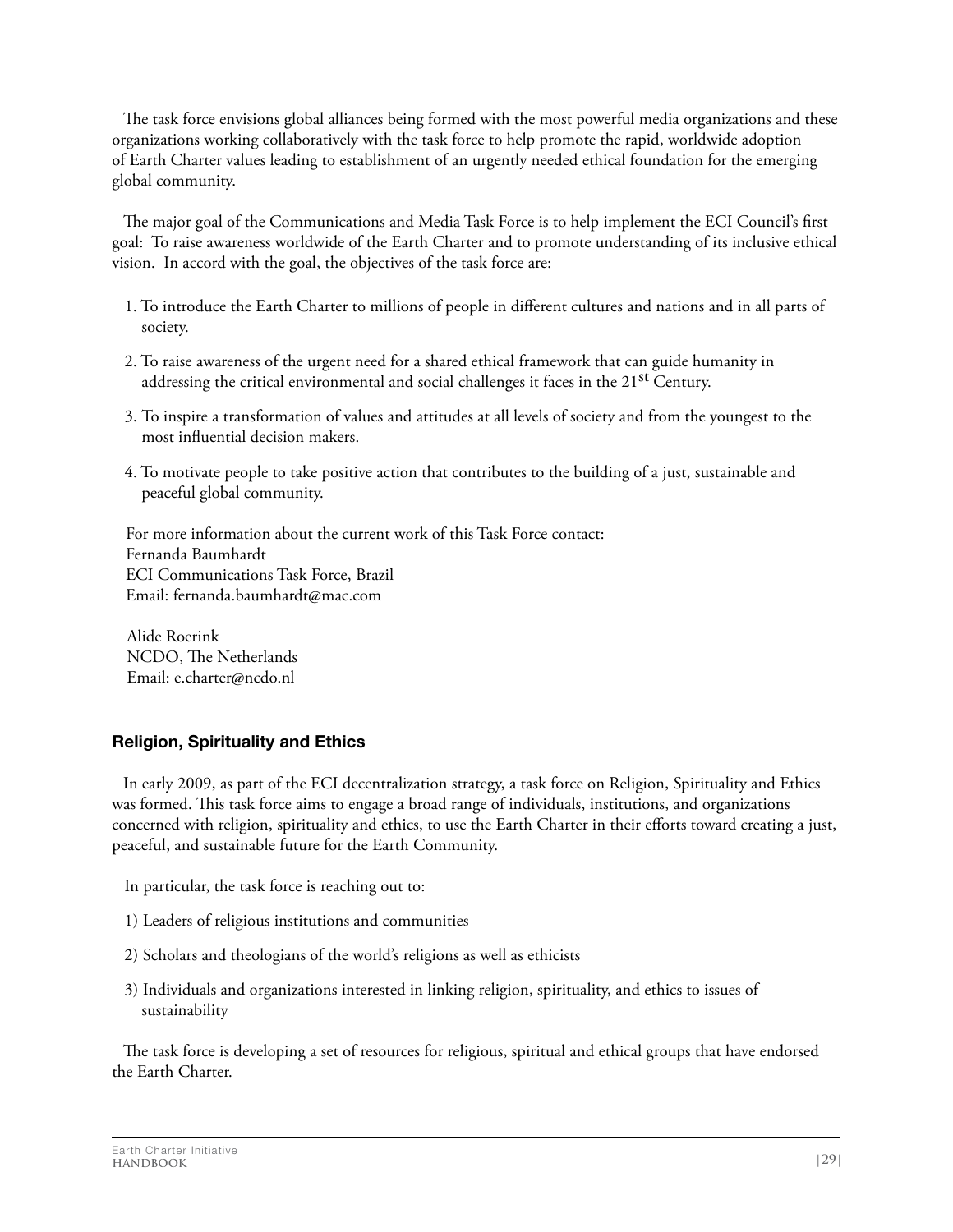The task force envisions global alliances being formed with the most powerful media organizations and these organizations working collaboratively with the task force to help promote the rapid, worldwide adoption of Earth Charter values leading to establishment of an urgently needed ethical foundation for the emerging global community.

The major goal of the Communications and Media Task Force is to help implement the ECI Council's first goal: To raise awareness worldwide of the Earth Charter and to promote understanding of its inclusive ethical vision. In accord with the goal, the objectives of the task force are:

1. To introduce the Earth Charter to millions of people in different cultures and nations and in all parts of society.
2. To raise awareness of the urgent need for a shared ethical framework that can guide humanity in addressing the critical environmental and social challenges it faces in the 21st Century.
3. To inspire a transformation of values and attitudes at all levels of society and from the youngest to the most influential decision makers.
4. To motivate people to take positive action that contributes to the building of a just, sustainable and peaceful global community.

For more information about the current work of this Task Force contact:
Fernanda Baumhardt
ECI Communications Task Force, Brazil
Email: fernanda.baumhardt@mac.com

Alide Roerink
NCDO, The Netherlands
Email: e.charter@ncdo.nl

### Religion, Spirituality and Ethics

In early 2009, as part of the ECI decentralization strategy, a task force on Religion, Spirituality and Ethics was formed. This task force aims to engage a broad range of individuals, institutions, and organizations concerned with religion, spirituality and ethics, to use the Earth Charter in their efforts toward creating a just, peaceful, and sustainable future for the Earth Community.

In particular, the task force is reaching out to:

1) Leaders of religious institutions and communities

2) Scholars and theologians of the world's religions as well as ethicists

3) Individuals and organizations interested in linking religion, spirituality, and ethics to issues of sustainability

The task force is developing a set of resources for religious, spiritual and ethical groups that have endorsed the Earth Charter.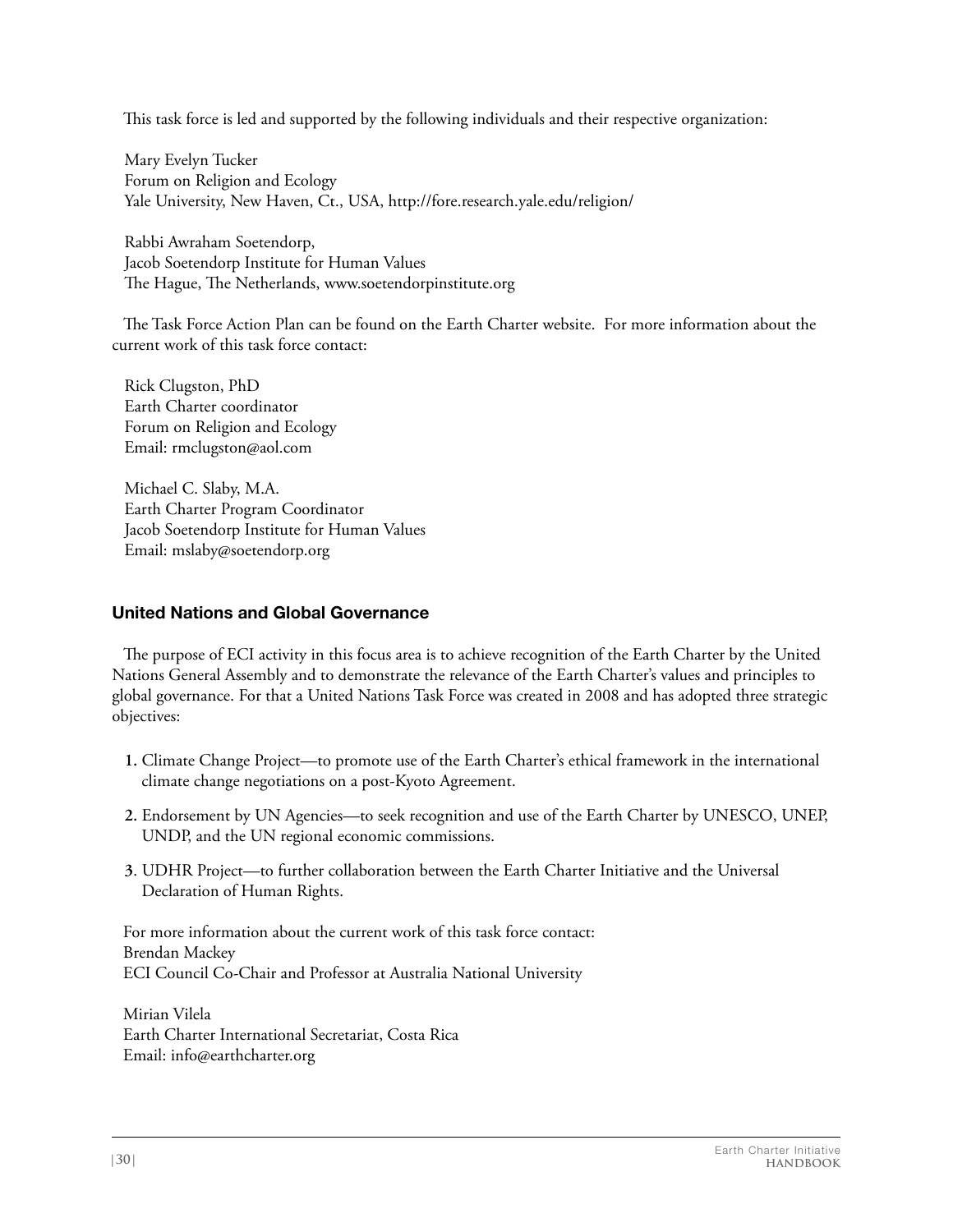This task force is led and supported by the following individuals and their respective organization:

Mary Evelyn Tucker  
Forum on Religion and Ecology  
Yale University, New Haven, Ct., USA, http://fore.research.yale.edu/religion/

Rabbi Awraham Soetendorp,  
Jacob Soetendorp Institute for Human Values  
The Hague, The Netherlands, www.soetendorpinstitute.org

The Task Force Action Plan can be found on the Earth Charter website. For more information about the current work of this task force contact:

Rick Clugston, PhD  
Earth Charter coordinator  
Forum on Religion and Ecology  
Email: rmclugston@aol.com

Michael C. Slaby, M.A.  
Earth Charter Program Coordinator  
Jacob Soetendorp Institute for Human Values  
Email: mslaby@soetendorp.org

### United Nations and Global Governance

The purpose of ECI activity in this focus area is to achieve recognition of the Earth Charter by the United Nations General Assembly and to demonstrate the relevance of the Earth Charter's values and principles to global governance. For that a United Nations Task Force was created in 2008 and has adopted three strategic objectives:

1. Climate Change Project—to promote use of the Earth Charter's ethical framework in the international climate change negotiations on a post-Kyoto Agreement.
2. Endorsement by UN Agencies—to seek recognition and use of the Earth Charter by UNESCO, UNEP, UNDP, and the UN regional economic commissions.
3. UDHR Project—to further collaboration between the Earth Charter Initiative and the Universal Declaration of Human Rights.

For more information about the current work of this task force contact:  
Brendan Mackey  
ECI Council Co-Chair and Professor at Australia National University

Mirian Vilela  
Earth Charter International Secretariat, Costa Rica  
Email: info@earthcharter.org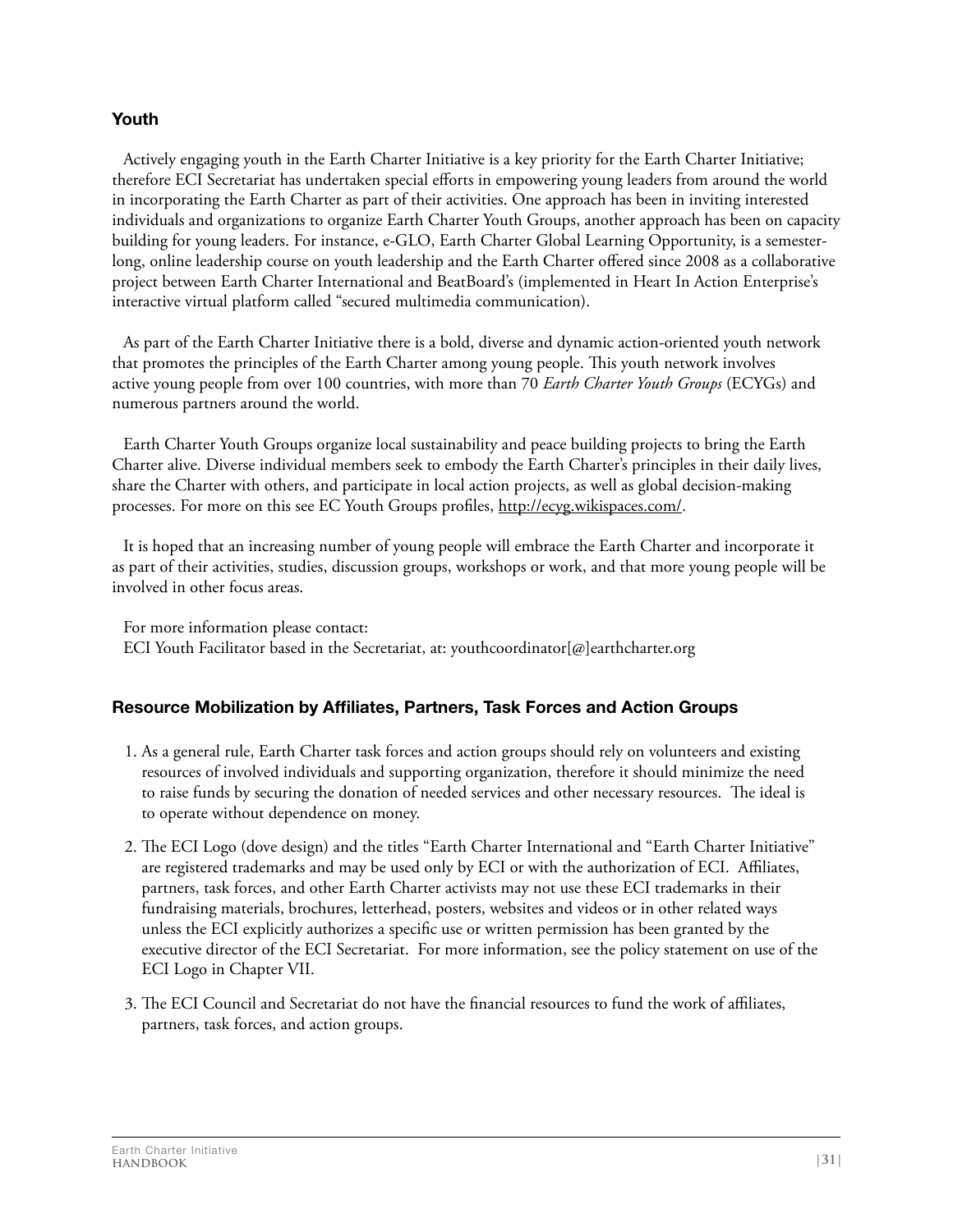## Youth

Actively engaging youth in the Earth Charter Initiative is a key priority for the Earth Charter Initiative; therefore ECI Secretariat has undertaken special efforts in empowering young leaders from around the world in incorporating the Earth Charter as part of their activities. One approach has been in inviting interested individuals and organizations to organize Earth Charter Youth Groups, another approach has been on capacity building for young leaders. For instance, e-GLO, Earth Charter Global Learning Opportunity, is a semester-long, online leadership course on youth leadership and the Earth Charter offered since 2008 as a collaborative project between Earth Charter International and BeatBoard's (implemented in Heart In Action Enterprise's interactive virtual platform called "secured multimedia communication).

As part of the Earth Charter Initiative there is a bold, diverse and dynamic action-oriented youth network that promotes the principles of the Earth Charter among young people. This youth network involves active young people from over 100 countries, with more than 70 *Earth Charter Youth Groups* (ECYGs) and numerous partners around the world.

Earth Charter Youth Groups organize local sustainability and peace building projects to bring the Earth Charter alive. Diverse individual members seek to embody the Earth Charter's principles in their daily lives, share the Charter with others, and participate in local action projects, as well as global decision-making processes. For more on this see EC Youth Groups profiles, http://ecyg.wikispaces.com/.

It is hoped that an increasing number of young people will embrace the Earth Charter and incorporate it as part of their activities, studies, discussion groups, workshops or work, and that more young people will be involved in other focus areas.

For more information please contact:
ECI Youth Facilitator based in the Secretariat, at: youthcoordinator[@]earthcharter.org

## Resource Mobilization by Affiliates, Partners, Task Forces and Action Groups

1. As a general rule, Earth Charter task forces and action groups should rely on volunteers and existing resources of involved individuals and supporting organization, therefore it should minimize the need to raise funds by securing the donation of needed services and other necessary resources. The ideal is to operate without dependence on money.
2. The ECI Logo (dove design) and the titles "Earth Charter International and "Earth Charter Initiative" are registered trademarks and may be used only by ECI or with the authorization of ECI. Affiliates, partners, task forces, and other Earth Charter activists may not use these ECI trademarks in their fundraising materials, brochures, letterhead, posters, websites and videos or in other related ways unless the ECI explicitly authorizes a specific use or written permission has been granted by the executive director of the ECI Secretariat. For more information, see the policy statement on use of the ECI Logo in Chapter VII.
3. The ECI Council and Secretariat do not have the financial resources to fund the work of affiliates, partners, task forces, and action groups.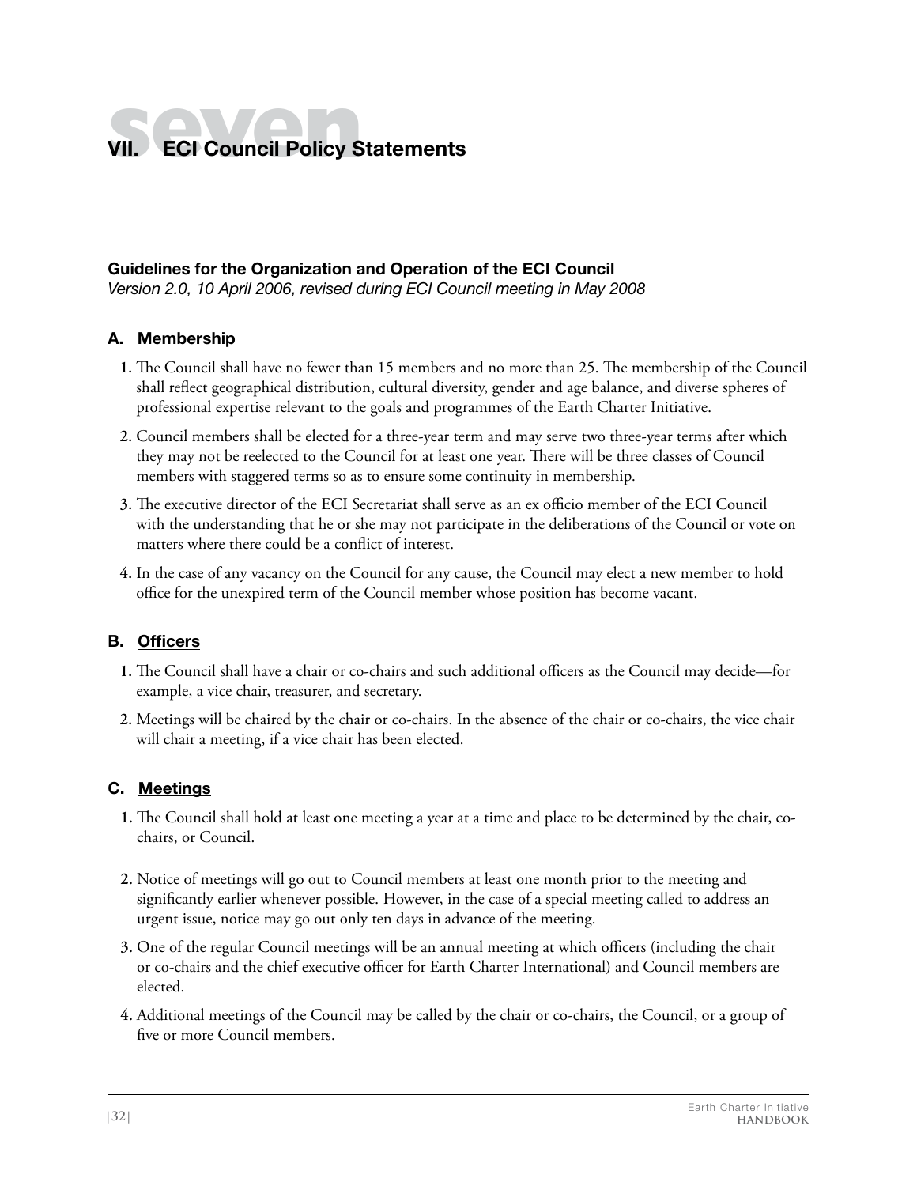# VII. ECI Council Policy Statements

### Guidelines for the Organization and Operation of the ECI Council

*Version 2.0, 10 April 2006, revised during ECI Council meeting in May 2008*

#### A. Membership

1. The Council shall have no fewer than 15 members and no more than 25. The membership of the Council shall reflect geographical distribution, cultural diversity, gender and age balance, and diverse spheres of professional expertise relevant to the goals and programmes of the Earth Charter Initiative.
2. Council members shall be elected for a three-year term and may serve two three-year terms after which they may not be reelected to the Council for at least one year. There will be three classes of Council members with staggered terms so as to ensure some continuity in membership.
3. The executive director of the ECI Secretariat shall serve as an ex officio member of the ECI Council with the understanding that he or she may not participate in the deliberations of the Council or vote on matters where there could be a conflict of interest.
4. In the case of any vacancy on the Council for any cause, the Council may elect a new member to hold office for the unexpired term of the Council member whose position has become vacant.

#### B. Officers

1. The Council shall have a chair or co-chairs and such additional officers as the Council may decide—for example, a vice chair, treasurer, and secretary.
2. Meetings will be chaired by the chair or co-chairs. In the absence of the chair or co-chairs, the vice chair will chair a meeting, if a vice chair has been elected.

#### C. Meetings

1. The Council shall hold at least one meeting a year at a time and place to be determined by the chair, co-chairs, or Council.
2. Notice of meetings will go out to Council members at least one month prior to the meeting and significantly earlier whenever possible. However, in the case of a special meeting called to address an urgent issue, notice may go out only ten days in advance of the meeting.
3. One of the regular Council meetings will be an annual meeting at which officers (including the chair or co-chairs and the chief executive officer for Earth Charter International) and Council members are elected.
4. Additional meetings of the Council may be called by the chair or co-chairs, the Council, or a group of five or more Council members.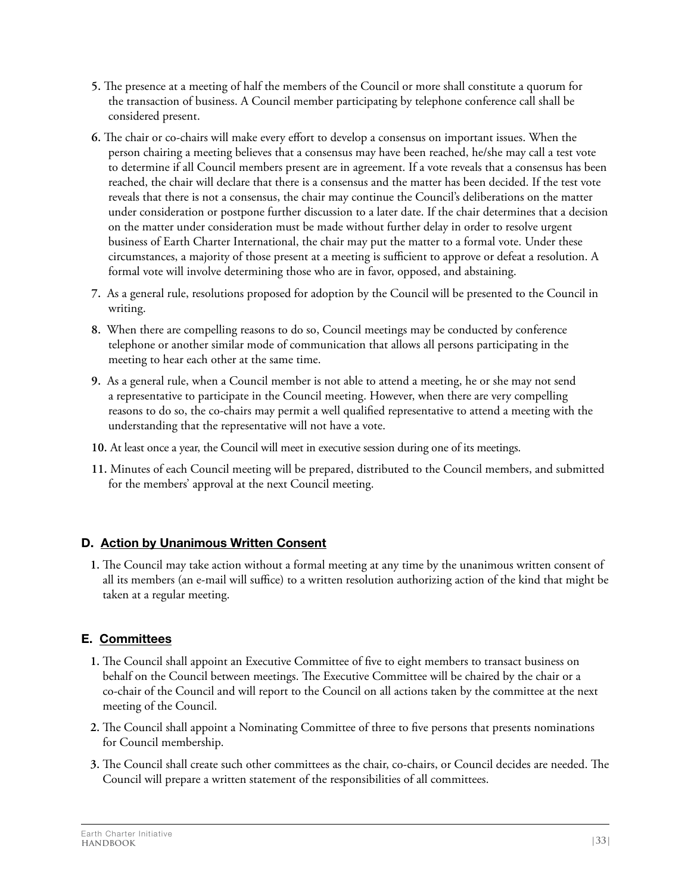5. The presence at a meeting of half the members of the Council or more shall constitute a quorum for the transaction of business. A Council member participating by telephone conference call shall be considered present.

6. The chair or co-chairs will make every effort to develop a consensus on important issues. When the person chairing a meeting believes that a consensus may have been reached, he/she may call a test vote to determine if all Council members present are in agreement. If a vote reveals that a consensus has been reached, the chair will declare that there is a consensus and the matter has been decided. If the test vote reveals that there is not a consensus, the chair may continue the Council's deliberations on the matter under consideration or postpone further discussion to a later date. If the chair determines that a decision on the matter under consideration must be made without further delay in order to resolve urgent business of Earth Charter International, the chair may put the matter to a formal vote. Under these circumstances, a majority of those present at a meeting is sufficient to approve or defeat a resolution. A formal vote will involve determining those who are in favor, opposed, and abstaining.

7. As a general rule, resolutions proposed for adoption by the Council will be presented to the Council in writing.

8. When there are compelling reasons to do so, Council meetings may be conducted by conference telephone or another similar mode of communication that allows all persons participating in the meeting to hear each other at the same time.

9. As a general rule, when a Council member is not able to attend a meeting, he or she may not send a representative to participate in the Council meeting. However, when there are very compelling reasons to do so, the co-chairs may permit a well qualified representative to attend a meeting with the understanding that the representative will not have a vote.

10. At least once a year, the Council will meet in executive session during one of its meetings.

11. Minutes of each Council meeting will be prepared, distributed to the Council members, and submitted for the members' approval at the next Council meeting.

## D. Action by Unanimous Written Consent

1. The Council may take action without a formal meeting at any time by the unanimous written consent of all its members (an e-mail will suffice) to a written resolution authorizing action of the kind that might be taken at a regular meeting.

## E. Committees

1. The Council shall appoint an Executive Committee of five to eight members to transact business on behalf on the Council between meetings. The Executive Committee will be chaired by the chair or a co-chair of the Council and will report to the Council on all actions taken by the committee at the next meeting of the Council.

2. The Council shall appoint a Nominating Committee of three to five persons that presents nominations for Council membership.

3. The Council shall create such other committees as the chair, co-chairs, or Council decides are needed. The Council will prepare a written statement of the responsibilities of all committees.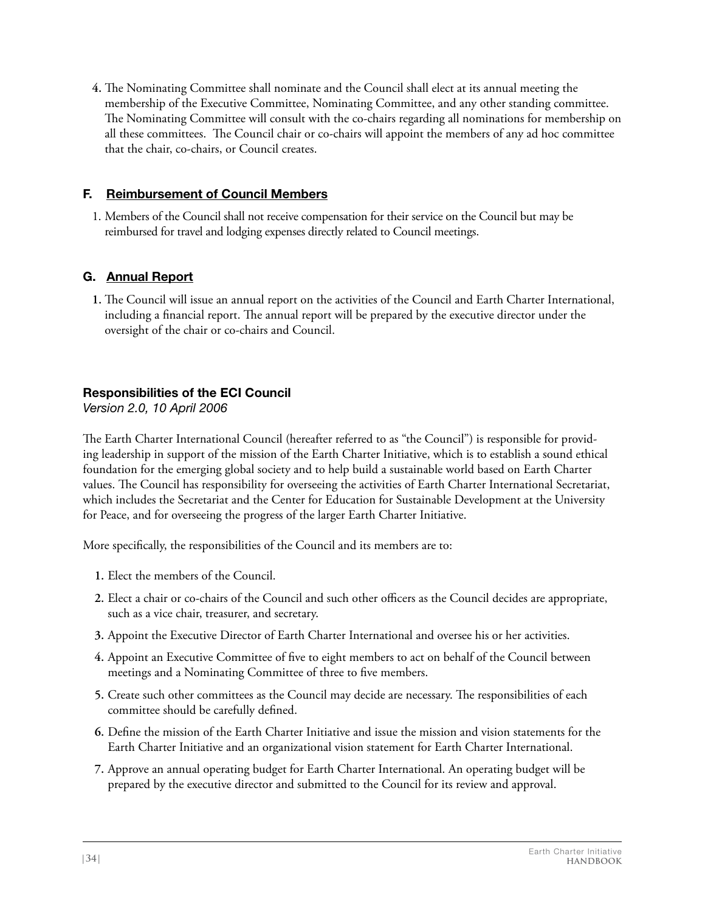4. The Nominating Committee shall nominate and the Council shall elect at its annual meeting the membership of the Executive Committee, Nominating Committee, and any other standing committee. The Nominating Committee will consult with the co-chairs regarding all nominations for membership on all these committees. The Council chair or co-chairs will appoint the members of any ad hoc committee that the chair, co-chairs, or Council creates.

### F. Reimbursement of Council Members

1. Members of the Council shall not receive compensation for their service on the Council but may be reimbursed for travel and lodging expenses directly related to Council meetings.

### G. Annual Report

1. The Council will issue an annual report on the activities of the Council and Earth Charter International, including a financial report. The annual report will be prepared by the executive director under the oversight of the chair or co-chairs and Council.

## Responsibilities of the ECI Council

*Version 2.0, 10 April 2006*

The Earth Charter International Council (hereafter referred to as "the Council") is responsible for providing leadership in support of the mission of the Earth Charter Initiative, which is to establish a sound ethical foundation for the emerging global society and to help build a sustainable world based on Earth Charter values. The Council has responsibility for overseeing the activities of Earth Charter International Secretariat, which includes the Secretariat and the Center for Education for Sustainable Development at the University for Peace, and for overseeing the progress of the larger Earth Charter Initiative.

More specifically, the responsibilities of the Council and its members are to:

1. Elect the members of the Council.
2. Elect a chair or co-chairs of the Council and such other officers as the Council decides are appropriate, such as a vice chair, treasurer, and secretary.
3. Appoint the Executive Director of Earth Charter International and oversee his or her activities.
4. Appoint an Executive Committee of five to eight members to act on behalf of the Council between meetings and a Nominating Committee of three to five members.
5. Create such other committees as the Council may decide are necessary. The responsibilities of each committee should be carefully defined.
6. Define the mission of the Earth Charter Initiative and issue the mission and vision statements for the Earth Charter Initiative and an organizational vision statement for Earth Charter International.
7. Approve an annual operating budget for Earth Charter International. An operating budget will be prepared by the executive director and submitted to the Council for its review and approval.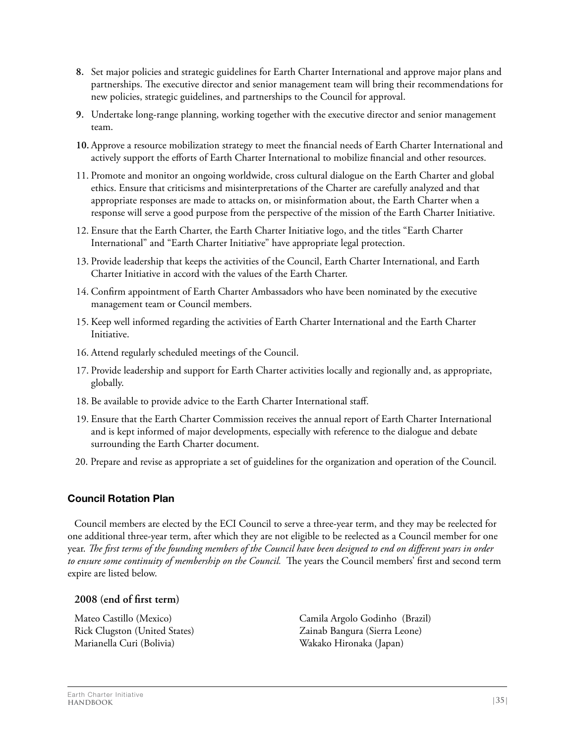8. Set major policies and strategic guidelines for Earth Charter International and approve major plans and partnerships. The executive director and senior management team will bring their recommendations for new policies, strategic guidelines, and partnerships to the Council for approval.
9. Undertake long-range planning, working together with the executive director and senior management team.
10. Approve a resource mobilization strategy to meet the financial needs of Earth Charter International and actively support the efforts of Earth Charter International to mobilize financial and other resources.
11. Promote and monitor an ongoing worldwide, cross cultural dialogue on the Earth Charter and global ethics. Ensure that criticisms and misinterpretations of the Charter are carefully analyzed and that appropriate responses are made to attacks on, or misinformation about, the Earth Charter when a response will serve a good purpose from the perspective of the mission of the Earth Charter Initiative.
12. Ensure that the Earth Charter, the Earth Charter Initiative logo, and the titles "Earth Charter International" and "Earth Charter Initiative" have appropriate legal protection.
13. Provide leadership that keeps the activities of the Council, Earth Charter International, and Earth Charter Initiative in accord with the values of the Earth Charter.
14. Confirm appointment of Earth Charter Ambassadors who have been nominated by the executive management team or Council members.
15. Keep well informed regarding the activities of Earth Charter International and the Earth Charter Initiative.
16. Attend regularly scheduled meetings of the Council.
17. Provide leadership and support for Earth Charter activities locally and regionally and, as appropriate, globally.
18. Be available to provide advice to the Earth Charter International staff.
19. Ensure that the Earth Charter Commission receives the annual report of Earth Charter International and is kept informed of major developments, especially with reference to the dialogue and debate surrounding the Earth Charter document.
20. Prepare and revise as appropriate a set of guidelines for the organization and operation of the Council.

## Council Rotation Plan

Council members are elected by the ECI Council to serve a three-year term, and they may be reelected for one additional three-year term, after which they are not eligible to be reelected as a Council member for one year. *The first terms of the founding members of the Council have been designed to end on different years in order to ensure some continuity of membership on the Council.* The years the Council members' first and second term expire are listed below.

**2008 (end of first term)**

Mateo Castillo (Mexico)
Rick Clugston (United States)
Marianella Curi (Bolivia)
Camila Argolo Godinho (Brazil)
Zainab Bangura (Sierra Leone)
Wakako Hironaka (Japan)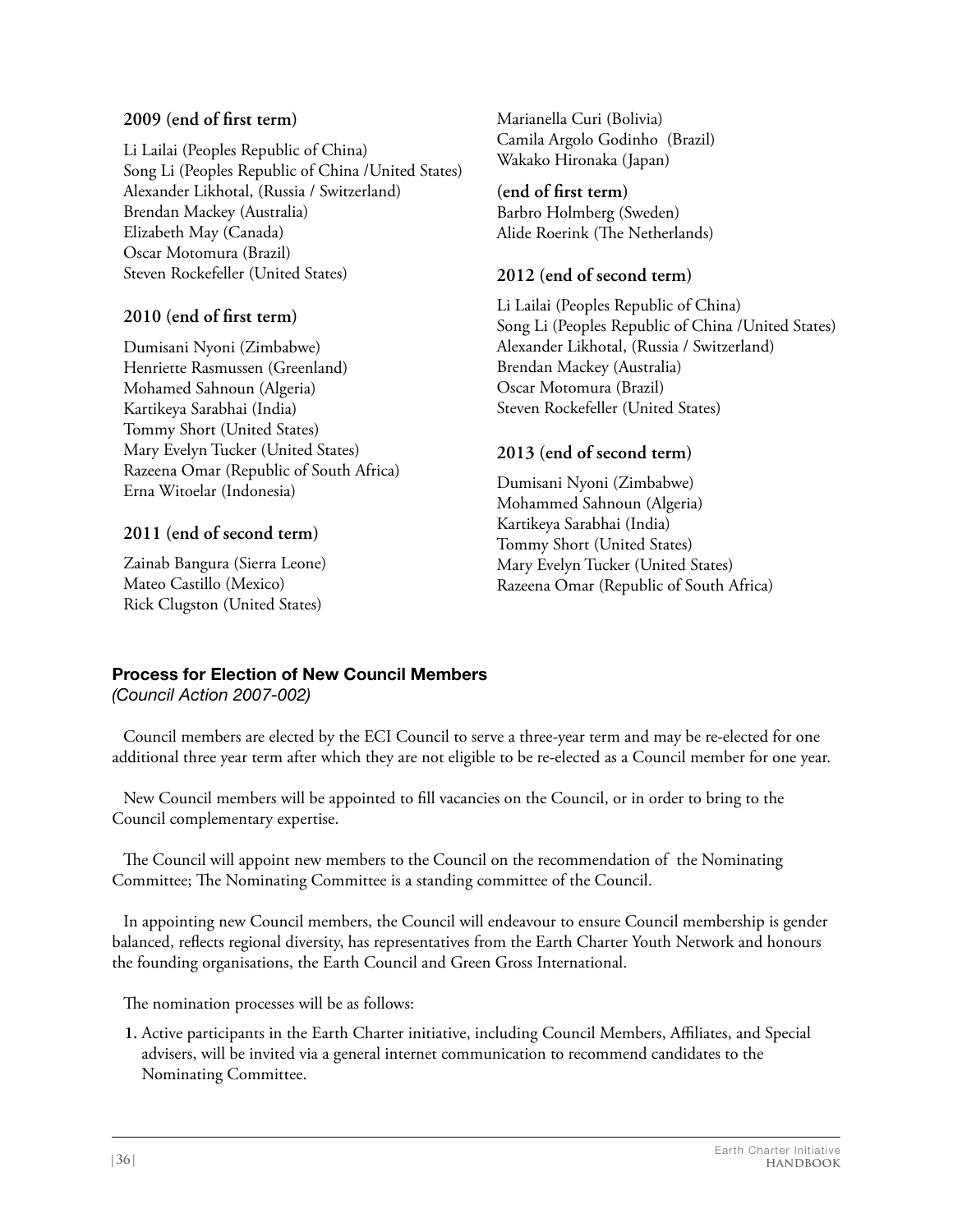**2009 (end of first term)**

Li Lailai (Peoples Republic of China)
Song Li (Peoples Republic of China /United States)
Alexander Likhotal, (Russia / Switzerland)
Brendan Mackey (Australia)
Elizabeth May (Canada)
Oscar Motomura (Brazil)
Steven Rockefeller (United States)

**2010 (end of first term)**

Dumisani Nyoni (Zimbabwe)
Henriette Rasmussen (Greenland)
Mohamed Sahnoun (Algeria)
Kartikeya Sarabhai (India)
Tommy Short (United States)
Mary Evelyn Tucker (United States)
Razeena Omar (Republic of South Africa)
Erna Witoelar (Indonesia)

**2011 (end of second term)**

Zainab Bangura (Sierra Leone)
Mateo Castillo (Mexico)
Rick Clugston (United States)
Marianella Curi (Bolivia)
Camila Argolo Godinho (Brazil)
Wakako Hironaka (Japan)

**(end of first term)**
Barbro Holmberg (Sweden)
Alide Roerink (The Netherlands)

**2012 (end of second term)**

Li Lailai (Peoples Republic of China)
Song Li (Peoples Republic of China /United States)
Alexander Likhotal, (Russia / Switzerland)
Brendan Mackey (Australia)
Oscar Motomura (Brazil)
Steven Rockefeller (United States)

**2013 (end of second term)**

Dumisani Nyoni (Zimbabwe)
Mohammed Sahnoun (Algeria)
Kartikeya Sarabhai (India)
Tommy Short (United States)
Mary Evelyn Tucker (United States)
Razeena Omar (Republic of South Africa)

### Process for Election of New Council Members

*(Council Action 2007-002)*

Council members are elected by the ECI Council to serve a three-year term and may be re-elected for one additional three year term after which they are not eligible to be re-elected as a Council member for one year.

New Council members will be appointed to fill vacancies on the Council, or in order to bring to the Council complementary expertise.

The Council will appoint new members to the Council on the recommendation of the Nominating Committee; The Nominating Committee is a standing committee of the Council.

In appointing new Council members, the Council will endeavour to ensure Council membership is gender balanced, reflects regional diversity, has representatives from the Earth Charter Youth Network and honours the founding organisations, the Earth Council and Green Gross International.

The nomination processes will be as follows:

1. Active participants in the Earth Charter initiative, including Council Members, Affiliates, and Special advisers, will be invited via a general internet communication to recommend candidates to the Nominating Committee.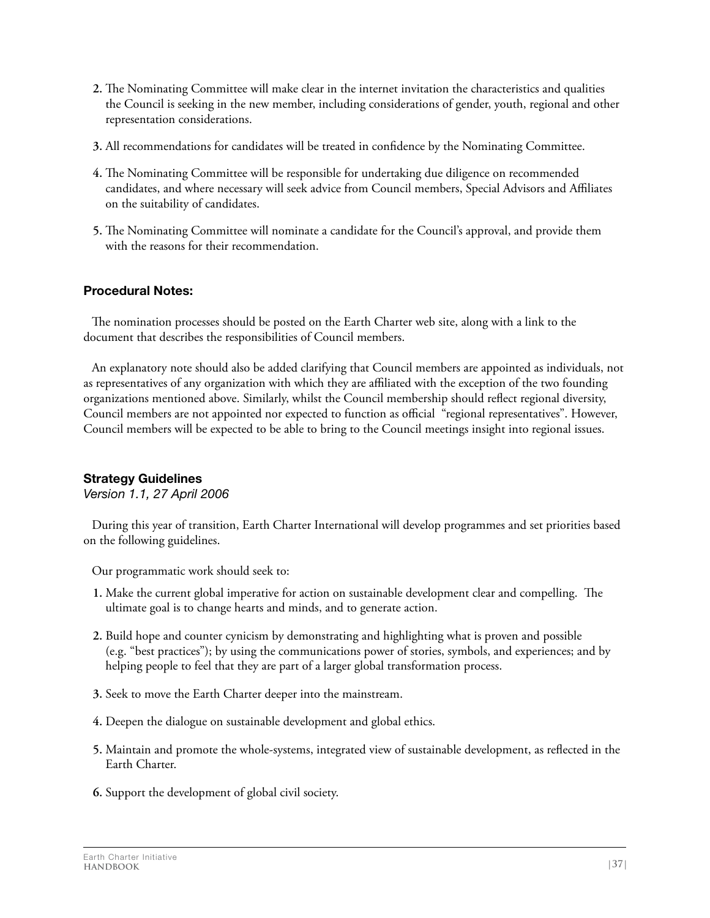2. The Nominating Committee will make clear in the internet invitation the characteristics and qualities the Council is seeking in the new member, including considerations of gender, youth, regional and other representation considerations.
3. All recommendations for candidates will be treated in confidence by the Nominating Committee.
4. The Nominating Committee will be responsible for undertaking due diligence on recommended candidates, and where necessary will seek advice from Council members, Special Advisors and Affiliates on the suitability of candidates.
5. The Nominating Committee will nominate a candidate for the Council's approval, and provide them with the reasons for their recommendation.

### Procedural Notes:

The nomination processes should be posted on the Earth Charter web site, along with a link to the document that describes the responsibilities of Council members.

An explanatory note should also be added clarifying that Council members are appointed as individuals, not as representatives of any organization with which they are affiliated with the exception of the two founding organizations mentioned above. Similarly, whilst the Council membership should reflect regional diversity, Council members are not appointed nor expected to function as official "regional representatives". However, Council members will be expected to be able to bring to the Council meetings insight into regional issues.

### Strategy Guidelines

*Version 1.1, 27 April 2006*

During this year of transition, Earth Charter International will develop programmes and set priorities based on the following guidelines.

Our programmatic work should seek to:

1. Make the current global imperative for action on sustainable development clear and compelling. The ultimate goal is to change hearts and minds, and to generate action.
2. Build hope and counter cynicism by demonstrating and highlighting what is proven and possible (e.g. "best practices"); by using the communications power of stories, symbols, and experiences; and by helping people to feel that they are part of a larger global transformation process.
3. Seek to move the Earth Charter deeper into the mainstream.
4. Deepen the dialogue on sustainable development and global ethics.
5. Maintain and promote the whole-systems, integrated view of sustainable development, as reflected in the Earth Charter.
6. Support the development of global civil society.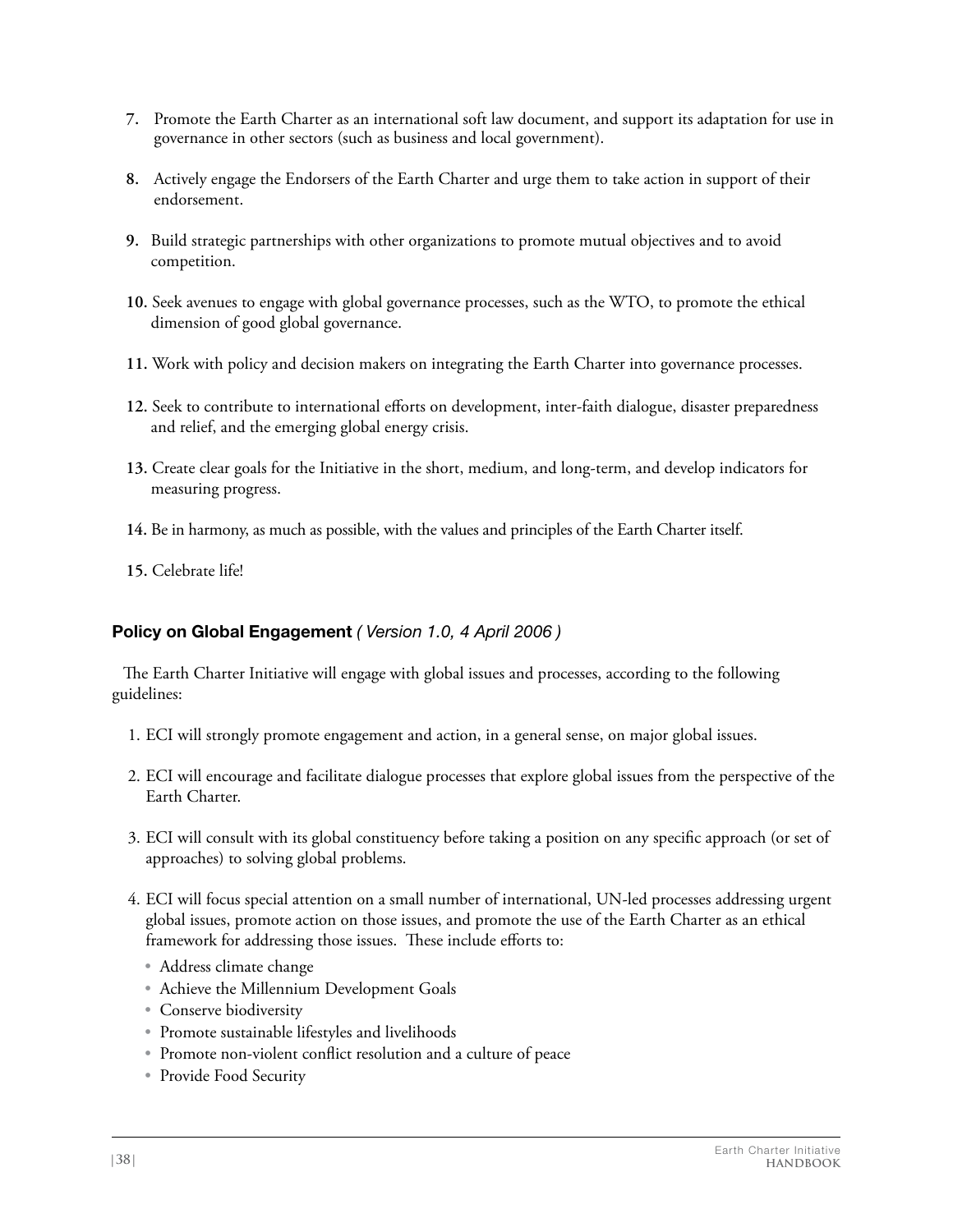7. Promote the Earth Charter as an international soft law document, and support its adaptation for use in governance in other sectors (such as business and local government).

8. Actively engage the Endorsers of the Earth Charter and urge them to take action in support of their endorsement.

9. Build strategic partnerships with other organizations to promote mutual objectives and to avoid competition.

10. Seek avenues to engage with global governance processes, such as the WTO, to promote the ethical dimension of good global governance.

11. Work with policy and decision makers on integrating the Earth Charter into governance processes.

12. Seek to contribute to international efforts on development, inter-faith dialogue, disaster preparedness and relief, and the emerging global energy crisis.

13. Create clear goals for the Initiative in the short, medium, and long-term, and develop indicators for measuring progress.

14. Be in harmony, as much as possible, with the values and principles of the Earth Charter itself.

15. Celebrate life!

### Policy on Global Engagement *( Version 1.0, 4 April 2006 )*

The Earth Charter Initiative will engage with global issues and processes, according to the following guidelines:

1. ECI will strongly promote engagement and action, in a general sense, on major global issues.

2. ECI will encourage and facilitate dialogue processes that explore global issues from the perspective of the Earth Charter.

3. ECI will consult with its global constituency before taking a position on any specific approach (or set of approaches) to solving global problems.

4. ECI will focus special attention on a small number of international, UN-led processes addressing urgent global issues, promote action on those issues, and promote the use of the Earth Charter as an ethical framework for addressing those issues. These include efforts to:
   - Address climate change
   - Achieve the Millennium Development Goals
   - Conserve biodiversity
   - Promote sustainable lifestyles and livelihoods
   - Promote non-violent conflict resolution and a culture of peace
   - Provide Food Security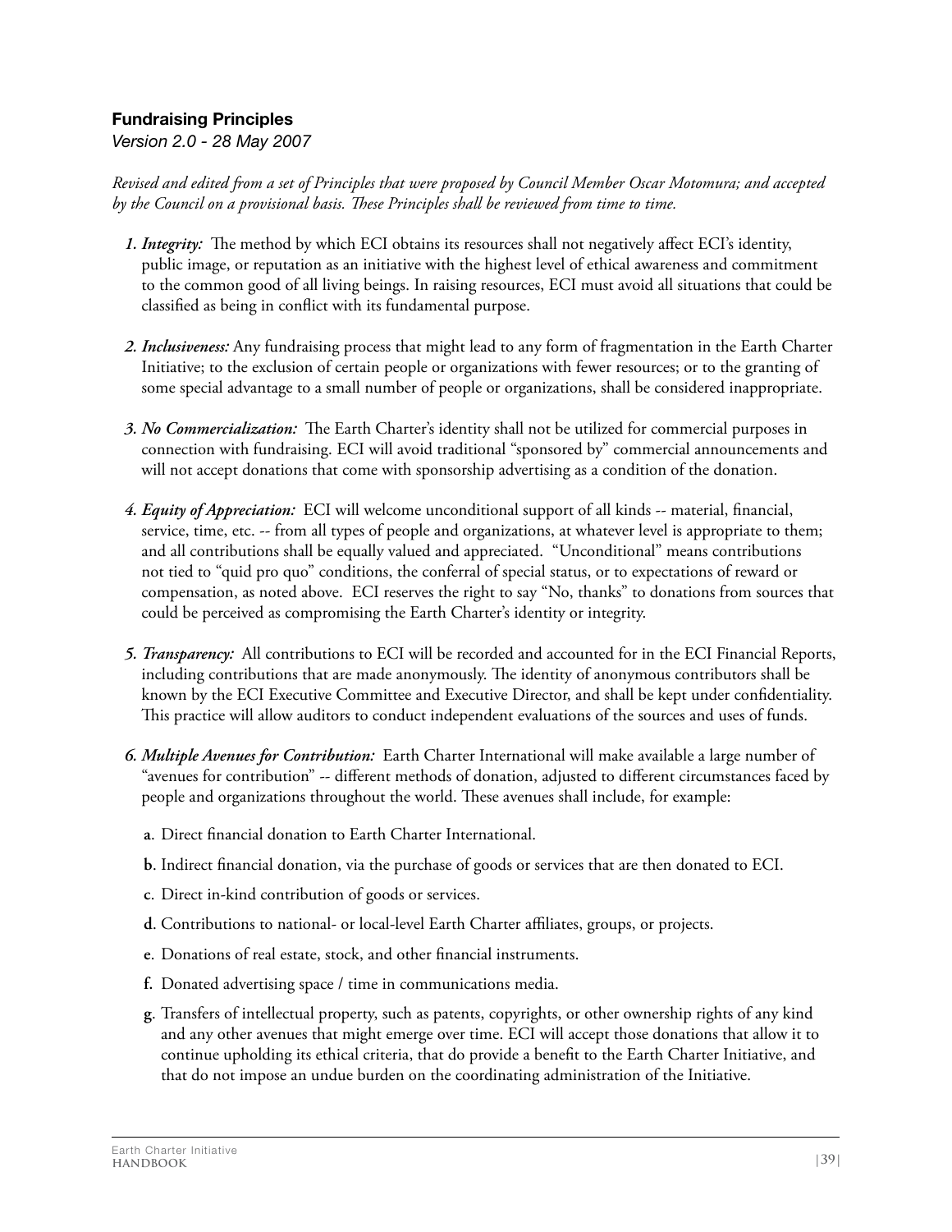## Fundraising Principles

*Version 2.0 - 28 May 2007*

*Revised and edited from a set of Principles that were proposed by Council Member Oscar Motomura; and accepted by the Council on a provisional basis. These Principles shall be reviewed from time to time.*

1. ***Integrity:*** The method by which ECI obtains its resources shall not negatively affect ECI's identity, public image, or reputation as an initiative with the highest level of ethical awareness and commitment to the common good of all living beings. In raising resources, ECI must avoid all situations that could be classified as being in conflict with its fundamental purpose.

2. ***Inclusiveness:*** Any fundraising process that might lead to any form of fragmentation in the Earth Charter Initiative; to the exclusion of certain people or organizations with fewer resources; or to the granting of some special advantage to a small number of people or organizations, shall be considered inappropriate.

3. ***No Commercialization:*** The Earth Charter's identity shall not be utilized for commercial purposes in connection with fundraising. ECI will avoid traditional "sponsored by" commercial announcements and will not accept donations that come with sponsorship advertising as a condition of the donation.

4. ***Equity of Appreciation:*** ECI will welcome unconditional support of all kinds -- material, financial, service, time, etc. -- from all types of people and organizations, at whatever level is appropriate to them; and all contributions shall be equally valued and appreciated. "Unconditional" means contributions not tied to "quid pro quo" conditions, the conferral of special status, or to expectations of reward or compensation, as noted above. ECI reserves the right to say "No, thanks" to donations from sources that could be perceived as compromising the Earth Charter's identity or integrity.

5. ***Transparency:*** All contributions to ECI will be recorded and accounted for in the ECI Financial Reports, including contributions that are made anonymously. The identity of anonymous contributors shall be known by the ECI Executive Committee and Executive Director, and shall be kept under confidentiality. This practice will allow auditors to conduct independent evaluations of the sources and uses of funds.

6. ***Multiple Avenues for Contribution:*** Earth Charter International will make available a large number of "avenues for contribution" -- different methods of donation, adjusted to different circumstances faced by people and organizations throughout the world. These avenues shall include, for example:

   **a**. Direct financial donation to Earth Charter International.

   **b**. Indirect financial donation, via the purchase of goods or services that are then donated to ECI.

   **c**. Direct in-kind contribution of goods or services.

   **d**. Contributions to national- or local-level Earth Charter affiliates, groups, or projects.

   **e**. Donations of real estate, stock, and other financial instruments.

   **f.** Donated advertising space / time in communications media.

   **g**. Transfers of intellectual property, such as patents, copyrights, or other ownership rights of any kind and any other avenues that might emerge over time. ECI will accept those donations that allow it to continue upholding its ethical criteria, that do provide a benefit to the Earth Charter Initiative, and that do not impose an undue burden on the coordinating administration of the Initiative.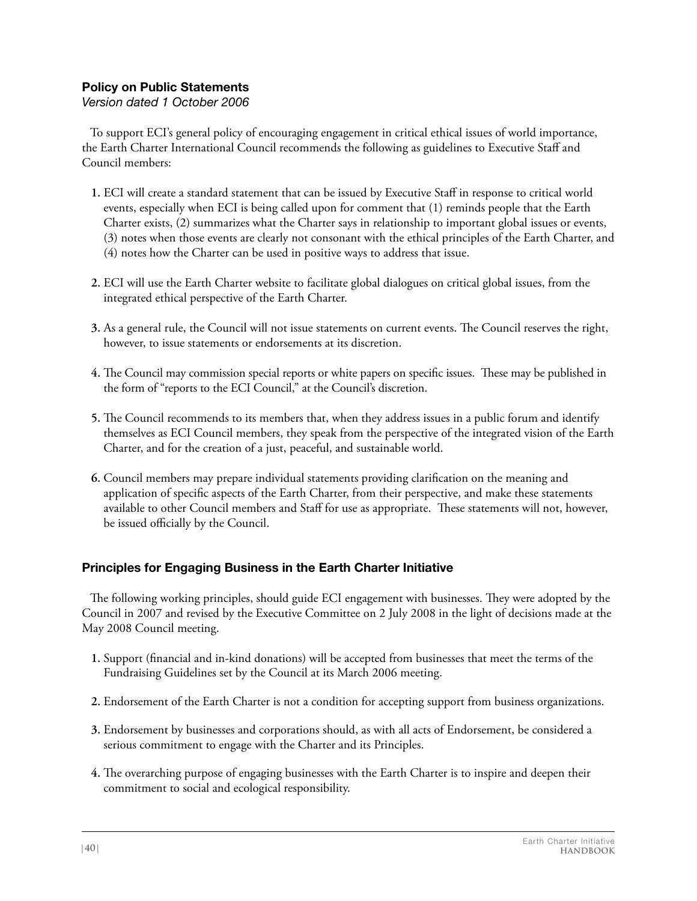### Policy on Public Statements

*Version dated 1 October 2006*

To support ECI's general policy of encouraging engagement in critical ethical issues of world importance, the Earth Charter International Council recommends the following as guidelines to Executive Staff and Council members:

1. ECI will create a standard statement that can be issued by Executive Staff in response to critical world events, especially when ECI is being called upon for comment that (1) reminds people that the Earth Charter exists, (2) summarizes what the Charter says in relationship to important global issues or events, (3) notes when those events are clearly not consonant with the ethical principles of the Earth Charter, and (4) notes how the Charter can be used in positive ways to address that issue.

2. ECI will use the Earth Charter website to facilitate global dialogues on critical global issues, from the integrated ethical perspective of the Earth Charter.

3. As a general rule, the Council will not issue statements on current events. The Council reserves the right, however, to issue statements or endorsements at its discretion.

4. The Council may commission special reports or white papers on specific issues. These may be published in the form of "reports to the ECI Council," at the Council's discretion.

5. The Council recommends to its members that, when they address issues in a public forum and identify themselves as ECI Council members, they speak from the perspective of the integrated vision of the Earth Charter, and for the creation of a just, peaceful, and sustainable world.

6. Council members may prepare individual statements providing clarification on the meaning and application of specific aspects of the Earth Charter, from their perspective, and make these statements available to other Council members and Staff for use as appropriate. These statements will not, however, be issued officially by the Council.

### Principles for Engaging Business in the Earth Charter Initiative

The following working principles, should guide ECI engagement with businesses. They were adopted by the Council in 2007 and revised by the Executive Committee on 2 July 2008 in the light of decisions made at the May 2008 Council meeting.

1. Support (financial and in-kind donations) will be accepted from businesses that meet the terms of the Fundraising Guidelines set by the Council at its March 2006 meeting.

2. Endorsement of the Earth Charter is not a condition for accepting support from business organizations.

3. Endorsement by businesses and corporations should, as with all acts of Endorsement, be considered a serious commitment to engage with the Charter and its Principles.

4. The overarching purpose of engaging businesses with the Earth Charter is to inspire and deepen their commitment to social and ecological responsibility.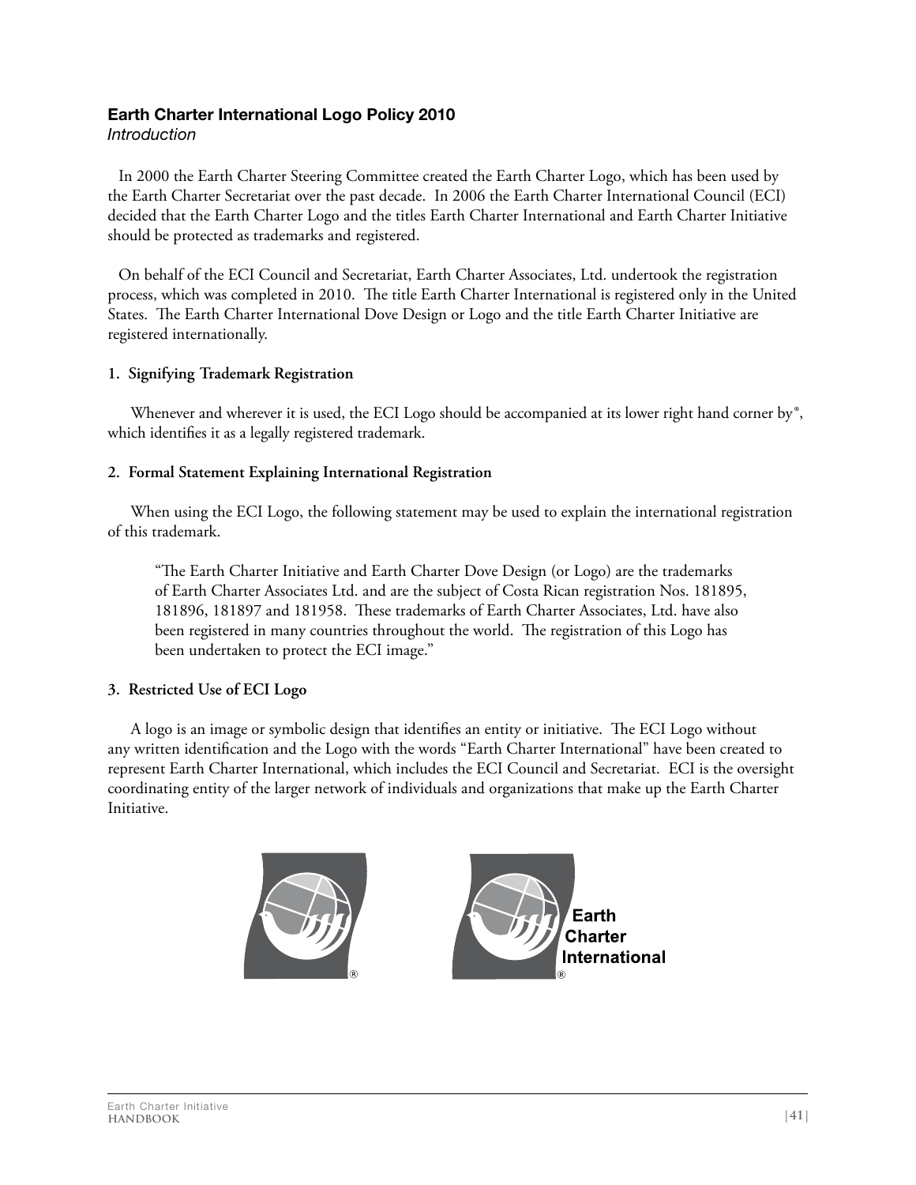## Earth Charter International Logo Policy 2010

*Introduction*

In 2000 the Earth Charter Steering Committee created the Earth Charter Logo, which has been used by the Earth Charter Secretariat over the past decade. In 2006 the Earth Charter International Council (ECI) decided that the Earth Charter Logo and the titles Earth Charter International and Earth Charter Initiative should be protected as trademarks and registered.

On behalf of the ECI Council and Secretariat, Earth Charter Associates, Ltd. undertook the registration process, which was completed in 2010. The title Earth Charter International is registered only in the United States. The Earth Charter International Dove Design or Logo and the title Earth Charter Initiative are registered internationally.

### 1. Signifying Trademark Registration

Whenever and wherever it is used, the ECI Logo should be accompanied at its lower right hand corner by ®, which identifies it as a legally registered trademark.

### 2. Formal Statement Explaining International Registration

When using the ECI Logo, the following statement may be used to explain the international registration of this trademark.

> "The Earth Charter Initiative and Earth Charter Dove Design (or Logo) are the trademarks of Earth Charter Associates Ltd. and are the subject of Costa Rican registration Nos. 181895, 181896, 181897 and 181958. These trademarks of Earth Charter Associates, Ltd. have also been registered in many countries throughout the world. The registration of this Logo has been undertaken to protect the ECI image."

### 3. Restricted Use of ECI Logo

A logo is an image or symbolic design that identifies an entity or initiative. The ECI Logo without any written identification and the Logo with the words "Earth Charter International" have been created to represent Earth Charter International, which includes the ECI Council and Secretariat. ECI is the oversight coordinating entity of the larger network of individuals and organizations that make up the Earth Charter Initiative.

Earth Charter International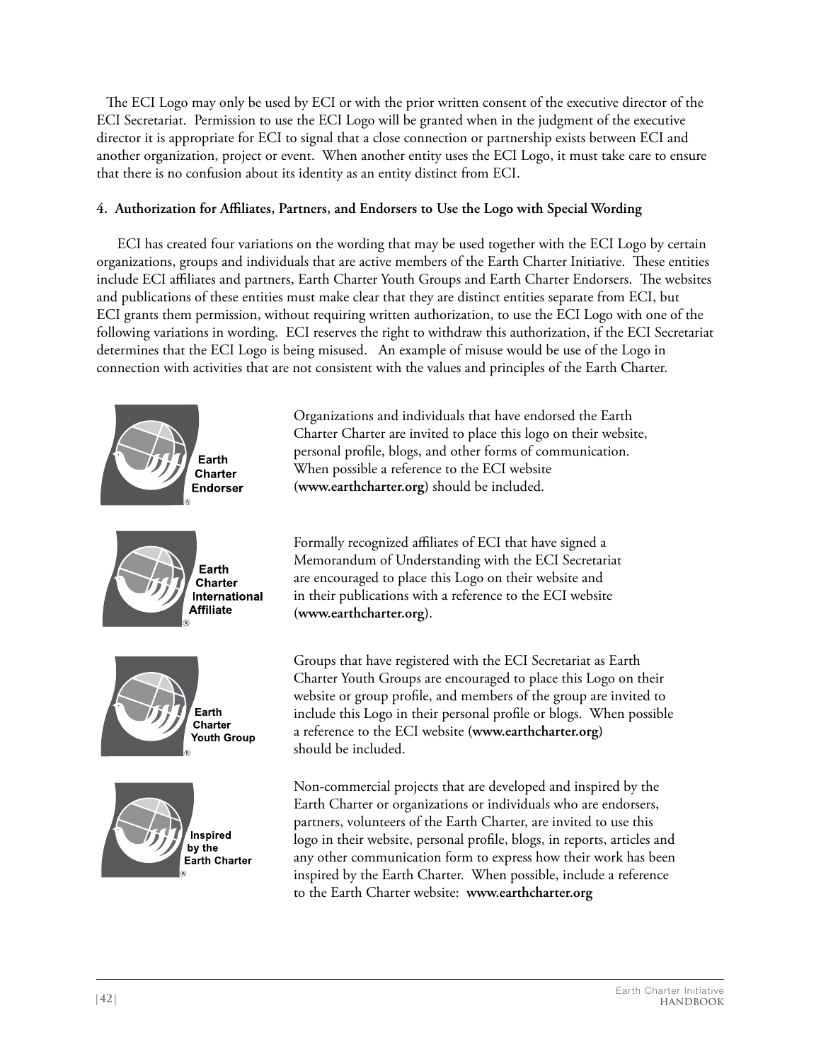The ECI Logo may only be used by ECI or with the prior written consent of the executive director of the ECI Secretariat. Permission to use the ECI Logo will be granted when in the judgment of the executive director it is appropriate for ECI to signal that a close connection or partnership exists between ECI and another organization, project or event. When another entity uses the ECI Logo, it must take care to ensure that there is no confusion about its identity as an entity distinct from ECI.

**4. Authorization for Affiliates, Partners, and Endorsers to Use the Logo with Special Wording**

ECI has created four variations on the wording that may be used together with the ECI Logo by certain organizations, groups and individuals that are active members of the Earth Charter Initiative. These entities include ECI affiliates and partners, Earth Charter Youth Groups and Earth Charter Endorsers. The websites and publications of these entities must make clear that they are distinct entities separate from ECI, but ECI grants them permission, without requiring written authorization, to use the ECI Logo with one of the following variations in wording. ECI reserves the right to withdraw this authorization, if the ECI Secretariat determines that the ECI Logo is being misused. An example of misuse would be use of the Logo in connection with activities that are not consistent with the values and principles of the Earth Charter.

Earth Charter Endorser ®

Organizations and individuals that have endorsed the Earth Charter Charter are invited to place this logo on their website, personal profile, blogs, and other forms of communication. When possible a reference to the ECI website (**www.earthcharter.org**) should be included.

Earth Charter International Affiliate ®

Formally recognized affiliates of ECI that have signed a Memorandum of Understanding with the ECI Secretariat are encouraged to place this Logo on their website and in their publications with a reference to the ECI website (**www.earthcharter.org**).

Earth Charter Youth Group ®

Groups that have registered with the ECI Secretariat as Earth Charter Youth Groups are encouraged to place this Logo on their website or group profile, and members of the group are invited to include this Logo in their personal profile or blogs. When possible a reference to the ECI website (**www.earthcharter.org**) should be included.

Inspired by the Earth Charter ®

Non-commercial projects that are developed and inspired by the Earth Charter or organizations or individuals who are endorsers, partners, volunteers of the Earth Charter, are invited to use this logo in their website, personal profile, blogs, in reports, articles and any other communication form to express how their work has been inspired by the Earth Charter. When possible, include a reference to the Earth Charter website: **www.earthcharter.org**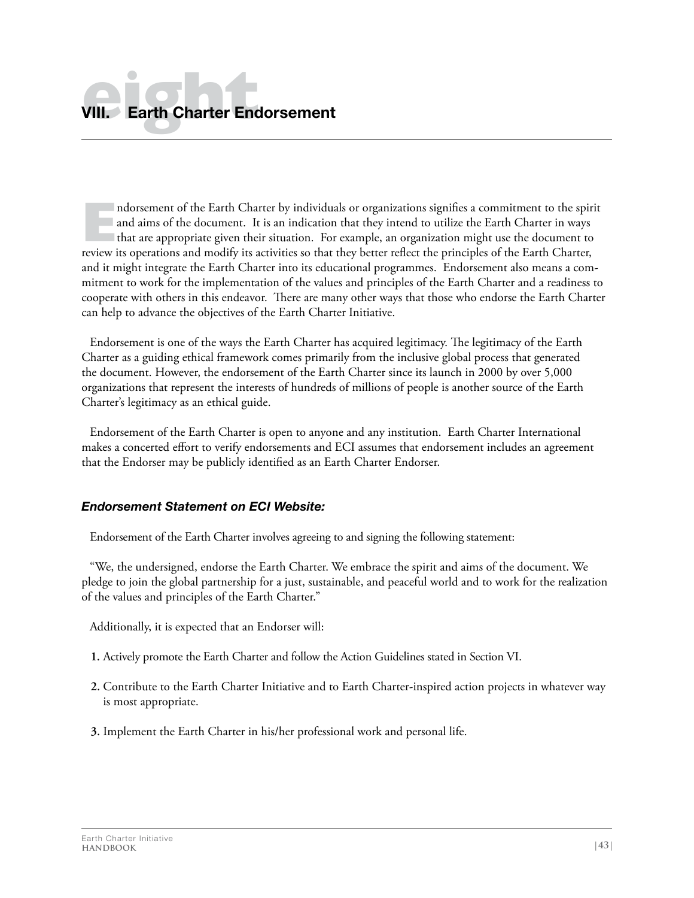# VIII. Earth Charter Endorsement

Endorsement of the Earth Charter by individuals or organizations signifies a commitment to the spirit and aims of the document. It is an indication that they intend to utilize the Earth Charter in ways that are appropriate given their situation. For example, an organization might use the document to review its operations and modify its activities so that they better reflect the principles of the Earth Charter, and it might integrate the Earth Charter into its educational programmes. Endorsement also means a commitment to work for the implementation of the values and principles of the Earth Charter and a readiness to cooperate with others in this endeavor. There are many other ways that those who endorse the Earth Charter can help to advance the objectives of the Earth Charter Initiative.

Endorsement is one of the ways the Earth Charter has acquired legitimacy. The legitimacy of the Earth Charter as a guiding ethical framework comes primarily from the inclusive global process that generated the document. However, the endorsement of the Earth Charter since its launch in 2000 by over 5,000 organizations that represent the interests of hundreds of millions of people is another source of the Earth Charter's legitimacy as an ethical guide.

Endorsement of the Earth Charter is open to anyone and any institution. Earth Charter International makes a concerted effort to verify endorsements and ECI assumes that endorsement includes an agreement that the Endorser may be publicly identified as an Earth Charter Endorser.

### *Endorsement Statement on ECI Website:*

Endorsement of the Earth Charter involves agreeing to and signing the following statement:

"We, the undersigned, endorse the Earth Charter. We embrace the spirit and aims of the document. We pledge to join the global partnership for a just, sustainable, and peaceful world and to work for the realization of the values and principles of the Earth Charter."

Additionally, it is expected that an Endorser will:

1. Actively promote the Earth Charter and follow the Action Guidelines stated in Section VI.
2. Contribute to the Earth Charter Initiative and to Earth Charter-inspired action projects in whatever way is most appropriate.
3. Implement the Earth Charter in his/her professional work and personal life.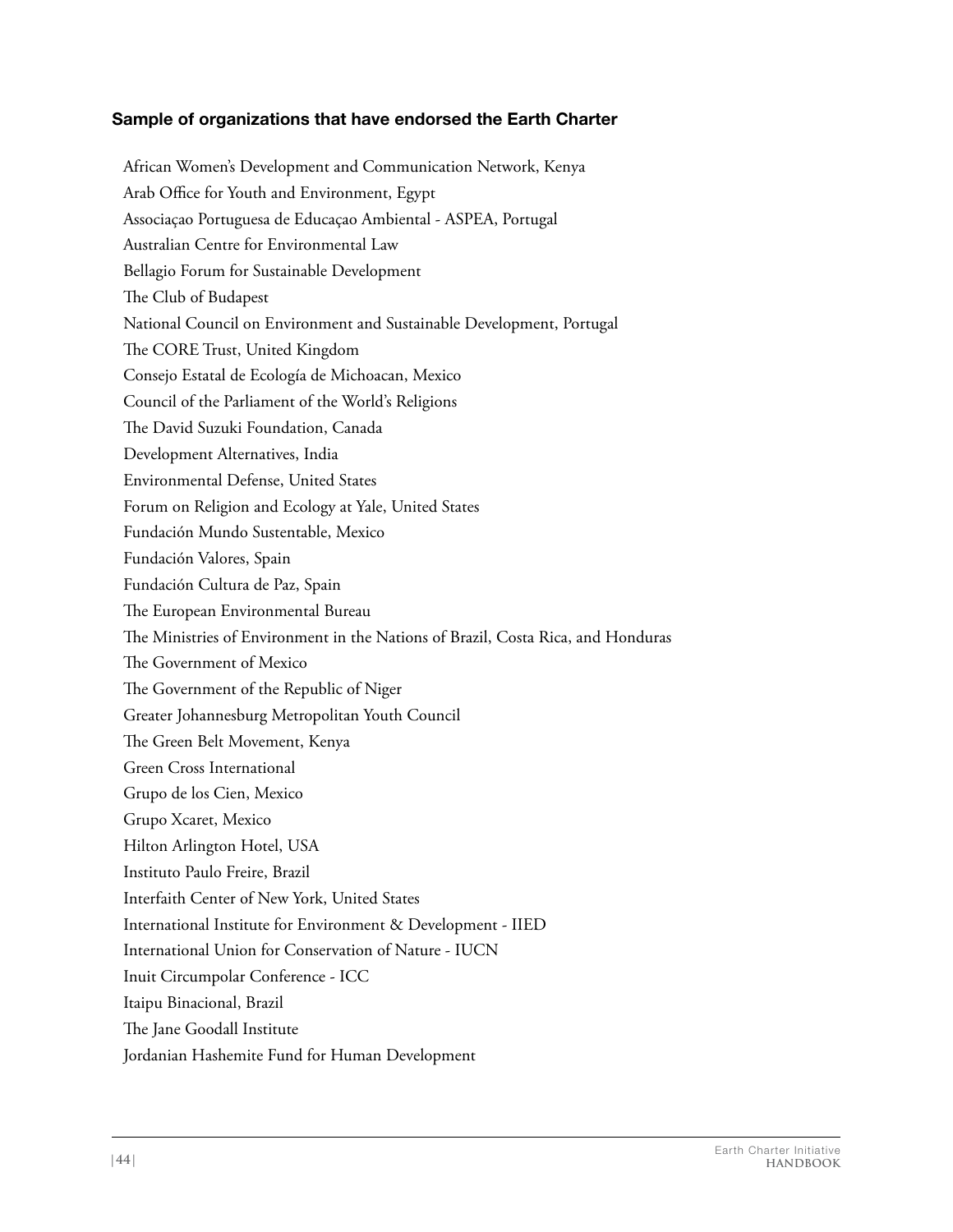### Sample of organizations that have endorsed the Earth Charter

African Women's Development and Communication Network, Kenya

Arab Office for Youth and Environment, Egypt

Associaçao Portuguesa de Educaçao Ambiental - ASPEA, Portugal

Australian Centre for Environmental Law

Bellagio Forum for Sustainable Development

The Club of Budapest

National Council on Environment and Sustainable Development, Portugal

The CORE Trust, United Kingdom

Consejo Estatal de Ecología de Michoacan, Mexico

Council of the Parliament of the World's Religions

The David Suzuki Foundation, Canada

Development Alternatives, India

Environmental Defense, United States

Forum on Religion and Ecology at Yale, United States

Fundación Mundo Sustentable, Mexico

Fundación Valores, Spain

Fundación Cultura de Paz, Spain

The European Environmental Bureau

The Ministries of Environment in the Nations of Brazil, Costa Rica, and Honduras

The Government of Mexico

The Government of the Republic of Niger

Greater Johannesburg Metropolitan Youth Council

The Green Belt Movement, Kenya

Green Cross International

Grupo de los Cien, Mexico

Grupo Xcaret, Mexico

Hilton Arlington Hotel, USA

Instituto Paulo Freire, Brazil

Interfaith Center of New York, United States

International Institute for Environment & Development - IIED

International Union for Conservation of Nature - IUCN

Inuit Circumpolar Conference - ICC

Itaipu Binacional, Brazil

The Jane Goodall Institute

Jordanian Hashemite Fund for Human Development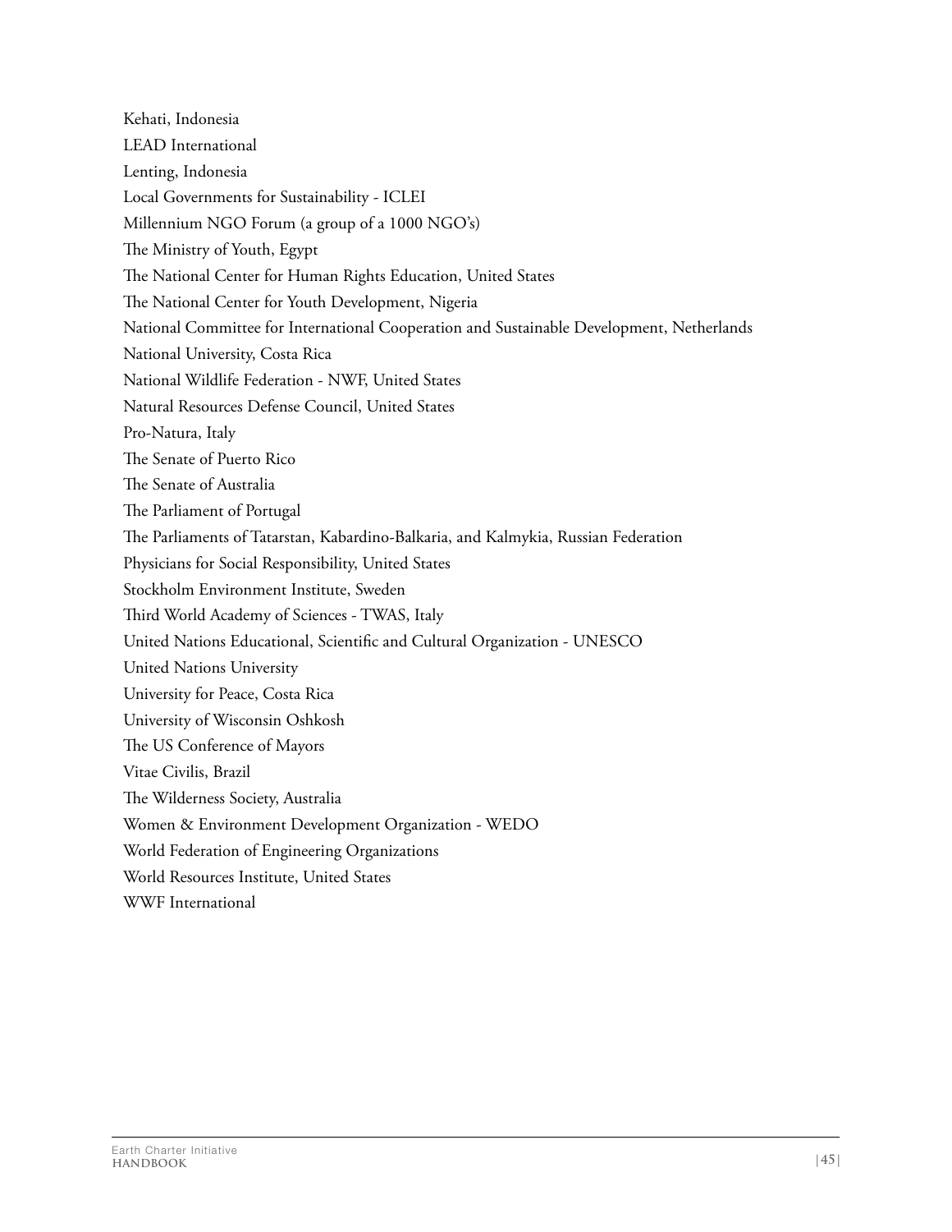Kehati, Indonesia

LEAD International

Lenting, Indonesia

Local Governments for Sustainability - ICLEI

Millennium NGO Forum (a group of a 1000 NGO's)

The Ministry of Youth, Egypt

The National Center for Human Rights Education, United States

The National Center for Youth Development, Nigeria

National Committee for International Cooperation and Sustainable Development, Netherlands

National University, Costa Rica

National Wildlife Federation - NWF, United States

Natural Resources Defense Council, United States

Pro-Natura, Italy

The Senate of Puerto Rico

The Senate of Australia

The Parliament of Portugal

The Parliaments of Tatarstan, Kabardino-Balkaria, and Kalmykia, Russian Federation

Physicians for Social Responsibility, United States

Stockholm Environment Institute, Sweden

Third World Academy of Sciences - TWAS, Italy

United Nations Educational, Scientific and Cultural Organization - UNESCO

United Nations University

University for Peace, Costa Rica

University of Wisconsin Oshkosh

The US Conference of Mayors

Vitae Civilis, Brazil

The Wilderness Society, Australia

Women & Environment Development Organization - WEDO

World Federation of Engineering Organizations

World Resources Institute, United States

WWF International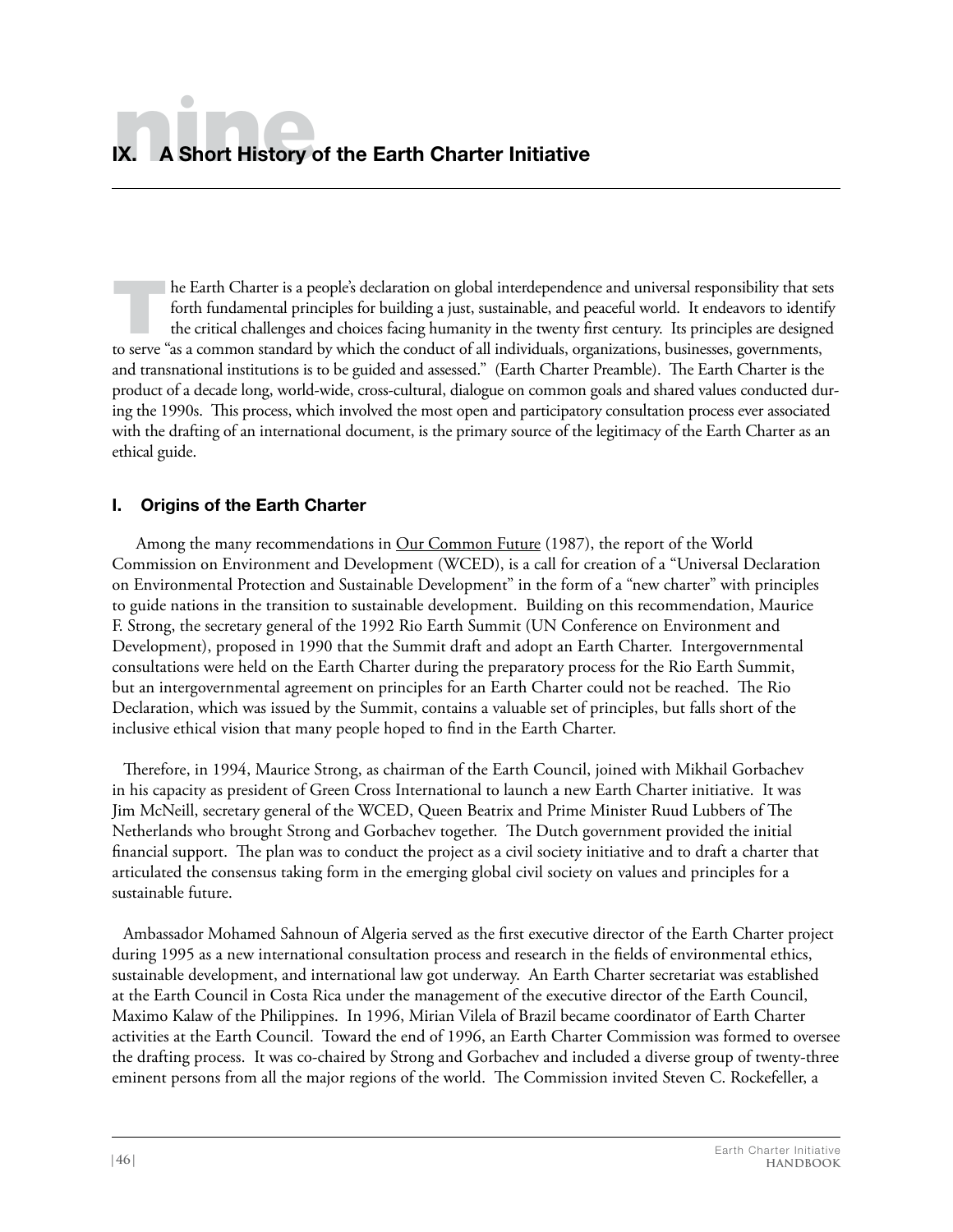# IX. A Short History of the Earth Charter Initiative

The Earth Charter is a people's declaration on global interdependence and universal responsibility that sets forth fundamental principles for building a just, sustainable, and peaceful world. It endeavors to identify the critical challenges and choices facing humanity in the twenty first century. Its principles are designed to serve "as a common standard by which the conduct of all individuals, organizations, businesses, governments, and transnational institutions is to be guided and assessed." (Earth Charter Preamble). The Earth Charter is the product of a decade long, world-wide, cross-cultural, dialogue on common goals and shared values conducted during the 1990s. This process, which involved the most open and participatory consultation process ever associated with the drafting of an international document, is the primary source of the legitimacy of the Earth Charter as an ethical guide.

## I. Origins of the Earth Charter

Among the many recommendations in Our Common Future (1987), the report of the World Commission on Environment and Development (WCED), is a call for creation of a "Universal Declaration on Environmental Protection and Sustainable Development" in the form of a "new charter" with principles to guide nations in the transition to sustainable development. Building on this recommendation, Maurice F. Strong, the secretary general of the 1992 Rio Earth Summit (UN Conference on Environment and Development), proposed in 1990 that the Summit draft and adopt an Earth Charter. Intergovernmental consultations were held on the Earth Charter during the preparatory process for the Rio Earth Summit, but an intergovernmental agreement on principles for an Earth Charter could not be reached. The Rio Declaration, which was issued by the Summit, contains a valuable set of principles, but falls short of the inclusive ethical vision that many people hoped to find in the Earth Charter.

Therefore, in 1994, Maurice Strong, as chairman of the Earth Council, joined with Mikhail Gorbachev in his capacity as president of Green Cross International to launch a new Earth Charter initiative. It was Jim McNeill, secretary general of the WCED, Queen Beatrix and Prime Minister Ruud Lubbers of The Netherlands who brought Strong and Gorbachev together. The Dutch government provided the initial financial support. The plan was to conduct the project as a civil society initiative and to draft a charter that articulated the consensus taking form in the emerging global civil society on values and principles for a sustainable future.

Ambassador Mohamed Sahnoun of Algeria served as the first executive director of the Earth Charter project during 1995 as a new international consultation process and research in the fields of environmental ethics, sustainable development, and international law got underway. An Earth Charter secretariat was established at the Earth Council in Costa Rica under the management of the executive director of the Earth Council, Maximo Kalaw of the Philippines. In 1996, Mirian Vilela of Brazil became coordinator of Earth Charter activities at the Earth Council. Toward the end of 1996, an Earth Charter Commission was formed to oversee the drafting process. It was co-chaired by Strong and Gorbachev and included a diverse group of twenty-three eminent persons from all the major regions of the world. The Commission invited Steven C. Rockefeller, a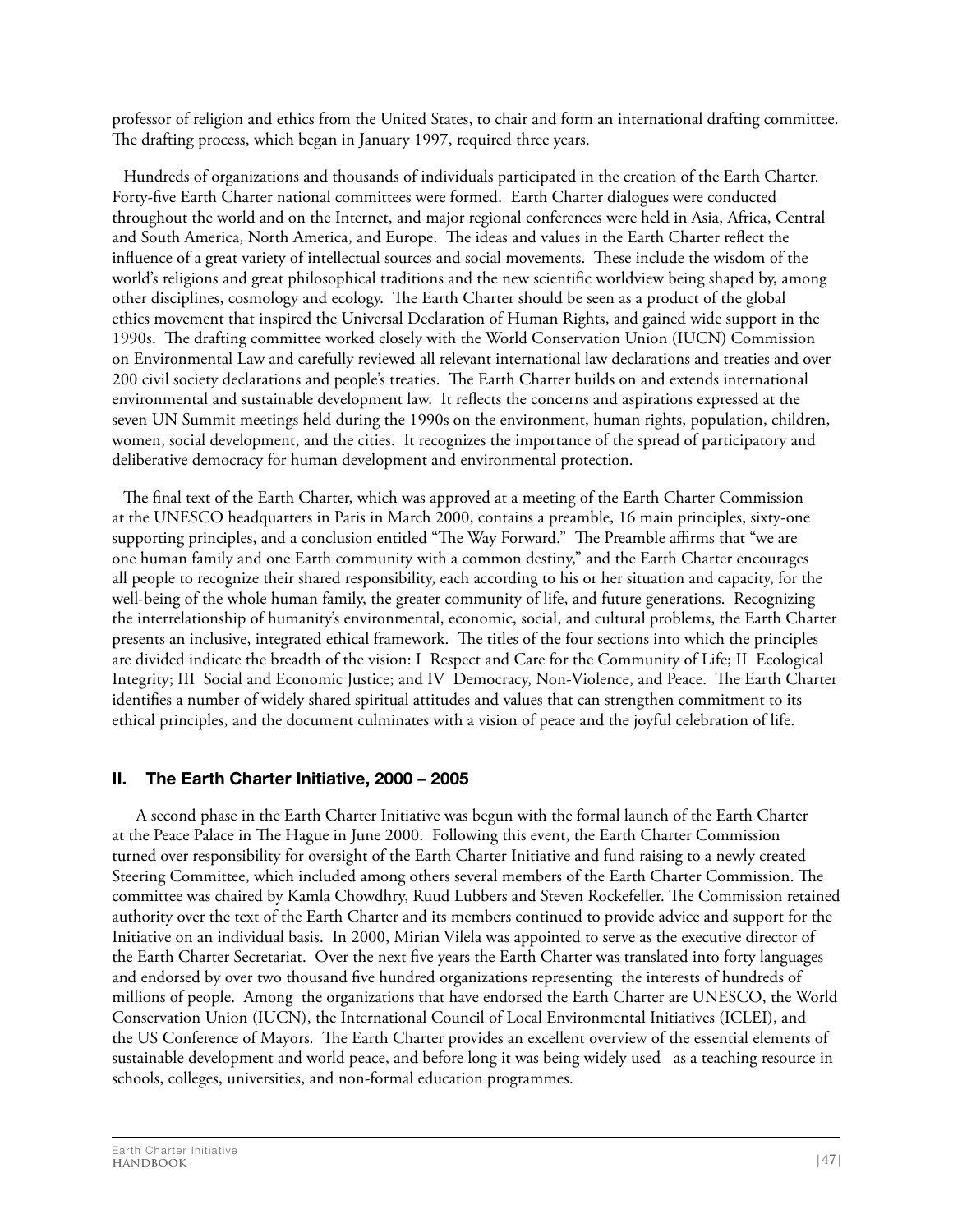professor of religion and ethics from the United States, to chair and form an international drafting committee. The drafting process, which began in January 1997, required three years.

Hundreds of organizations and thousands of individuals participated in the creation of the Earth Charter. Forty-five Earth Charter national committees were formed. Earth Charter dialogues were conducted throughout the world and on the Internet, and major regional conferences were held in Asia, Africa, Central and South America, North America, and Europe. The ideas and values in the Earth Charter reflect the influence of a great variety of intellectual sources and social movements. These include the wisdom of the world's religions and great philosophical traditions and the new scientific worldview being shaped by, among other disciplines, cosmology and ecology. The Earth Charter should be seen as a product of the global ethics movement that inspired the Universal Declaration of Human Rights, and gained wide support in the 1990s. The drafting committee worked closely with the World Conservation Union (IUCN) Commission on Environmental Law and carefully reviewed all relevant international law declarations and treaties and over 200 civil society declarations and people's treaties. The Earth Charter builds on and extends international environmental and sustainable development law. It reflects the concerns and aspirations expressed at the seven UN Summit meetings held during the 1990s on the environment, human rights, population, children, women, social development, and the cities. It recognizes the importance of the spread of participatory and deliberative democracy for human development and environmental protection.

The final text of the Earth Charter, which was approved at a meeting of the Earth Charter Commission at the UNESCO headquarters in Paris in March 2000, contains a preamble, 16 main principles, sixty-one supporting principles, and a conclusion entitled "The Way Forward." The Preamble affirms that "we are one human family and one Earth community with a common destiny," and the Earth Charter encourages all people to recognize their shared responsibility, each according to his or her situation and capacity, for the well-being of the whole human family, the greater community of life, and future generations. Recognizing the interrelationship of humanity's environmental, economic, social, and cultural problems, the Earth Charter presents an inclusive, integrated ethical framework. The titles of the four sections into which the principles are divided indicate the breadth of the vision: I Respect and Care for the Community of Life; II Ecological Integrity; III Social and Economic Justice; and IV Democracy, Non-Violence, and Peace. The Earth Charter identifies a number of widely shared spiritual attitudes and values that can strengthen commitment to its ethical principles, and the document culminates with a vision of peace and the joyful celebration of life.

## II. The Earth Charter Initiative, 2000 – 2005

A second phase in the Earth Charter Initiative was begun with the formal launch of the Earth Charter at the Peace Palace in The Hague in June 2000. Following this event, the Earth Charter Commission turned over responsibility for oversight of the Earth Charter Initiative and fund raising to a newly created Steering Committee, which included among others several members of the Earth Charter Commission. The committee was chaired by Kamla Chowdhry, Ruud Lubbers and Steven Rockefeller. The Commission retained authority over the text of the Earth Charter and its members continued to provide advice and support for the Initiative on an individual basis. In 2000, Mirian Vilela was appointed to serve as the executive director of the Earth Charter Secretariat. Over the next five years the Earth Charter was translated into forty languages and endorsed by over two thousand five hundred organizations representing the interests of hundreds of millions of people. Among the organizations that have endorsed the Earth Charter are UNESCO, the World Conservation Union (IUCN), the International Council of Local Environmental Initiatives (ICLEI), and the US Conference of Mayors. The Earth Charter provides an excellent overview of the essential elements of sustainable development and world peace, and before long it was being widely used as a teaching resource in schools, colleges, universities, and non-formal education programmes.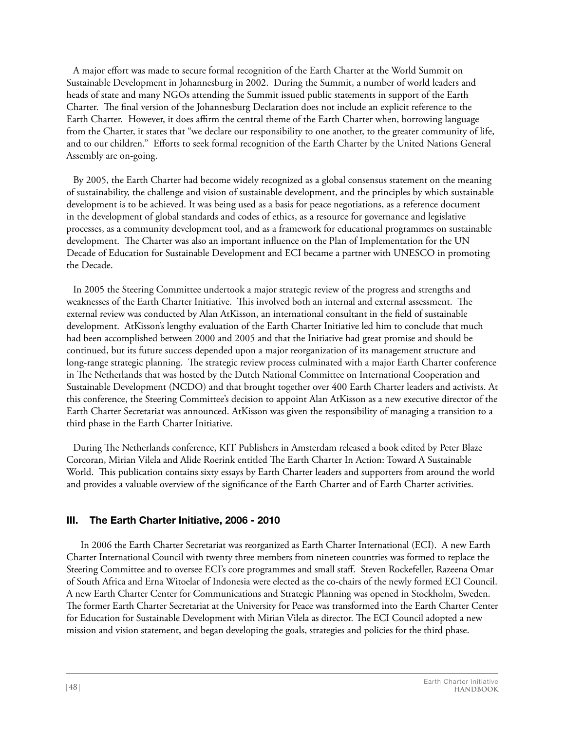A major effort was made to secure formal recognition of the Earth Charter at the World Summit on Sustainable Development in Johannesburg in 2002. During the Summit, a number of world leaders and heads of state and many NGOs attending the Summit issued public statements in support of the Earth Charter. The final version of the Johannesburg Declaration does not include an explicit reference to the Earth Charter. However, it does affirm the central theme of the Earth Charter when, borrowing language from the Charter, it states that "we declare our responsibility to one another, to the greater community of life, and to our children." Efforts to seek formal recognition of the Earth Charter by the United Nations General Assembly are on-going.

By 2005, the Earth Charter had become widely recognized as a global consensus statement on the meaning of sustainability, the challenge and vision of sustainable development, and the principles by which sustainable development is to be achieved. It was being used as a basis for peace negotiations, as a reference document in the development of global standards and codes of ethics, as a resource for governance and legislative processes, as a community development tool, and as a framework for educational programmes on sustainable development. The Charter was also an important influence on the Plan of Implementation for the UN Decade of Education for Sustainable Development and ECI became a partner with UNESCO in promoting the Decade.

In 2005 the Steering Committee undertook a major strategic review of the progress and strengths and weaknesses of the Earth Charter Initiative. This involved both an internal and external assessment. The external review was conducted by Alan AtKisson, an international consultant in the field of sustainable development. AtKisson's lengthy evaluation of the Earth Charter Initiative led him to conclude that much had been accomplished between 2000 and 2005 and that the Initiative had great promise and should be continued, but its future success depended upon a major reorganization of its management structure and long-range strategic planning. The strategic review process culminated with a major Earth Charter conference in The Netherlands that was hosted by the Dutch National Committee on International Cooperation and Sustainable Development (NCDO) and that brought together over 400 Earth Charter leaders and activists. At this conference, the Steering Committee's decision to appoint Alan AtKisson as a new executive director of the Earth Charter Secretariat was announced. AtKisson was given the responsibility of managing a transition to a third phase in the Earth Charter Initiative.

During The Netherlands conference, KIT Publishers in Amsterdam released a book edited by Peter Blaze Corcoran, Mirian Vilela and Alide Roerink entitled The Earth Charter In Action: Toward A Sustainable World. This publication contains sixty essays by Earth Charter leaders and supporters from around the world and provides a valuable overview of the significance of the Earth Charter and of Earth Charter activities.

## III. The Earth Charter Initiative, 2006 - 2010

In 2006 the Earth Charter Secretariat was reorganized as Earth Charter International (ECI). A new Earth Charter International Council with twenty three members from nineteen countries was formed to replace the Steering Committee and to oversee ECI's core programmes and small staff. Steven Rockefeller, Razeena Omar of South Africa and Erna Witoelar of Indonesia were elected as the co-chairs of the newly formed ECI Council. A new Earth Charter Center for Communications and Strategic Planning was opened in Stockholm, Sweden. The former Earth Charter Secretariat at the University for Peace was transformed into the Earth Charter Center for Education for Sustainable Development with Mirian Vilela as director. The ECI Council adopted a new mission and vision statement, and began developing the goals, strategies and policies for the third phase.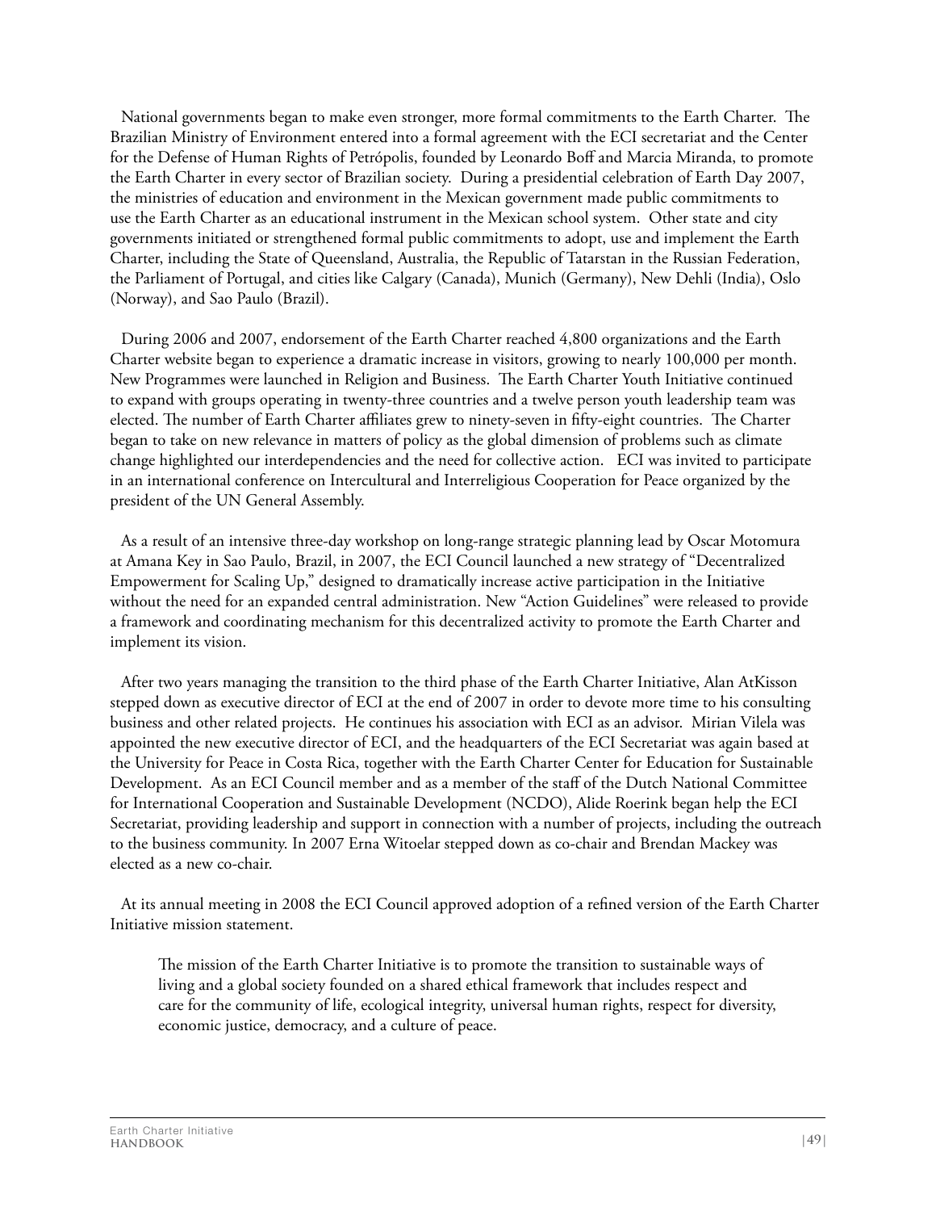National governments began to make even stronger, more formal commitments to the Earth Charter. The Brazilian Ministry of Environment entered into a formal agreement with the ECI secretariat and the Center for the Defense of Human Rights of Petrópolis, founded by Leonardo Boff and Marcia Miranda, to promote the Earth Charter in every sector of Brazilian society. During a presidential celebration of Earth Day 2007, the ministries of education and environment in the Mexican government made public commitments to use the Earth Charter as an educational instrument in the Mexican school system. Other state and city governments initiated or strengthened formal public commitments to adopt, use and implement the Earth Charter, including the State of Queensland, Australia, the Republic of Tatarstan in the Russian Federation, the Parliament of Portugal, and cities like Calgary (Canada), Munich (Germany), New Dehli (India), Oslo (Norway), and Sao Paulo (Brazil).

During 2006 and 2007, endorsement of the Earth Charter reached 4,800 organizations and the Earth Charter website began to experience a dramatic increase in visitors, growing to nearly 100,000 per month. New Programmes were launched in Religion and Business. The Earth Charter Youth Initiative continued to expand with groups operating in twenty-three countries and a twelve person youth leadership team was elected. The number of Earth Charter affiliates grew to ninety-seven in fifty-eight countries. The Charter began to take on new relevance in matters of policy as the global dimension of problems such as climate change highlighted our interdependencies and the need for collective action. ECI was invited to participate in an international conference on Intercultural and Interreligious Cooperation for Peace organized by the president of the UN General Assembly.

As a result of an intensive three-day workshop on long-range strategic planning lead by Oscar Motomura at Amana Key in Sao Paulo, Brazil, in 2007, the ECI Council launched a new strategy of "Decentralized Empowerment for Scaling Up," designed to dramatically increase active participation in the Initiative without the need for an expanded central administration. New "Action Guidelines" were released to provide a framework and coordinating mechanism for this decentralized activity to promote the Earth Charter and implement its vision.

After two years managing the transition to the third phase of the Earth Charter Initiative, Alan AtKisson stepped down as executive director of ECI at the end of 2007 in order to devote more time to his consulting business and other related projects. He continues his association with ECI as an advisor. Mirian Vilela was appointed the new executive director of ECI, and the headquarters of the ECI Secretariat was again based at the University for Peace in Costa Rica, together with the Earth Charter Center for Education for Sustainable Development. As an ECI Council member and as a member of the staff of the Dutch National Committee for International Cooperation and Sustainable Development (NCDO), Alide Roerink began help the ECI Secretariat, providing leadership and support in connection with a number of projects, including the outreach to the business community. In 2007 Erna Witoelar stepped down as co-chair and Brendan Mackey was elected as a new co-chair.

At its annual meeting in 2008 the ECI Council approved adoption of a refined version of the Earth Charter Initiative mission statement.

> The mission of the Earth Charter Initiative is to promote the transition to sustainable ways of living and a global society founded on a shared ethical framework that includes respect and care for the community of life, ecological integrity, universal human rights, respect for diversity, economic justice, democracy, and a culture of peace.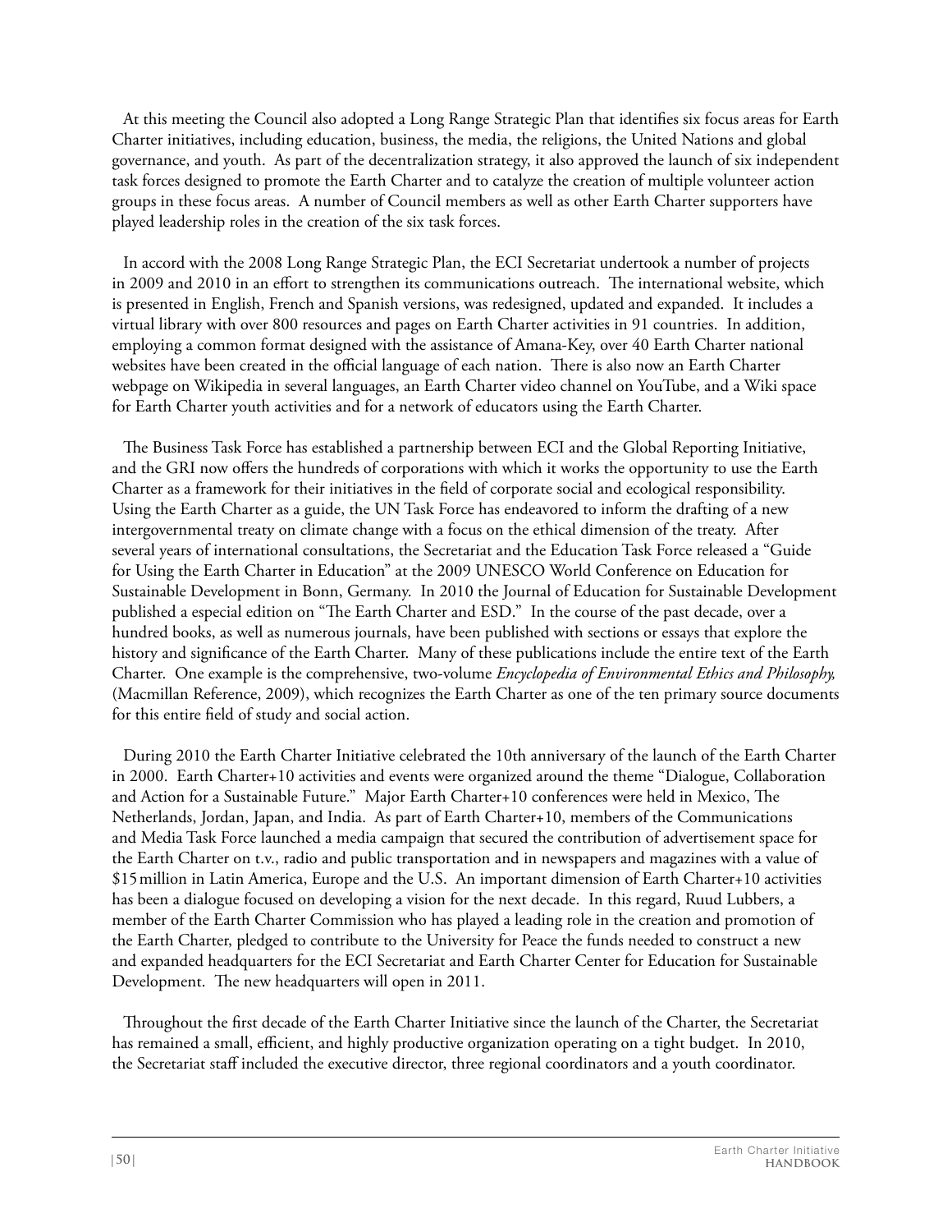At this meeting the Council also adopted a Long Range Strategic Plan that identifies six focus areas for Earth Charter initiatives, including education, business, the media, the religions, the United Nations and global governance, and youth. As part of the decentralization strategy, it also approved the launch of six independent task forces designed to promote the Earth Charter and to catalyze the creation of multiple volunteer action groups in these focus areas. A number of Council members as well as other Earth Charter supporters have played leadership roles in the creation of the six task forces.

In accord with the 2008 Long Range Strategic Plan, the ECI Secretariat undertook a number of projects in 2009 and 2010 in an effort to strengthen its communications outreach. The international website, which is presented in English, French and Spanish versions, was redesigned, updated and expanded. It includes a virtual library with over 800 resources and pages on Earth Charter activities in 91 countries. In addition, employing a common format designed with the assistance of Amana-Key, over 40 Earth Charter national websites have been created in the official language of each nation. There is also now an Earth Charter webpage on Wikipedia in several languages, an Earth Charter video channel on YouTube, and a Wiki space for Earth Charter youth activities and for a network of educators using the Earth Charter.

The Business Task Force has established a partnership between ECI and the Global Reporting Initiative, and the GRI now offers the hundreds of corporations with which it works the opportunity to use the Earth Charter as a framework for their initiatives in the field of corporate social and ecological responsibility. Using the Earth Charter as a guide, the UN Task Force has endeavored to inform the drafting of a new intergovernmental treaty on climate change with a focus on the ethical dimension of the treaty. After several years of international consultations, the Secretariat and the Education Task Force released a "Guide for Using the Earth Charter in Education" at the 2009 UNESCO World Conference on Education for Sustainable Development in Bonn, Germany. In 2010 the Journal of Education for Sustainable Development published a especial edition on "The Earth Charter and ESD." In the course of the past decade, over a hundred books, as well as numerous journals, have been published with sections or essays that explore the history and significance of the Earth Charter. Many of these publications include the entire text of the Earth Charter. One example is the comprehensive, two-volume *Encyclopedia of Environmental Ethics and Philosophy,* (Macmillan Reference, 2009), which recognizes the Earth Charter as one of the ten primary source documents for this entire field of study and social action.

During 2010 the Earth Charter Initiative celebrated the 10th anniversary of the launch of the Earth Charter in 2000. Earth Charter+10 activities and events were organized around the theme "Dialogue, Collaboration and Action for a Sustainable Future." Major Earth Charter+10 conferences were held in Mexico, The Netherlands, Jordan, Japan, and India. As part of Earth Charter+10, members of the Communications and Media Task Force launched a media campaign that secured the contribution of advertisement space for the Earth Charter on t.v., radio and public transportation and in newspapers and magazines with a value of $15 million in Latin America, Europe and the U.S. An important dimension of Earth Charter+10 activities has been a dialogue focused on developing a vision for the next decade. In this regard, Ruud Lubbers, a member of the Earth Charter Commission who has played a leading role in the creation and promotion of the Earth Charter, pledged to contribute to the University for Peace the funds needed to construct a new and expanded headquarters for the ECI Secretariat and Earth Charter Center for Education for Sustainable Development. The new headquarters will open in 2011.

Throughout the first decade of the Earth Charter Initiative since the launch of the Charter, the Secretariat has remained a small, efficient, and highly productive organization operating on a tight budget. In 2010, the Secretariat staff included the executive director, three regional coordinators and a youth coordinator.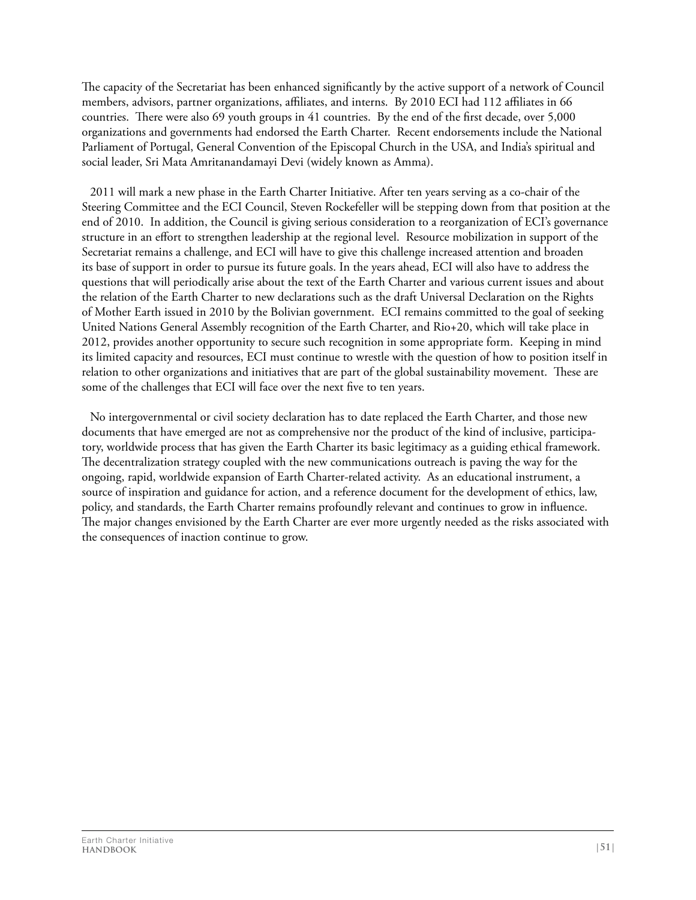The capacity of the Secretariat has been enhanced significantly by the active support of a network of Council members, advisors, partner organizations, affiliates, and interns. By 2010 ECI had 112 affiliates in 66 countries. There were also 69 youth groups in 41 countries. By the end of the first decade, over 5,000 organizations and governments had endorsed the Earth Charter. Recent endorsements include the National Parliament of Portugal, General Convention of the Episcopal Church in the USA, and India's spiritual and social leader, Sri Mata Amritanandamayi Devi (widely known as Amma).

2011 will mark a new phase in the Earth Charter Initiative. After ten years serving as a co-chair of the Steering Committee and the ECI Council, Steven Rockefeller will be stepping down from that position at the end of 2010. In addition, the Council is giving serious consideration to a reorganization of ECI's governance structure in an effort to strengthen leadership at the regional level. Resource mobilization in support of the Secretariat remains a challenge, and ECI will have to give this challenge increased attention and broaden its base of support in order to pursue its future goals. In the years ahead, ECI will also have to address the questions that will periodically arise about the text of the Earth Charter and various current issues and about the relation of the Earth Charter to new declarations such as the draft Universal Declaration on the Rights of Mother Earth issued in 2010 by the Bolivian government. ECI remains committed to the goal of seeking United Nations General Assembly recognition of the Earth Charter, and Rio+20, which will take place in 2012, provides another opportunity to secure such recognition in some appropriate form. Keeping in mind its limited capacity and resources, ECI must continue to wrestle with the question of how to position itself in relation to other organizations and initiatives that are part of the global sustainability movement. These are some of the challenges that ECI will face over the next five to ten years.

No intergovernmental or civil society declaration has to date replaced the Earth Charter, and those new documents that have emerged are not as comprehensive nor the product of the kind of inclusive, participatory, worldwide process that has given the Earth Charter its basic legitimacy as a guiding ethical framework. The decentralization strategy coupled with the new communications outreach is paving the way for the ongoing, rapid, worldwide expansion of Earth Charter-related activity. As an educational instrument, a source of inspiration and guidance for action, and a reference document for the development of ethics, law, policy, and standards, the Earth Charter remains profoundly relevant and continues to grow in influence. The major changes envisioned by the Earth Charter are ever more urgently needed as the risks associated with the consequences of inaction continue to grow.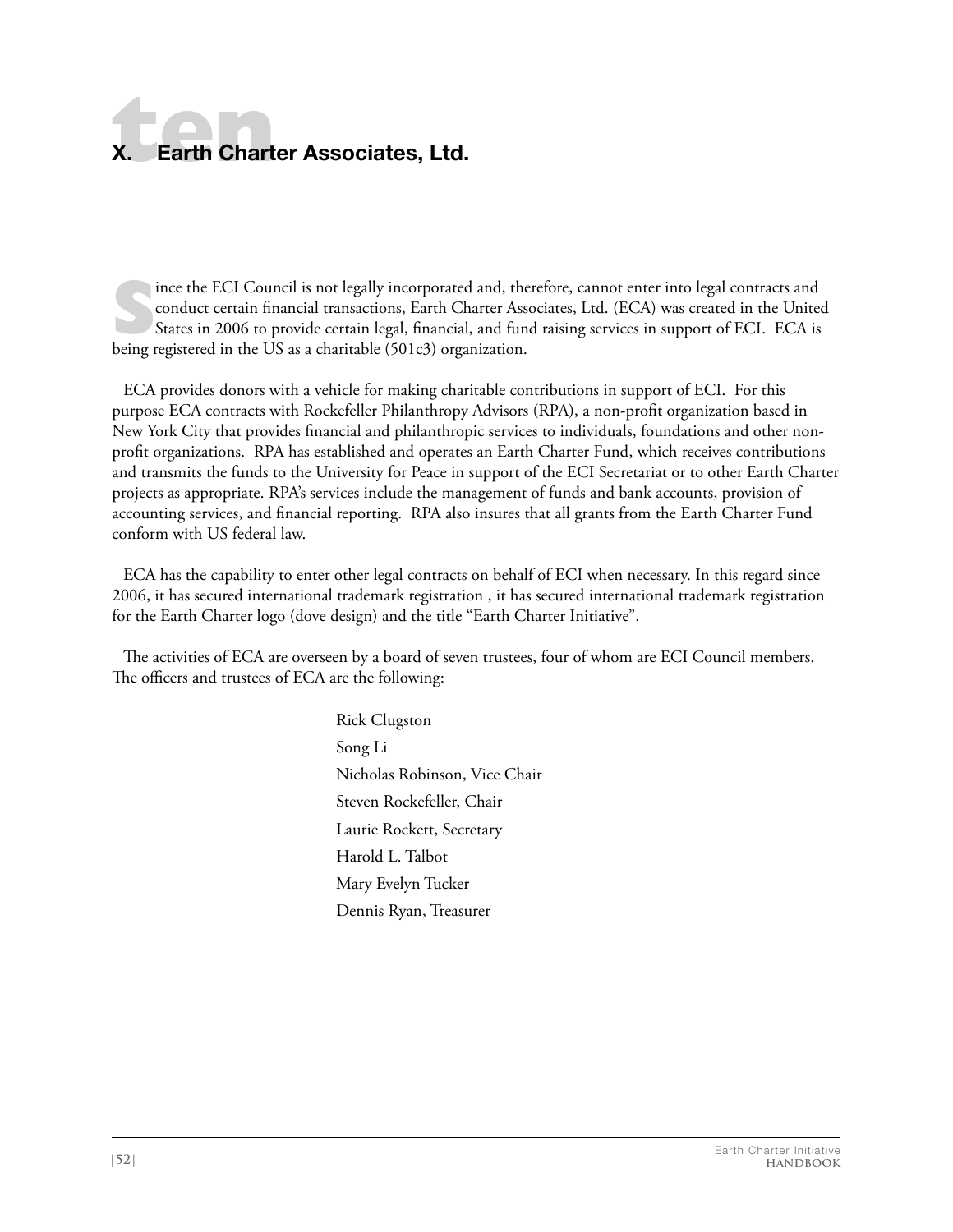# X. Earth Charter Associates, Ltd.

Since the ECI Council is not legally incorporated and, therefore, cannot enter into legal contracts and conduct certain financial transactions, Earth Charter Associates, Ltd. (ECA) was created in the United States in 2006 to provide certain legal, financial, and fund raising services in support of ECI. ECA is being registered in the US as a charitable (501c3) organization.

ECA provides donors with a vehicle for making charitable contributions in support of ECI. For this purpose ECA contracts with Rockefeller Philanthropy Advisors (RPA), a non-profit organization based in New York City that provides financial and philanthropic services to individuals, foundations and other non-profit organizations. RPA has established and operates an Earth Charter Fund, which receives contributions and transmits the funds to the University for Peace in support of the ECI Secretariat or to other Earth Charter projects as appropriate. RPA's services include the management of funds and bank accounts, provision of accounting services, and financial reporting. RPA also insures that all grants from the Earth Charter Fund conform with US federal law.

ECA has the capability to enter other legal contracts on behalf of ECI when necessary. In this regard since 2006, it has secured international trademark registration , it has secured international trademark registration for the Earth Charter logo (dove design) and the title "Earth Charter Initiative".

The activities of ECA are overseen by a board of seven trustees, four of whom are ECI Council members. The officers and trustees of ECA are the following:

Rick Clugston  
Song Li  
Nicholas Robinson, Vice Chair  
Steven Rockefeller, Chair  
Laurie Rockett, Secretary  
Harold L. Talbot  
Mary Evelyn Tucker  
Dennis Ryan, Treasurer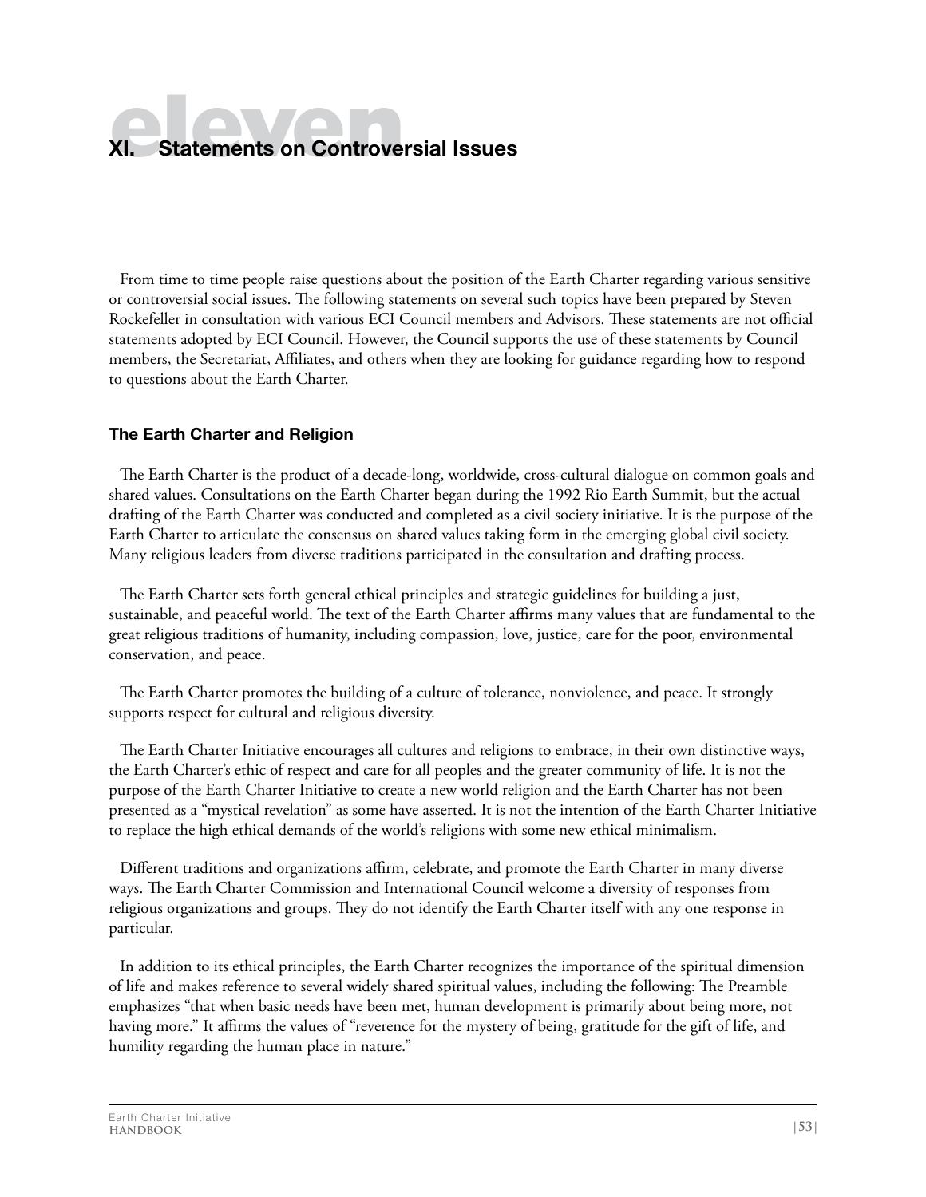# XI. Statements on Controversial Issues

From time to time people raise questions about the position of the Earth Charter regarding various sensitive or controversial social issues. The following statements on several such topics have been prepared by Steven Rockefeller in consultation with various ECI Council members and Advisors. These statements are not official statements adopted by ECI Council. However, the Council supports the use of these statements by Council members, the Secretariat, Affiliates, and others when they are looking for guidance regarding how to respond to questions about the Earth Charter.

## The Earth Charter and Religion

The Earth Charter is the product of a decade-long, worldwide, cross-cultural dialogue on common goals and shared values. Consultations on the Earth Charter began during the 1992 Rio Earth Summit, but the actual drafting of the Earth Charter was conducted and completed as a civil society initiative. It is the purpose of the Earth Charter to articulate the consensus on shared values taking form in the emerging global civil society. Many religious leaders from diverse traditions participated in the consultation and drafting process.

The Earth Charter sets forth general ethical principles and strategic guidelines for building a just, sustainable, and peaceful world. The text of the Earth Charter affirms many values that are fundamental to the great religious traditions of humanity, including compassion, love, justice, care for the poor, environmental conservation, and peace.

The Earth Charter promotes the building of a culture of tolerance, nonviolence, and peace. It strongly supports respect for cultural and religious diversity.

The Earth Charter Initiative encourages all cultures and religions to embrace, in their own distinctive ways, the Earth Charter's ethic of respect and care for all peoples and the greater community of life. It is not the purpose of the Earth Charter Initiative to create a new world religion and the Earth Charter has not been presented as a "mystical revelation" as some have asserted. It is not the intention of the Earth Charter Initiative to replace the high ethical demands of the world's religions with some new ethical minimalism.

Different traditions and organizations affirm, celebrate, and promote the Earth Charter in many diverse ways. The Earth Charter Commission and International Council welcome a diversity of responses from religious organizations and groups. They do not identify the Earth Charter itself with any one response in particular.

In addition to its ethical principles, the Earth Charter recognizes the importance of the spiritual dimension of life and makes reference to several widely shared spiritual values, including the following: The Preamble emphasizes "that when basic needs have been met, human development is primarily about being more, not having more." It affirms the values of "reverence for the mystery of being, gratitude for the gift of life, and humility regarding the human place in nature."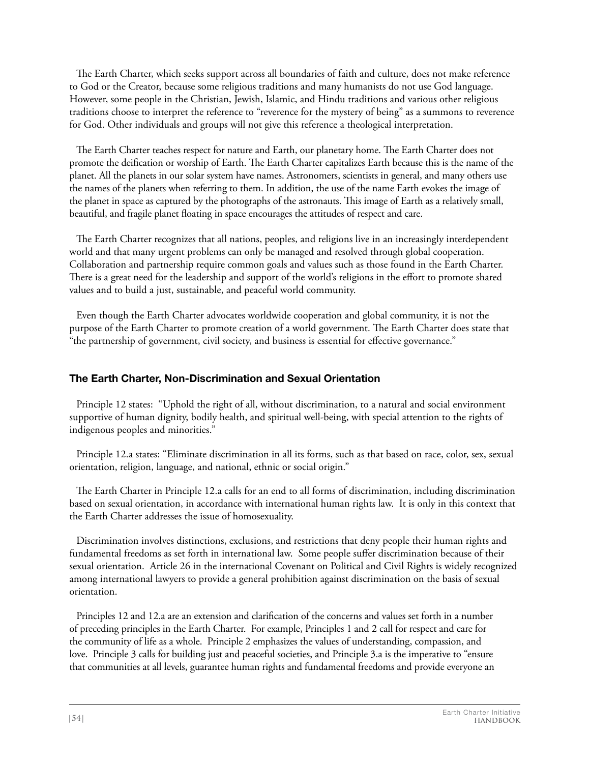The Earth Charter, which seeks support across all boundaries of faith and culture, does not make reference to God or the Creator, because some religious traditions and many humanists do not use God language. However, some people in the Christian, Jewish, Islamic, and Hindu traditions and various other religious traditions choose to interpret the reference to "reverence for the mystery of being" as a summons to reverence for God. Other individuals and groups will not give this reference a theological interpretation.

The Earth Charter teaches respect for nature and Earth, our planetary home. The Earth Charter does not promote the deification or worship of Earth. The Earth Charter capitalizes Earth because this is the name of the planet. All the planets in our solar system have names. Astronomers, scientists in general, and many others use the names of the planets when referring to them. In addition, the use of the name Earth evokes the image of the planet in space as captured by the photographs of the astronauts. This image of Earth as a relatively small, beautiful, and fragile planet floating in space encourages the attitudes of respect and care.

The Earth Charter recognizes that all nations, peoples, and religions live in an increasingly interdependent world and that many urgent problems can only be managed and resolved through global cooperation. Collaboration and partnership require common goals and values such as those found in the Earth Charter. There is a great need for the leadership and support of the world's religions in the effort to promote shared values and to build a just, sustainable, and peaceful world community.

Even though the Earth Charter advocates worldwide cooperation and global community, it is not the purpose of the Earth Charter to promote creation of a world government. The Earth Charter does state that "the partnership of government, civil society, and business is essential for effective governance."

### The Earth Charter, Non-Discrimination and Sexual Orientation

Principle 12 states: "Uphold the right of all, without discrimination, to a natural and social environment supportive of human dignity, bodily health, and spiritual well-being, with special attention to the rights of indigenous peoples and minorities."

Principle 12.a states: "Eliminate discrimination in all its forms, such as that based on race, color, sex, sexual orientation, religion, language, and national, ethnic or social origin."

The Earth Charter in Principle 12.a calls for an end to all forms of discrimination, including discrimination based on sexual orientation, in accordance with international human rights law. It is only in this context that the Earth Charter addresses the issue of homosexuality.

Discrimination involves distinctions, exclusions, and restrictions that deny people their human rights and fundamental freedoms as set forth in international law. Some people suffer discrimination because of their sexual orientation. Article 26 in the international Covenant on Political and Civil Rights is widely recognized among international lawyers to provide a general prohibition against discrimination on the basis of sexual orientation.

Principles 12 and 12.a are an extension and clarification of the concerns and values set forth in a number of preceding principles in the Earth Charter. For example, Principles 1 and 2 call for respect and care for the community of life as a whole. Principle 2 emphasizes the values of understanding, compassion, and love. Principle 3 calls for building just and peaceful societies, and Principle 3.a is the imperative to "ensure that communities at all levels, guarantee human rights and fundamental freedoms and provide everyone an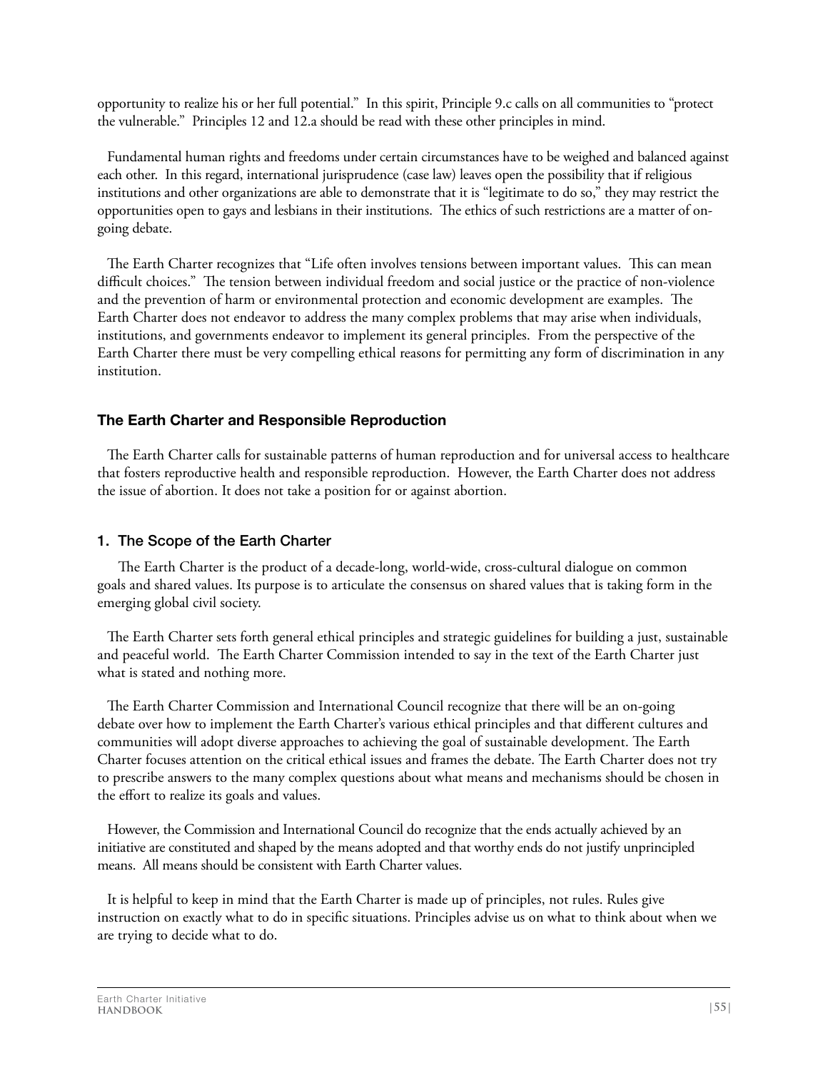opportunity to realize his or her full potential." In this spirit, Principle 9.c calls on all communities to "protect the vulnerable." Principles 12 and 12.a should be read with these other principles in mind.

Fundamental human rights and freedoms under certain circumstances have to be weighed and balanced against each other. In this regard, international jurisprudence (case law) leaves open the possibility that if religious institutions and other organizations are able to demonstrate that it is "legitimate to do so," they may restrict the opportunities open to gays and lesbians in their institutions. The ethics of such restrictions are a matter of on-going debate.

The Earth Charter recognizes that "Life often involves tensions between important values. This can mean difficult choices." The tension between individual freedom and social justice or the practice of non-violence and the prevention of harm or environmental protection and economic development are examples. The Earth Charter does not endeavor to address the many complex problems that may arise when individuals, institutions, and governments endeavor to implement its general principles. From the perspective of the Earth Charter there must be very compelling ethical reasons for permitting any form of discrimination in any institution.

### The Earth Charter and Responsible Reproduction

The Earth Charter calls for sustainable patterns of human reproduction and for universal access to healthcare that fosters reproductive health and responsible reproduction. However, the Earth Charter does not address the issue of abortion. It does not take a position for or against abortion.

### 1. The Scope of the Earth Charter

The Earth Charter is the product of a decade-long, world-wide, cross-cultural dialogue on common goals and shared values. Its purpose is to articulate the consensus on shared values that is taking form in the emerging global civil society.

The Earth Charter sets forth general ethical principles and strategic guidelines for building a just, sustainable and peaceful world. The Earth Charter Commission intended to say in the text of the Earth Charter just what is stated and nothing more.

The Earth Charter Commission and International Council recognize that there will be an on-going debate over how to implement the Earth Charter's various ethical principles and that different cultures and communities will adopt diverse approaches to achieving the goal of sustainable development. The Earth Charter focuses attention on the critical ethical issues and frames the debate. The Earth Charter does not try to prescribe answers to the many complex questions about what means and mechanisms should be chosen in the effort to realize its goals and values.

However, the Commission and International Council do recognize that the ends actually achieved by an initiative are constituted and shaped by the means adopted and that worthy ends do not justify unprincipled means. All means should be consistent with Earth Charter values.

It is helpful to keep in mind that the Earth Charter is made up of principles, not rules. Rules give instruction on exactly what to do in specific situations. Principles advise us on what to think about when we are trying to decide what to do.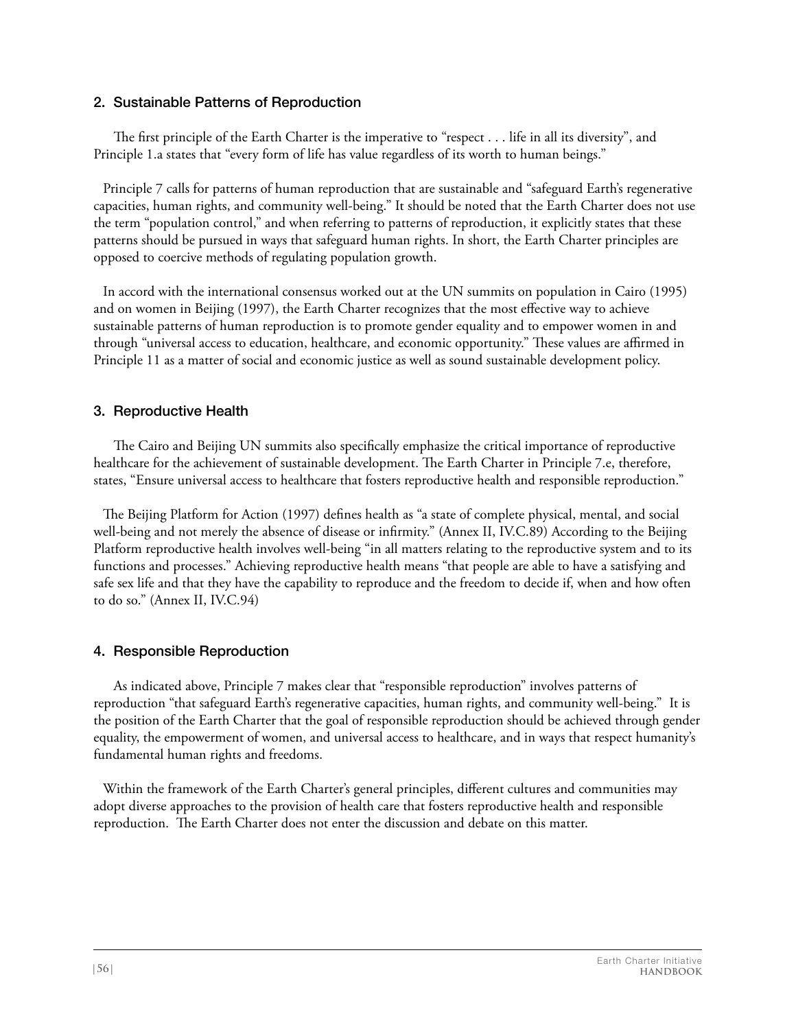## 2. Sustainable Patterns of Reproduction

The first principle of the Earth Charter is the imperative to "respect . . . life in all its diversity", and Principle 1.a states that "every form of life has value regardless of its worth to human beings."

Principle 7 calls for patterns of human reproduction that are sustainable and "safeguard Earth's regenerative capacities, human rights, and community well-being." It should be noted that the Earth Charter does not use the term "population control," and when referring to patterns of reproduction, it explicitly states that these patterns should be pursued in ways that safeguard human rights. In short, the Earth Charter principles are opposed to coercive methods of regulating population growth.

In accord with the international consensus worked out at the UN summits on population in Cairo (1995) and on women in Beijing (1997), the Earth Charter recognizes that the most effective way to achieve sustainable patterns of human reproduction is to promote gender equality and to empower women in and through "universal access to education, healthcare, and economic opportunity." These values are affirmed in Principle 11 as a matter of social and economic justice as well as sound sustainable development policy.

## 3. Reproductive Health

The Cairo and Beijing UN summits also specifically emphasize the critical importance of reproductive healthcare for the achievement of sustainable development. The Earth Charter in Principle 7.e, therefore, states, "Ensure universal access to healthcare that fosters reproductive health and responsible reproduction."

The Beijing Platform for Action (1997) defines health as "a state of complete physical, mental, and social well-being and not merely the absence of disease or infirmity." (Annex II, IV.C.89) According to the Beijing Platform reproductive health involves well-being "in all matters relating to the reproductive system and to its functions and processes." Achieving reproductive health means "that people are able to have a satisfying and safe sex life and that they have the capability to reproduce and the freedom to decide if, when and how often to do so." (Annex II, IV.C.94)

## 4. Responsible Reproduction

As indicated above, Principle 7 makes clear that "responsible reproduction" involves patterns of reproduction "that safeguard Earth's regenerative capacities, human rights, and community well-being." It is the position of the Earth Charter that the goal of responsible reproduction should be achieved through gender equality, the empowerment of women, and universal access to healthcare, and in ways that respect humanity's fundamental human rights and freedoms.

Within the framework of the Earth Charter's general principles, different cultures and communities may adopt diverse approaches to the provision of health care that fosters reproductive health and responsible reproduction. The Earth Charter does not enter the discussion and debate on this matter.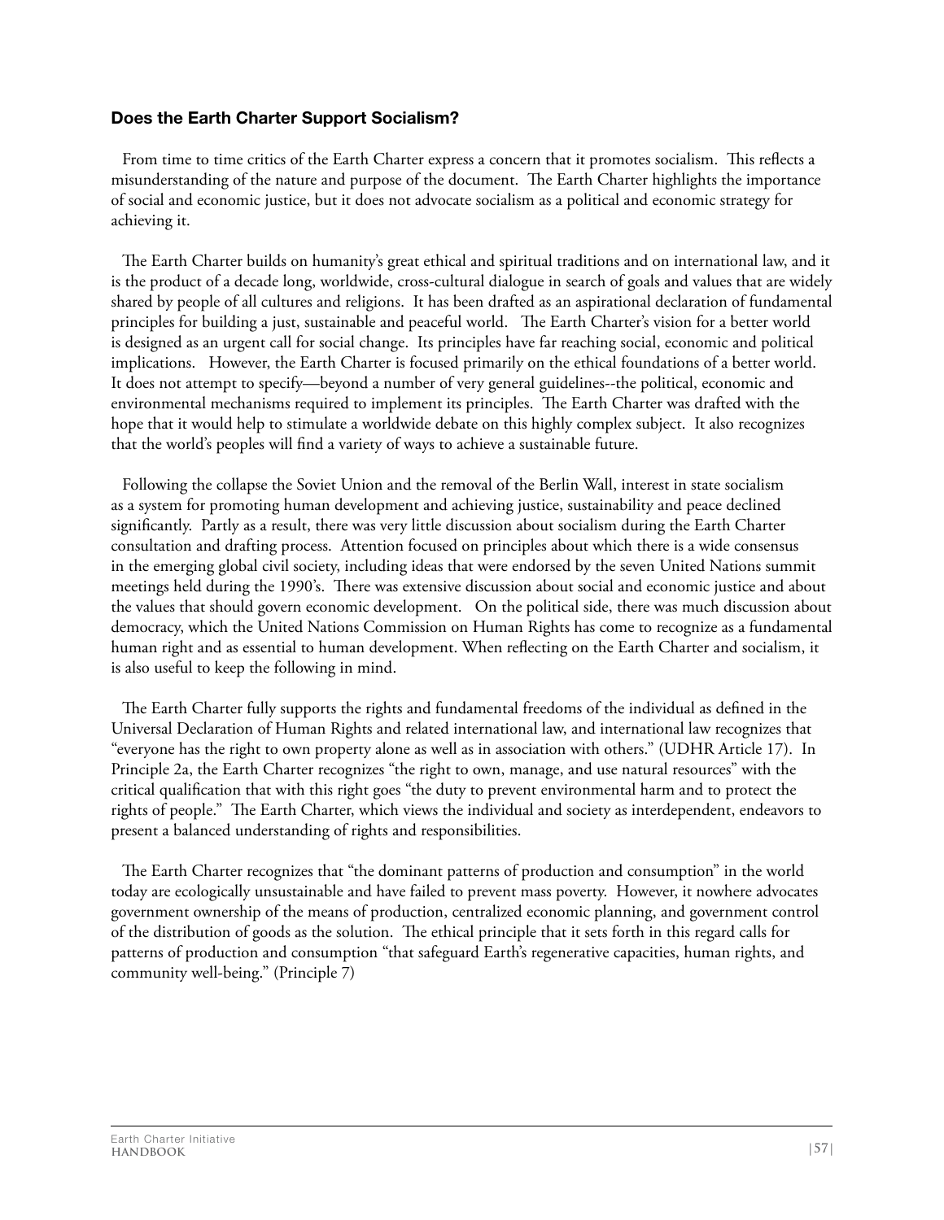### Does the Earth Charter Support Socialism?

From time to time critics of the Earth Charter express a concern that it promotes socialism. This reflects a misunderstanding of the nature and purpose of the document. The Earth Charter highlights the importance of social and economic justice, but it does not advocate socialism as a political and economic strategy for achieving it.

The Earth Charter builds on humanity's great ethical and spiritual traditions and on international law, and it is the product of a decade long, worldwide, cross-cultural dialogue in search of goals and values that are widely shared by people of all cultures and religions. It has been drafted as an aspirational declaration of fundamental principles for building a just, sustainable and peaceful world. The Earth Charter's vision for a better world is designed as an urgent call for social change. Its principles have far reaching social, economic and political implications. However, the Earth Charter is focused primarily on the ethical foundations of a better world. It does not attempt to specify—beyond a number of very general guidelines--the political, economic and environmental mechanisms required to implement its principles. The Earth Charter was drafted with the hope that it would help to stimulate a worldwide debate on this highly complex subject. It also recognizes that the world's peoples will find a variety of ways to achieve a sustainable future.

Following the collapse the Soviet Union and the removal of the Berlin Wall, interest in state socialism as a system for promoting human development and achieving justice, sustainability and peace declined significantly. Partly as a result, there was very little discussion about socialism during the Earth Charter consultation and drafting process. Attention focused on principles about which there is a wide consensus in the emerging global civil society, including ideas that were endorsed by the seven United Nations summit meetings held during the 1990's. There was extensive discussion about social and economic justice and about the values that should govern economic development. On the political side, there was much discussion about democracy, which the United Nations Commission on Human Rights has come to recognize as a fundamental human right and as essential to human development. When reflecting on the Earth Charter and socialism, it is also useful to keep the following in mind.

The Earth Charter fully supports the rights and fundamental freedoms of the individual as defined in the Universal Declaration of Human Rights and related international law, and international law recognizes that "everyone has the right to own property alone as well as in association with others." (UDHR Article 17). In Principle 2a, the Earth Charter recognizes "the right to own, manage, and use natural resources" with the critical qualification that with this right goes "the duty to prevent environmental harm and to protect the rights of people." The Earth Charter, which views the individual and society as interdependent, endeavors to present a balanced understanding of rights and responsibilities.

The Earth Charter recognizes that "the dominant patterns of production and consumption" in the world today are ecologically unsustainable and have failed to prevent mass poverty. However, it nowhere advocates government ownership of the means of production, centralized economic planning, and government control of the distribution of goods as the solution. The ethical principle that it sets forth in this regard calls for patterns of production and consumption "that safeguard Earth's regenerative capacities, human rights, and community well-being." (Principle 7)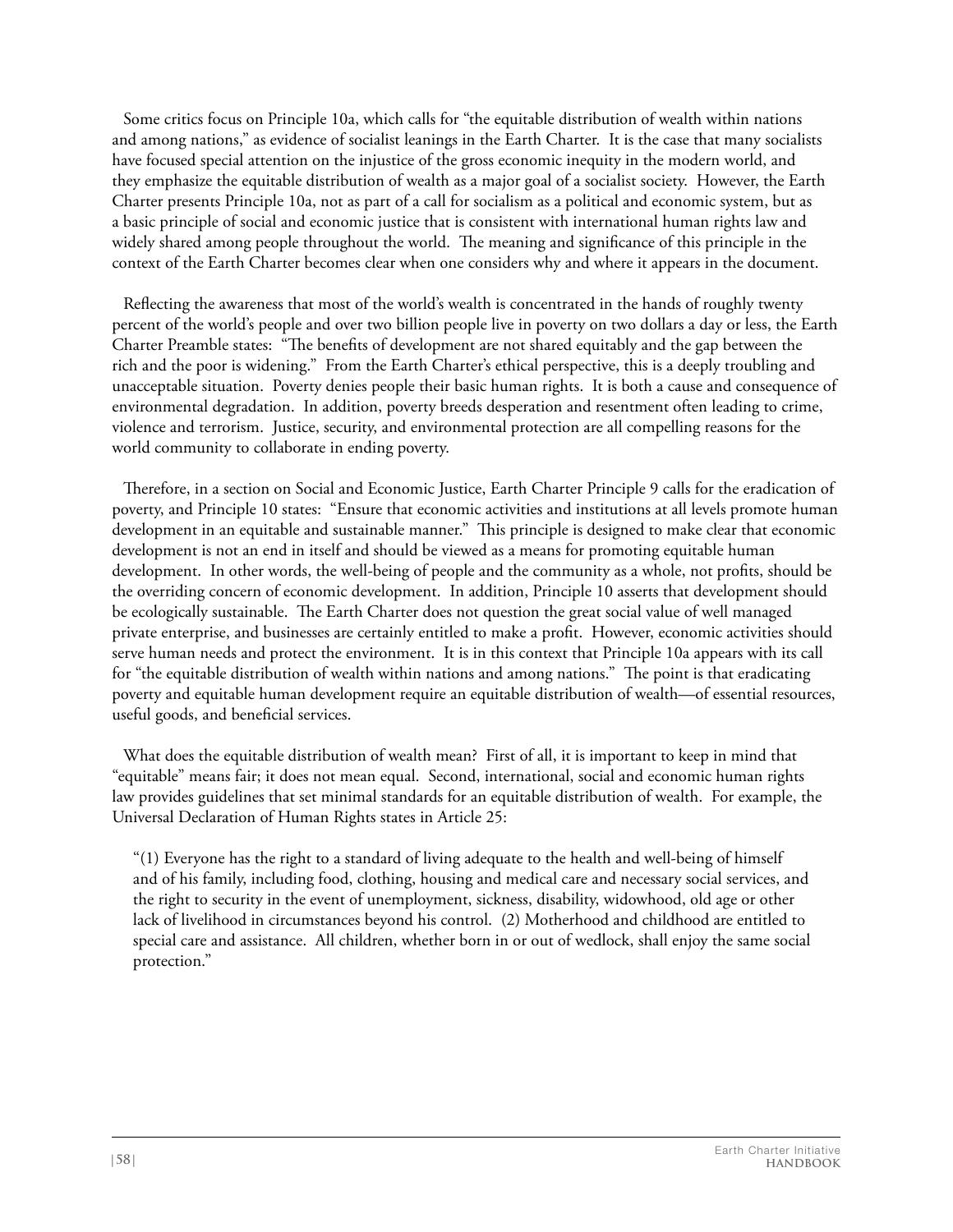Some critics focus on Principle 10a, which calls for "the equitable distribution of wealth within nations and among nations," as evidence of socialist leanings in the Earth Charter. It is the case that many socialists have focused special attention on the injustice of the gross economic inequity in the modern world, and they emphasize the equitable distribution of wealth as a major goal of a socialist society. However, the Earth Charter presents Principle 10a, not as part of a call for socialism as a political and economic system, but as a basic principle of social and economic justice that is consistent with international human rights law and widely shared among people throughout the world. The meaning and significance of this principle in the context of the Earth Charter becomes clear when one considers why and where it appears in the document.

Reflecting the awareness that most of the world's wealth is concentrated in the hands of roughly twenty percent of the world's people and over two billion people live in poverty on two dollars a day or less, the Earth Charter Preamble states: "The benefits of development are not shared equitably and the gap between the rich and the poor is widening." From the Earth Charter's ethical perspective, this is a deeply troubling and unacceptable situation. Poverty denies people their basic human rights. It is both a cause and consequence of environmental degradation. In addition, poverty breeds desperation and resentment often leading to crime, violence and terrorism. Justice, security, and environmental protection are all compelling reasons for the world community to collaborate in ending poverty.

Therefore, in a section on Social and Economic Justice, Earth Charter Principle 9 calls for the eradication of poverty, and Principle 10 states: "Ensure that economic activities and institutions at all levels promote human development in an equitable and sustainable manner." This principle is designed to make clear that economic development is not an end in itself and should be viewed as a means for promoting equitable human development. In other words, the well-being of people and the community as a whole, not profits, should be the overriding concern of economic development. In addition, Principle 10 asserts that development should be ecologically sustainable. The Earth Charter does not question the great social value of well managed private enterprise, and businesses are certainly entitled to make a profit. However, economic activities should serve human needs and protect the environment. It is in this context that Principle 10a appears with its call for "the equitable distribution of wealth within nations and among nations." The point is that eradicating poverty and equitable human development require an equitable distribution of wealth—of essential resources, useful goods, and beneficial services.

What does the equitable distribution of wealth mean? First of all, it is important to keep in mind that "equitable" means fair; it does not mean equal. Second, international, social and economic human rights law provides guidelines that set minimal standards for an equitable distribution of wealth. For example, the Universal Declaration of Human Rights states in Article 25:

> "(1) Everyone has the right to a standard of living adequate to the health and well-being of himself and of his family, including food, clothing, housing and medical care and necessary social services, and the right to security in the event of unemployment, sickness, disability, widowhood, old age or other lack of livelihood in circumstances beyond his control. (2) Motherhood and childhood are entitled to special care and assistance. All children, whether born in or out of wedlock, shall enjoy the same social protection."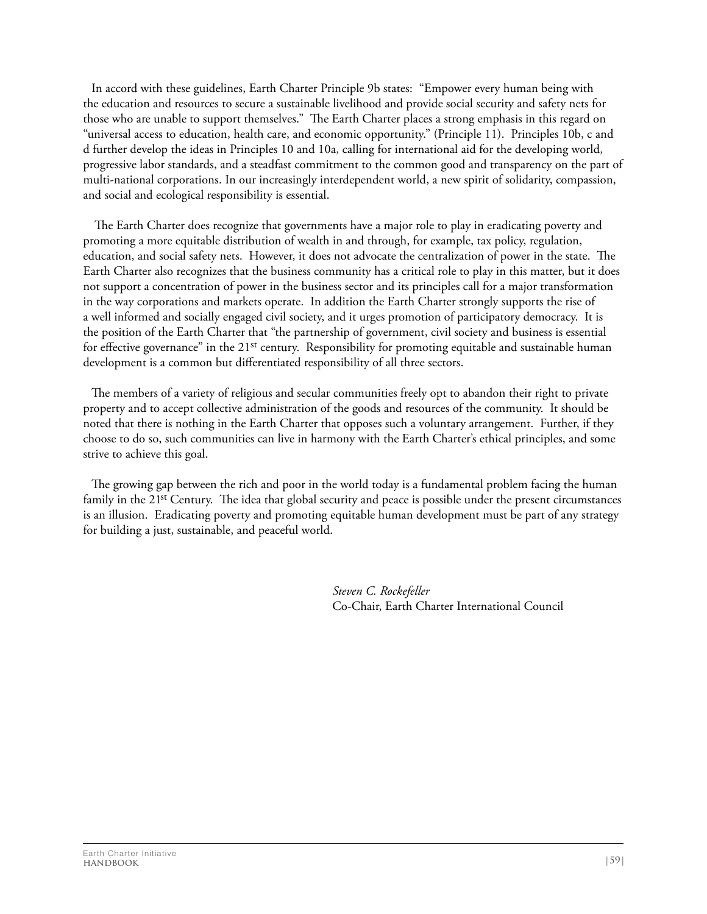In accord with these guidelines, Earth Charter Principle 9b states: "Empower every human being with the education and resources to secure a sustainable livelihood and provide social security and safety nets for those who are unable to support themselves." The Earth Charter places a strong emphasis in this regard on "universal access to education, health care, and economic opportunity." (Principle 11). Principles 10b, c and d further develop the ideas in Principles 10 and 10a, calling for international aid for the developing world, progressive labor standards, and a steadfast commitment to the common good and transparency on the part of multi-national corporations. In our increasingly interdependent world, a new spirit of solidarity, compassion, and social and ecological responsibility is essential.

The Earth Charter does recognize that governments have a major role to play in eradicating poverty and promoting a more equitable distribution of wealth in and through, for example, tax policy, regulation, education, and social safety nets. However, it does not advocate the centralization of power in the state. The Earth Charter also recognizes that the business community has a critical role to play in this matter, but it does not support a concentration of power in the business sector and its principles call for a major transformation in the way corporations and markets operate. In addition the Earth Charter strongly supports the rise of a well informed and socially engaged civil society, and it urges promotion of participatory democracy. It is the position of the Earth Charter that "the partnership of government, civil society and business is essential for effective governance" in the 21st century. Responsibility for promoting equitable and sustainable human development is a common but differentiated responsibility of all three sectors.

The members of a variety of religious and secular communities freely opt to abandon their right to private property and to accept collective administration of the goods and resources of the community. It should be noted that there is nothing in the Earth Charter that opposes such a voluntary arrangement. Further, if they choose to do so, such communities can live in harmony with the Earth Charter's ethical principles, and some strive to achieve this goal.

The growing gap between the rich and poor in the world today is a fundamental problem facing the human family in the 21st Century. The idea that global security and peace is possible under the present circumstances is an illusion. Eradicating poverty and promoting equitable human development must be part of any strategy for building a just, sustainable, and peaceful world.

*Steven C. Rockefeller*
Co-Chair, Earth Charter International Council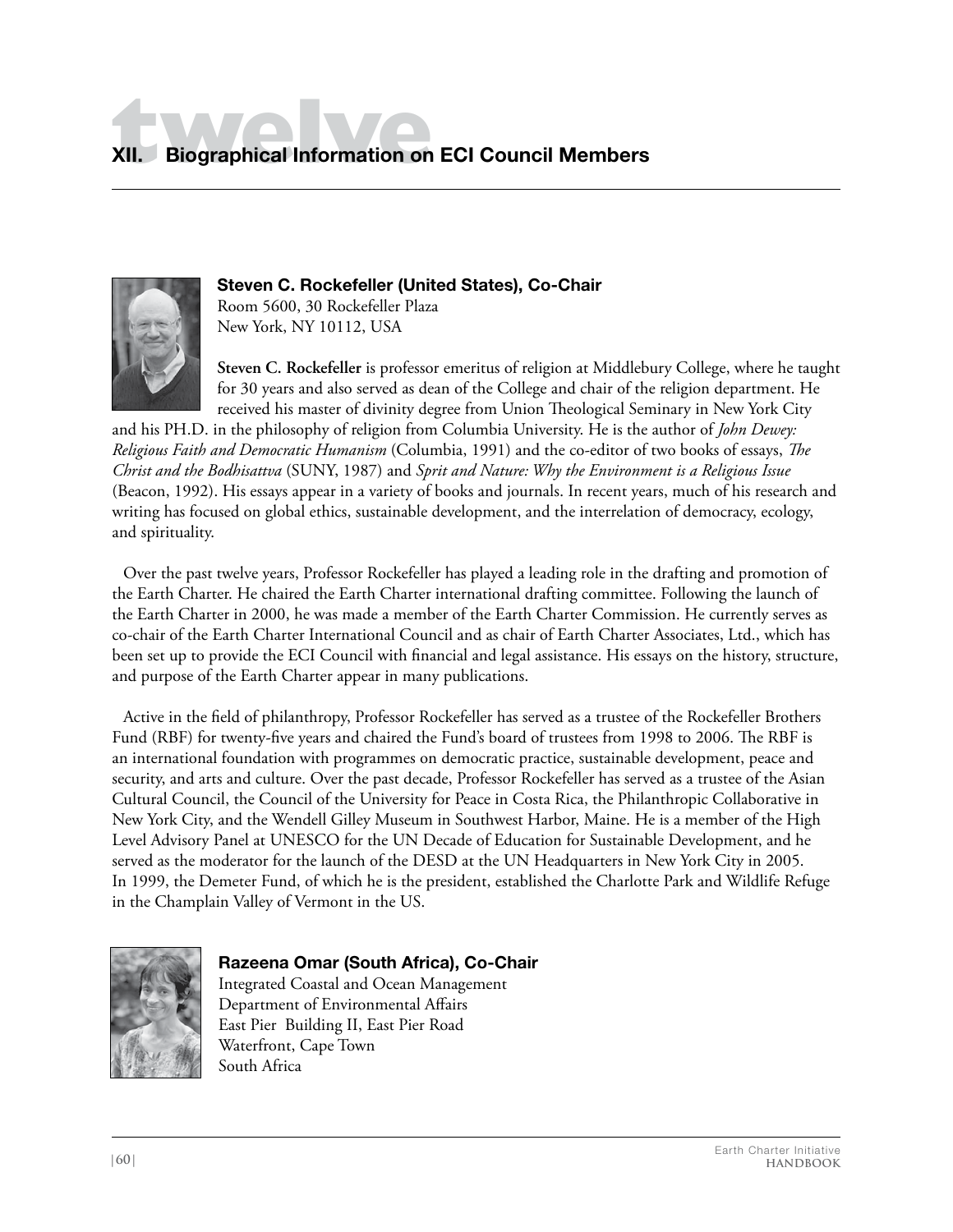# XII. Biographical Information on ECI Council Members

### Steven C. Rockefeller (United States), Co-Chair

Room 5600, 30 Rockefeller Plaza
New York, NY 10112, USA

**Steven C. Rockefeller** is professor emeritus of religion at Middlebury College, where he taught for 30 years and also served as dean of the College and chair of the religion department. He received his master of divinity degree from Union Theological Seminary in New York City and his PH.D. in the philosophy of religion from Columbia University. He is the author of *John Dewey: Religious Faith and Democratic Humanism* (Columbia, 1991) and the co-editor of two books of essays, *The Christ and the Bodhisattva* (SUNY, 1987) and *Sprit and Nature: Why the Environment is a Religious Issue* (Beacon, 1992). His essays appear in a variety of books and journals. In recent years, much of his research and writing has focused on global ethics, sustainable development, and the interrelation of democracy, ecology, and spirituality.

Over the past twelve years, Professor Rockefeller has played a leading role in the drafting and promotion of the Earth Charter. He chaired the Earth Charter international drafting committee. Following the launch of the Earth Charter in 2000, he was made a member of the Earth Charter Commission. He currently serves as co-chair of the Earth Charter International Council and as chair of Earth Charter Associates, Ltd., which has been set up to provide the ECI Council with financial and legal assistance. His essays on the history, structure, and purpose of the Earth Charter appear in many publications.

Active in the field of philanthropy, Professor Rockefeller has served as a trustee of the Rockefeller Brothers Fund (RBF) for twenty-five years and chaired the Fund's board of trustees from 1998 to 2006. The RBF is an international foundation with programmes on democratic practice, sustainable development, peace and security, and arts and culture. Over the past decade, Professor Rockefeller has served as a trustee of the Asian Cultural Council, the Council of the University for Peace in Costa Rica, the Philanthropic Collaborative in New York City, and the Wendell Gilley Museum in Southwest Harbor, Maine. He is a member of the High Level Advisory Panel at UNESCO for the UN Decade of Education for Sustainable Development, and he served as the moderator for the launch of the DESD at the UN Headquarters in New York City in 2005. In 1999, the Demeter Fund, of which he is the president, established the Charlotte Park and Wildlife Refuge in the Champlain Valley of Vermont in the US.

### Razeena Omar (South Africa), Co-Chair

Integrated Coastal and Ocean Management
Department of Environmental Affairs
East Pier Building II, East Pier Road
Waterfront, Cape Town
South Africa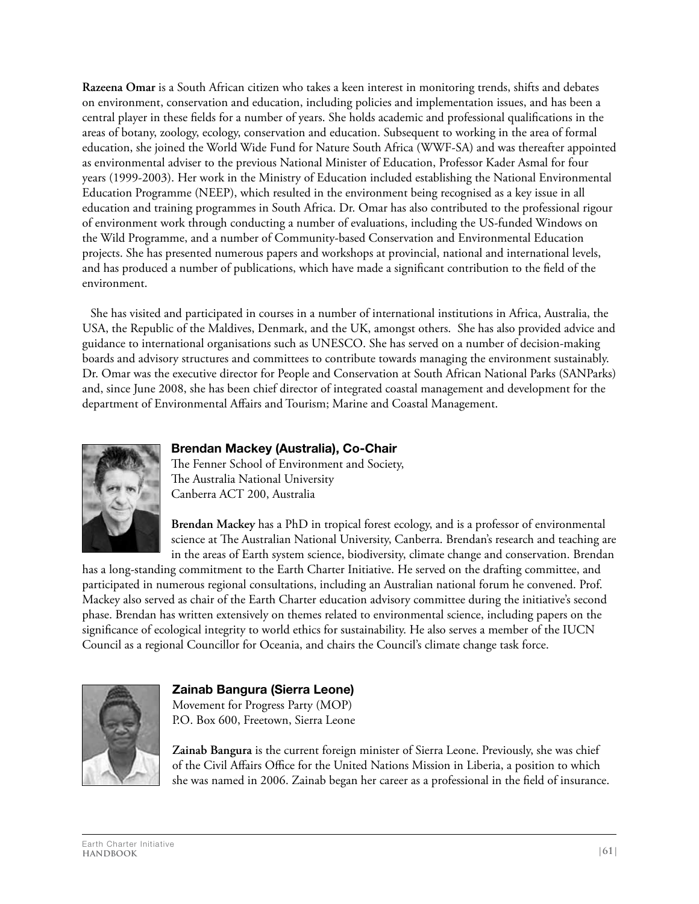**Razeena Omar** is a South African citizen who takes a keen interest in monitoring trends, shifts and debates on environment, conservation and education, including policies and implementation issues, and has been a central player in these fields for a number of years. She holds academic and professional qualifications in the areas of botany, zoology, ecology, conservation and education. Subsequent to working in the area of formal education, she joined the World Wide Fund for Nature South Africa (WWF-SA) and was thereafter appointed as environmental adviser to the previous National Minister of Education, Professor Kader Asmal for four years (1999-2003). Her work in the Ministry of Education included establishing the National Environmental Education Programme (NEEP), which resulted in the environment being recognised as a key issue in all education and training programmes in South Africa. Dr. Omar has also contributed to the professional rigour of environment work through conducting a number of evaluations, including the US-funded Windows on the Wild Programme, and a number of Community-based Conservation and Environmental Education projects. She has presented numerous papers and workshops at provincial, national and international levels, and has produced a number of publications, which have made a significant contribution to the field of the environment.

She has visited and participated in courses in a number of international institutions in Africa, Australia, the USA, the Republic of the Maldives, Denmark, and the UK, amongst others. She has also provided advice and guidance to international organisations such as UNESCO. She has served on a number of decision-making boards and advisory structures and committees to contribute towards managing the environment sustainably. Dr. Omar was the executive director for People and Conservation at South African National Parks (SANParks) and, since June 2008, she has been chief director of integrated coastal management and development for the department of Environmental Affairs and Tourism; Marine and Coastal Management.

### Brendan Mackey (Australia), Co-Chair

The Fenner School of Environment and Society,
The Australia National University
Canberra ACT 200, Australia

**Brendan Mackey** has a PhD in tropical forest ecology, and is a professor of environmental science at The Australian National University, Canberra. Brendan's research and teaching are in the areas of Earth system science, biodiversity, climate change and conservation. Brendan has a long-standing commitment to the Earth Charter Initiative. He served on the drafting committee, and participated in numerous regional consultations, including an Australian national forum he convened. Prof. Mackey also served as chair of the Earth Charter education advisory committee during the initiative's second phase. Brendan has written extensively on themes related to environmental science, including papers on the significance of ecological integrity to world ethics for sustainability. He also serves a member of the IUCN Council as a regional Councillor for Oceania, and chairs the Council's climate change task force.

### Zainab Bangura (Sierra Leone)

Movement for Progress Party (MOP)
P.O. Box 600, Freetown, Sierra Leone

**Zainab Bangura** is the current foreign minister of Sierra Leone. Previously, she was chief of the Civil Affairs Office for the United Nations Mission in Liberia, a position to which she was named in 2006. Zainab began her career as a professional in the field of insurance.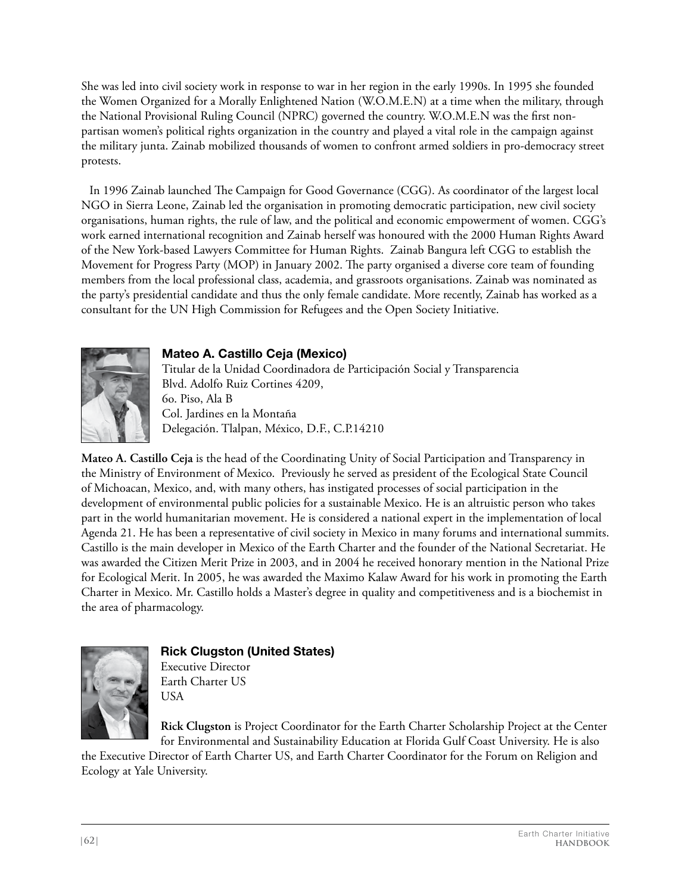She was led into civil society work in response to war in her region in the early 1990s. In 1995 she founded the Women Organized for a Morally Enlightened Nation (W.O.M.E.N) at a time when the military, through the National Provisional Ruling Council (NPRC) governed the country. W.O.M.E.N was the first non-partisan women's political rights organization in the country and played a vital role in the campaign against the military junta. Zainab mobilized thousands of women to confront armed soldiers in pro-democracy street protests.

In 1996 Zainab launched The Campaign for Good Governance (CGG). As coordinator of the largest local NGO in Sierra Leone, Zainab led the organisation in promoting democratic participation, new civil society organisations, human rights, the rule of law, and the political and economic empowerment of women. CGG's work earned international recognition and Zainab herself was honoured with the 2000 Human Rights Award of the New York-based Lawyers Committee for Human Rights. Zainab Bangura left CGG to establish the Movement for Progress Party (MOP) in January 2002. The party organised a diverse core team of founding members from the local professional class, academia, and grassroots organisations. Zainab was nominated as the party's presidential candidate and thus the only female candidate. More recently, Zainab has worked as a consultant for the UN High Commission for Refugees and the Open Society Initiative.

### Mateo A. Castillo Ceja (Mexico)

Titular de la Unidad Coordinadora de Participación Social y Transparencia
Blvd. Adolfo Ruiz Cortines 4209,
6o. Piso, Ala B
Col. Jardines en la Montaña
Delegación. Tlalpan, México, D.F., C.P.14210

**Mateo A. Castillo Ceja** is the head of the Coordinating Unity of Social Participation and Transparency in the Ministry of Environment of Mexico. Previously he served as president of the Ecological State Council of Michoacan, Mexico, and, with many others, has instigated processes of social participation in the development of environmental public policies for a sustainable Mexico. He is an altruistic person who takes part in the world humanitarian movement. He is considered a national expert in the implementation of local Agenda 21. He has been a representative of civil society in Mexico in many forums and international summits. Castillo is the main developer in Mexico of the Earth Charter and the founder of the National Secretariat. He was awarded the Citizen Merit Prize in 2003, and in 2004 he received honorary mention in the National Prize for Ecological Merit. In 2005, he was awarded the Maximo Kalaw Award for his work in promoting the Earth Charter in Mexico. Mr. Castillo holds a Master's degree in quality and competitiveness and is a biochemist in the area of pharmacology.

### Rick Clugston (United States)

Executive Director
Earth Charter US
USA

**Rick Clugston** is Project Coordinator for the Earth Charter Scholarship Project at the Center for Environmental and Sustainability Education at Florida Gulf Coast University. He is also the Executive Director of Earth Charter US, and Earth Charter Coordinator for the Forum on Religion and Ecology at Yale University.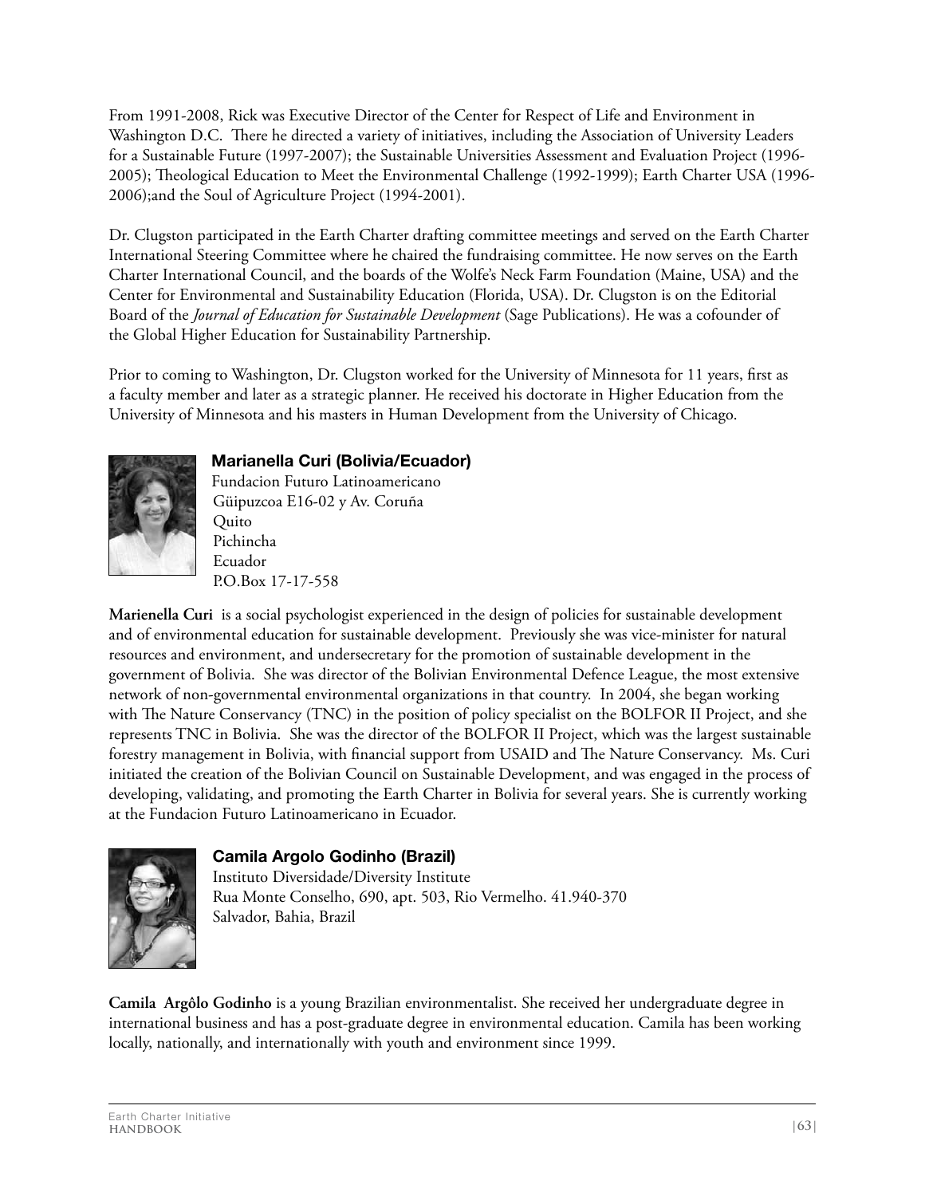From 1991-2008, Rick was Executive Director of the Center for Respect of Life and Environment in Washington D.C. There he directed a variety of initiatives, including the Association of University Leaders for a Sustainable Future (1997-2007); the Sustainable Universities Assessment and Evaluation Project (1996-2005); Theological Education to Meet the Environmental Challenge (1992-1999); Earth Charter USA (1996-2006);and the Soul of Agriculture Project (1994-2001).

Dr. Clugston participated in the Earth Charter drafting committee meetings and served on the Earth Charter International Steering Committee where he chaired the fundraising committee. He now serves on the Earth Charter International Council, and the boards of the Wolfe's Neck Farm Foundation (Maine, USA) and the Center for Environmental and Sustainability Education (Florida, USA). Dr. Clugston is on the Editorial Board of the *Journal of Education for Sustainable Development* (Sage Publications). He was a cofounder of the Global Higher Education for Sustainability Partnership.

Prior to coming to Washington, Dr. Clugston worked for the University of Minnesota for 11 years, first as a faculty member and later as a strategic planner. He received his doctorate in Higher Education from the University of Minnesota and his masters in Human Development from the University of Chicago.

**Marianella Curi (Bolivia/Ecuador)**
Fundacion Futuro Latinoamericano
Güipuzcoa E16-02 y Av. Coruña
Quito
Pichincha
Ecuador
P.O.Box 17-17-558

**Marienella Curi** is a social psychologist experienced in the design of policies for sustainable development and of environmental education for sustainable development. Previously she was vice-minister for natural resources and environment, and undersecretary for the promotion of sustainable development in the government of Bolivia. She was director of the Bolivian Environmental Defence League, the most extensive network of non-governmental environmental organizations in that country. In 2004, she began working with The Nature Conservancy (TNC) in the position of policy specialist on the BOLFOR II Project, and she represents TNC in Bolivia. She was the director of the BOLFOR II Project, which was the largest sustainable forestry management in Bolivia, with financial support from USAID and The Nature Conservancy. Ms. Curi initiated the creation of the Bolivian Council on Sustainable Development, and was engaged in the process of developing, validating, and promoting the Earth Charter in Bolivia for several years. She is currently working at the Fundacion Futuro Latinoamericano in Ecuador.

**Camila Argolo Godinho (Brazil)**
Instituto Diversidade/Diversity Institute
Rua Monte Conselho, 690, apt. 503, Rio Vermelho. 41.940-370
Salvador, Bahia, Brazil

**Camila Argôlo Godinho** is a young Brazilian environmentalist. She received her undergraduate degree in international business and has a post-graduate degree in environmental education. Camila has been working locally, nationally, and internationally with youth and environment since 1999.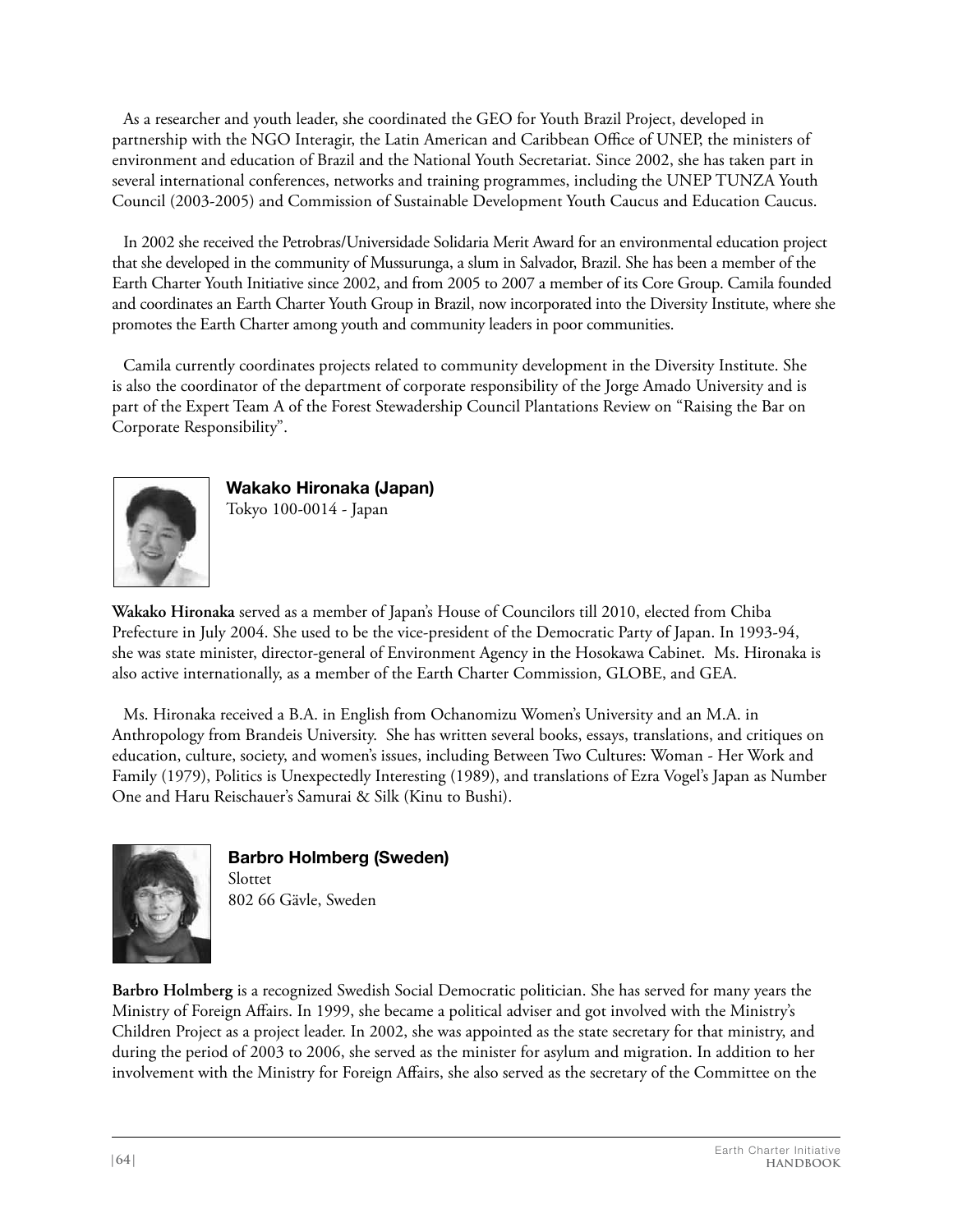As a researcher and youth leader, she coordinated the GEO for Youth Brazil Project, developed in partnership with the NGO Interagir, the Latin American and Caribbean Office of UNEP, the ministers of environment and education of Brazil and the National Youth Secretariat. Since 2002, she has taken part in several international conferences, networks and training programmes, including the UNEP TUNZA Youth Council (2003-2005) and Commission of Sustainable Development Youth Caucus and Education Caucus.

In 2002 she received the Petrobras/Universidade Solidaria Merit Award for an environmental education project that she developed in the community of Mussurunga, a slum in Salvador, Brazil. She has been a member of the Earth Charter Youth Initiative since 2002, and from 2005 to 2007 a member of its Core Group. Camila founded and coordinates an Earth Charter Youth Group in Brazil, now incorporated into the Diversity Institute, where she promotes the Earth Charter among youth and community leaders in poor communities.

Camila currently coordinates projects related to community development in the Diversity Institute. She is also the coordinator of the department of corporate responsibility of the Jorge Amado University and is part of the Expert Team A of the Forest Stewadership Council Plantations Review on "Raising the Bar on Corporate Responsibility".

### Wakako Hironaka (Japan)

Tokyo 100-0014 - Japan

**Wakako Hironaka** served as a member of Japan's House of Councilors till 2010, elected from Chiba Prefecture in July 2004. She used to be the vice-president of the Democratic Party of Japan. In 1993-94, she was state minister, director-general of Environment Agency in the Hosokawa Cabinet. Ms. Hironaka is also active internationally, as a member of the Earth Charter Commission, GLOBE, and GEA.

Ms. Hironaka received a B.A. in English from Ochanomizu Women's University and an M.A. in Anthropology from Brandeis University. She has written several books, essays, translations, and critiques on education, culture, society, and women's issues, including Between Two Cultures: Woman - Her Work and Family (1979), Politics is Unexpectedly Interesting (1989), and translations of Ezra Vogel's Japan as Number One and Haru Reischauer's Samurai & Silk (Kinu to Bushi).

### Barbro Holmberg (Sweden)

Slottet
802 66 Gävle, Sweden

**Barbro Holmberg** is a recognized Swedish Social Democratic politician. She has served for many years the Ministry of Foreign Affairs. In 1999, she became a political adviser and got involved with the Ministry's Children Project as a project leader. In 2002, she was appointed as the state secretary for that ministry, and during the period of 2003 to 2006, she served as the minister for asylum and migration. In addition to her involvement with the Ministry for Foreign Affairs, she also served as the secretary of the Committee on the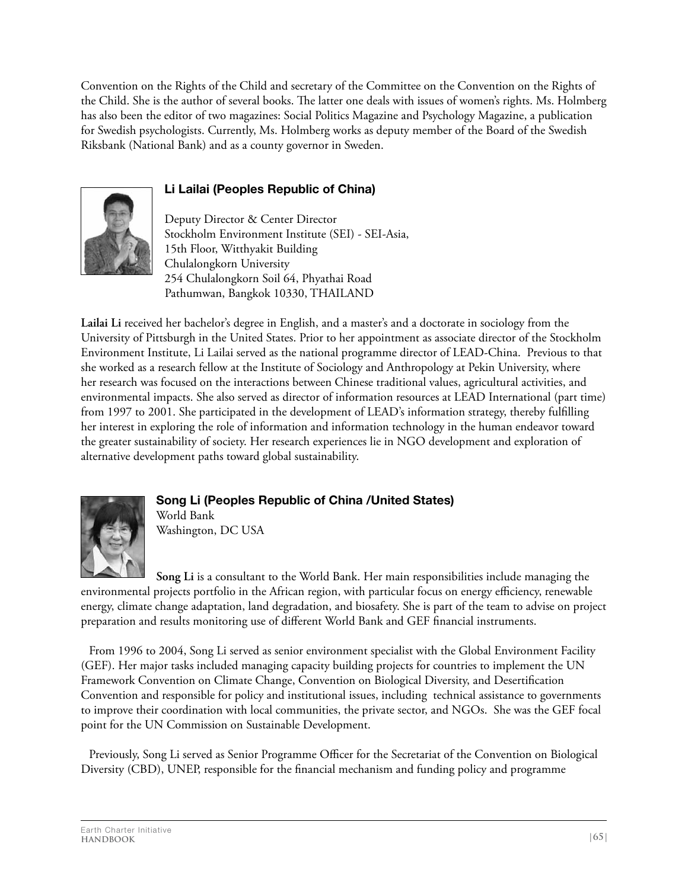Convention on the Rights of the Child and secretary of the Committee on the Convention on the Rights of the Child. She is the author of several books. The latter one deals with issues of women's rights. Ms. Holmberg has also been the editor of two magazines: Social Politics Magazine and Psychology Magazine, a publication for Swedish psychologists. Currently, Ms. Holmberg works as deputy member of the Board of the Swedish Riksbank (National Bank) and as a county governor in Sweden.

### Li Lailai (Peoples Republic of China)

Deputy Director & Center Director
Stockholm Environment Institute (SEI) - SEI-Asia,
15th Floor, Witthyakit Building
Chulalongkorn University
254 Chulalongkorn Soil 64, Phyathai Road
Pathumwan, Bangkok 10330, THAILAND

**Lailai Li** received her bachelor's degree in English, and a master's and a doctorate in sociology from the University of Pittsburgh in the United States. Prior to her appointment as associate director of the Stockholm Environment Institute, Li Lailai served as the national programme director of LEAD-China. Previous to that she worked as a research fellow at the Institute of Sociology and Anthropology at Pekin University, where her research was focused on the interactions between Chinese traditional values, agricultural activities, and environmental impacts. She also served as director of information resources at LEAD International (part time) from 1997 to 2001. She participated in the development of LEAD's information strategy, thereby fulfilling her interest in exploring the role of information and information technology in the human endeavor toward the greater sustainability of society. Her research experiences lie in NGO development and exploration of alternative development paths toward global sustainability.

### Song Li (Peoples Republic of China /United States)

World Bank
Washington, DC USA

**Song Li** is a consultant to the World Bank. Her main responsibilities include managing the environmental projects portfolio in the African region, with particular focus on energy efficiency, renewable energy, climate change adaptation, land degradation, and biosafety. She is part of the team to advise on project preparation and results monitoring use of different World Bank and GEF financial instruments.

From 1996 to 2004, Song Li served as senior environment specialist with the Global Environment Facility (GEF). Her major tasks included managing capacity building projects for countries to implement the UN Framework Convention on Climate Change, Convention on Biological Diversity, and Desertification Convention and responsible for policy and institutional issues, including technical assistance to governments to improve their coordination with local communities, the private sector, and NGOs. She was the GEF focal point for the UN Commission on Sustainable Development.

Previously, Song Li served as Senior Programme Officer for the Secretariat of the Convention on Biological Diversity (CBD), UNEP, responsible for the financial mechanism and funding policy and programme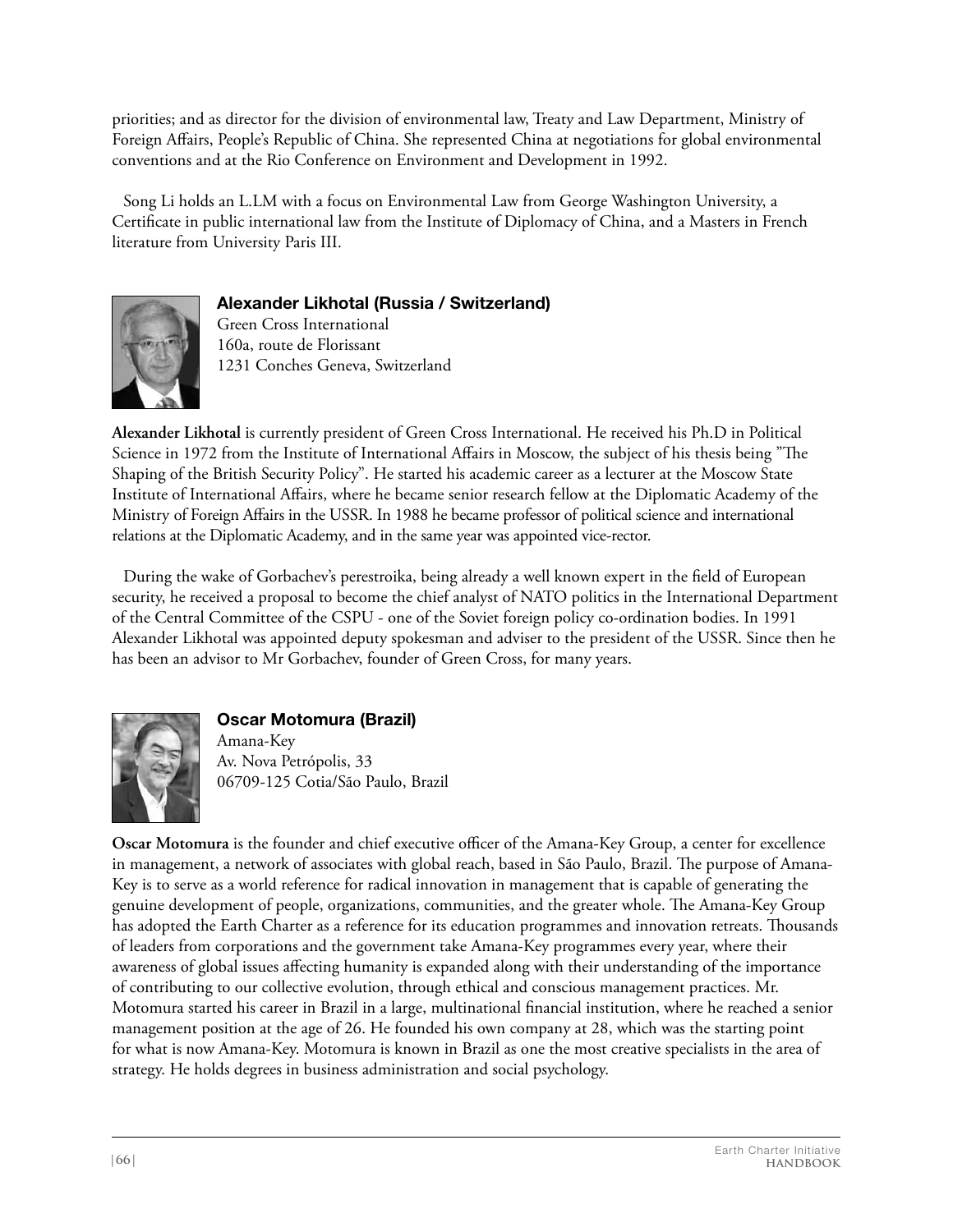priorities; and as director for the division of environmental law, Treaty and Law Department, Ministry of Foreign Affairs, People's Republic of China. She represented China at negotiations for global environmental conventions and at the Rio Conference on Environment and Development in 1992.

Song Li holds an L.LM with a focus on Environmental Law from George Washington University, a Certificate in public international law from the Institute of Diplomacy of China, and a Masters in French literature from University Paris III.

### Alexander Likhotal (Russia / Switzerland)

Green Cross International
160a, route de Florissant
1231 Conches Geneva, Switzerland

**Alexander Likhotal** is currently president of Green Cross International. He received his Ph.D in Political Science in 1972 from the Institute of International Affairs in Moscow, the subject of his thesis being "The Shaping of the British Security Policy". He started his academic career as a lecturer at the Moscow State Institute of International Affairs, where he became senior research fellow at the Diplomatic Academy of the Ministry of Foreign Affairs in the USSR. In 1988 he became professor of political science and international relations at the Diplomatic Academy, and in the same year was appointed vice-rector.

During the wake of Gorbachev's perestroika, being already a well known expert in the field of European security, he received a proposal to become the chief analyst of NATO politics in the International Department of the Central Committee of the CSPU - one of the Soviet foreign policy co-ordination bodies. In 1991 Alexander Likhotal was appointed deputy spokesman and adviser to the president of the USSR. Since then he has been an advisor to Mr Gorbachev, founder of Green Cross, for many years.

### Oscar Motomura (Brazil)

Amana-Key
Av. Nova Petrópolis, 33
06709-125 Cotia/São Paulo, Brazil

**Oscar Motomura** is the founder and chief executive officer of the Amana-Key Group, a center for excellence in management, a network of associates with global reach, based in São Paulo, Brazil. The purpose of Amana-Key is to serve as a world reference for radical innovation in management that is capable of generating the genuine development of people, organizations, communities, and the greater whole. The Amana-Key Group has adopted the Earth Charter as a reference for its education programmes and innovation retreats. Thousands of leaders from corporations and the government take Amana-Key programmes every year, where their awareness of global issues affecting humanity is expanded along with their understanding of the importance of contributing to our collective evolution, through ethical and conscious management practices. Mr. Motomura started his career in Brazil in a large, multinational financial institution, where he reached a senior management position at the age of 26. He founded his own company at 28, which was the starting point for what is now Amana-Key. Motomura is known in Brazil as one the most creative specialists in the area of strategy. He holds degrees in business administration and social psychology.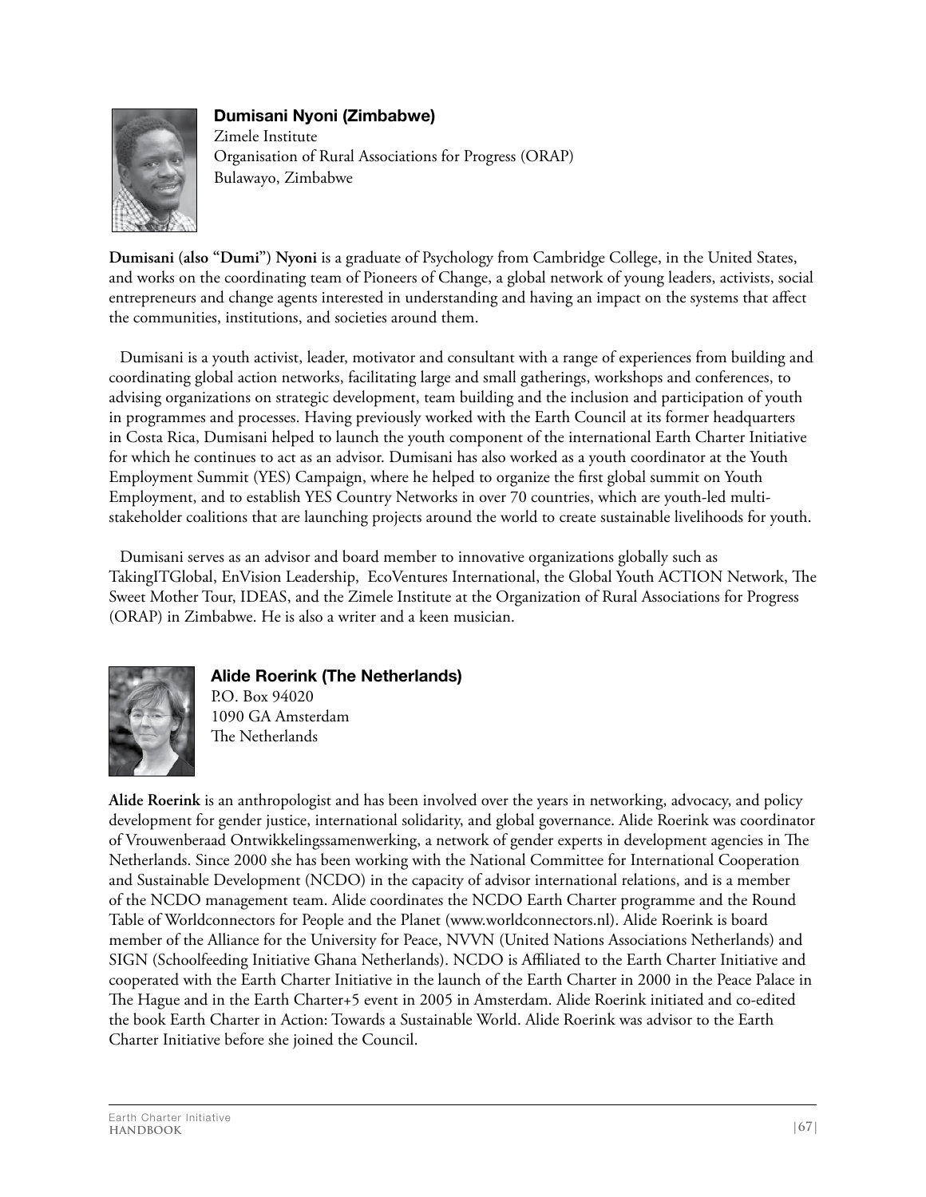### Dumisani Nyoni (Zimbabwe)

Zimele Institute
Organisation of Rural Associations for Progress (ORAP)
Bulawayo, Zimbabwe

**Dumisani (also "Dumi") Nyoni** is a graduate of Psychology from Cambridge College, in the United States, and works on the coordinating team of Pioneers of Change, a global network of young leaders, activists, social entrepreneurs and change agents interested in understanding and having an impact on the systems that affect the communities, institutions, and societies around them.

Dumisani is a youth activist, leader, motivator and consultant with a range of experiences from building and coordinating global action networks, facilitating large and small gatherings, workshops and conferences, to advising organizations on strategic development, team building and the inclusion and participation of youth in programmes and processes. Having previously worked with the Earth Council at its former headquarters in Costa Rica, Dumisani helped to launch the youth component of the international Earth Charter Initiative for which he continues to act as an advisor. Dumisani has also worked as a youth coordinator at the Youth Employment Summit (YES) Campaign, where he helped to organize the first global summit on Youth Employment, and to establish YES Country Networks in over 70 countries, which are youth-led multi-stakeholder coalitions that are launching projects around the world to create sustainable livelihoods for youth.

Dumisani serves as an advisor and board member to innovative organizations globally such as TakingITGlobal, EnVision Leadership, EcoVentures International, the Global Youth ACTION Network, The Sweet Mother Tour, IDEAS, and the Zimele Institute at the Organization of Rural Associations for Progress (ORAP) in Zimbabwe. He is also a writer and a keen musician.

### Alide Roerink (The Netherlands)

P.O. Box 94020
1090 GA Amsterdam
The Netherlands

**Alide Roerink** is an anthropologist and has been involved over the years in networking, advocacy, and policy development for gender justice, international solidarity, and global governance. Alide Roerink was coordinator of Vrouwenberaad Ontwikkelingssamenwerking, a network of gender experts in development agencies in The Netherlands. Since 2000 she has been working with the National Committee for International Cooperation and Sustainable Development (NCDO) in the capacity of advisor international relations, and is a member of the NCDO management team. Alide coordinates the NCDO Earth Charter programme and the Round Table of Worldconnectors for People and the Planet (www.worldconnectors.nl). Alide Roerink is board member of the Alliance for the University for Peace, NVVN (United Nations Associations Netherlands) and SIGN (Schoolfeeding Initiative Ghana Netherlands). NCDO is Affiliated to the Earth Charter Initiative and cooperated with the Earth Charter Initiative in the launch of the Earth Charter in 2000 in the Peace Palace in The Hague and in the Earth Charter+5 event in 2005 in Amsterdam. Alide Roerink initiated and co-edited the book Earth Charter in Action: Towards a Sustainable World. Alide Roerink was advisor to the Earth Charter Initiative before she joined the Council.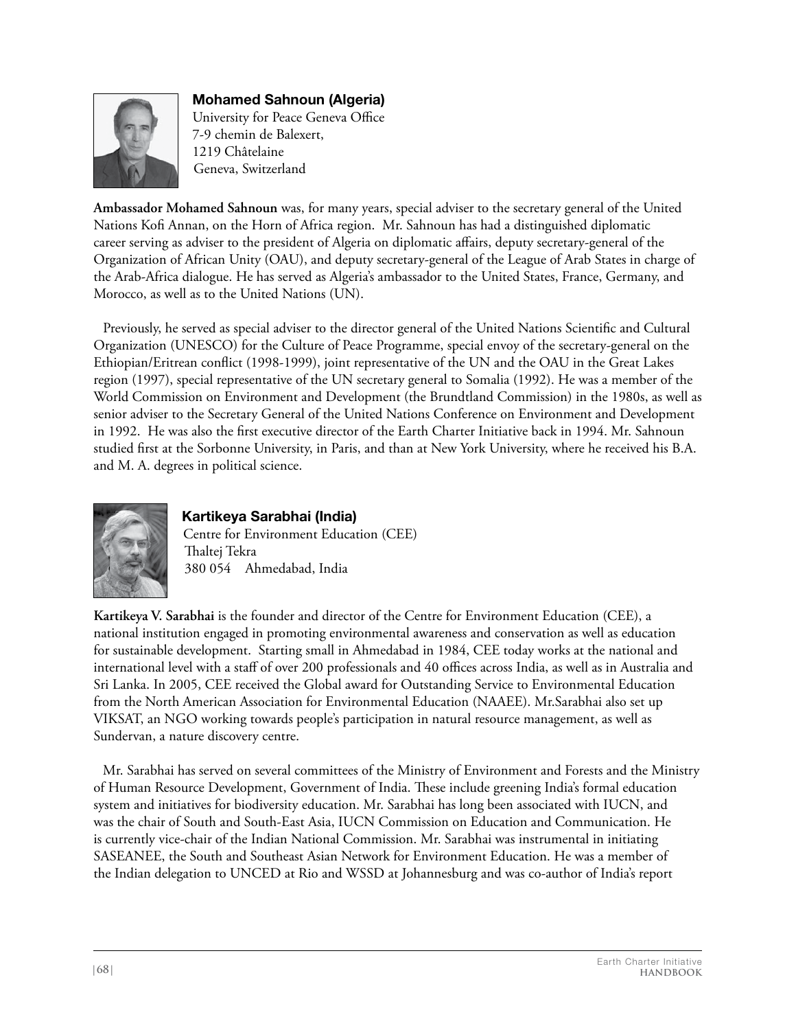### Mohamed Sahnoun (Algeria)

University for Peace Geneva Office
7-9 chemin de Balexert,
1219 Châtelaine
Geneva, Switzerland

**Ambassador Mohamed Sahnoun** was, for many years, special adviser to the secretary general of the United Nations Kofi Annan, on the Horn of Africa region. Mr. Sahnoun has had a distinguished diplomatic career serving as adviser to the president of Algeria on diplomatic affairs, deputy secretary-general of the Organization of African Unity (OAU), and deputy secretary-general of the League of Arab States in charge of the Arab-Africa dialogue. He has served as Algeria's ambassador to the United States, France, Germany, and Morocco, as well as to the United Nations (UN).

Previously, he served as special adviser to the director general of the United Nations Scientific and Cultural Organization (UNESCO) for the Culture of Peace Programme, special envoy of the secretary-general on the Ethiopian/Eritrean conflict (1998-1999), joint representative of the UN and the OAU in the Great Lakes region (1997), special representative of the UN secretary general to Somalia (1992). He was a member of the World Commission on Environment and Development (the Brundtland Commission) in the 1980s, as well as senior adviser to the Secretary General of the United Nations Conference on Environment and Development in 1992. He was also the first executive director of the Earth Charter Initiative back in 1994. Mr. Sahnoun studied first at the Sorbonne University, in Paris, and than at New York University, where he received his B.A. and M. A. degrees in political science.

### Kartikeya Sarabhai (India)

Centre for Environment Education (CEE)
Thaltej Tekra
380 054 Ahmedabad, India

**Kartikeya V. Sarabhai** is the founder and director of the Centre for Environment Education (CEE), a national institution engaged in promoting environmental awareness and conservation as well as education for sustainable development. Starting small in Ahmedabad in 1984, CEE today works at the national and international level with a staff of over 200 professionals and 40 offices across India, as well as in Australia and Sri Lanka. In 2005, CEE received the Global award for Outstanding Service to Environmental Education from the North American Association for Environmental Education (NAAEE). Mr.Sarabhai also set up VIKSAT, an NGO working towards people's participation in natural resource management, as well as Sundervan, a nature discovery centre.

Mr. Sarabhai has served on several committees of the Ministry of Environment and Forests and the Ministry of Human Resource Development, Government of India. These include greening India's formal education system and initiatives for biodiversity education. Mr. Sarabhai has long been associated with IUCN, and was the chair of South and South-East Asia, IUCN Commission on Education and Communication. He is currently vice-chair of the Indian National Commission. Mr. Sarabhai was instrumental in initiating SASEANEE, the South and Southeast Asian Network for Environment Education. He was a member of the Indian delegation to UNCED at Rio and WSSD at Johannesburg and was co-author of India's report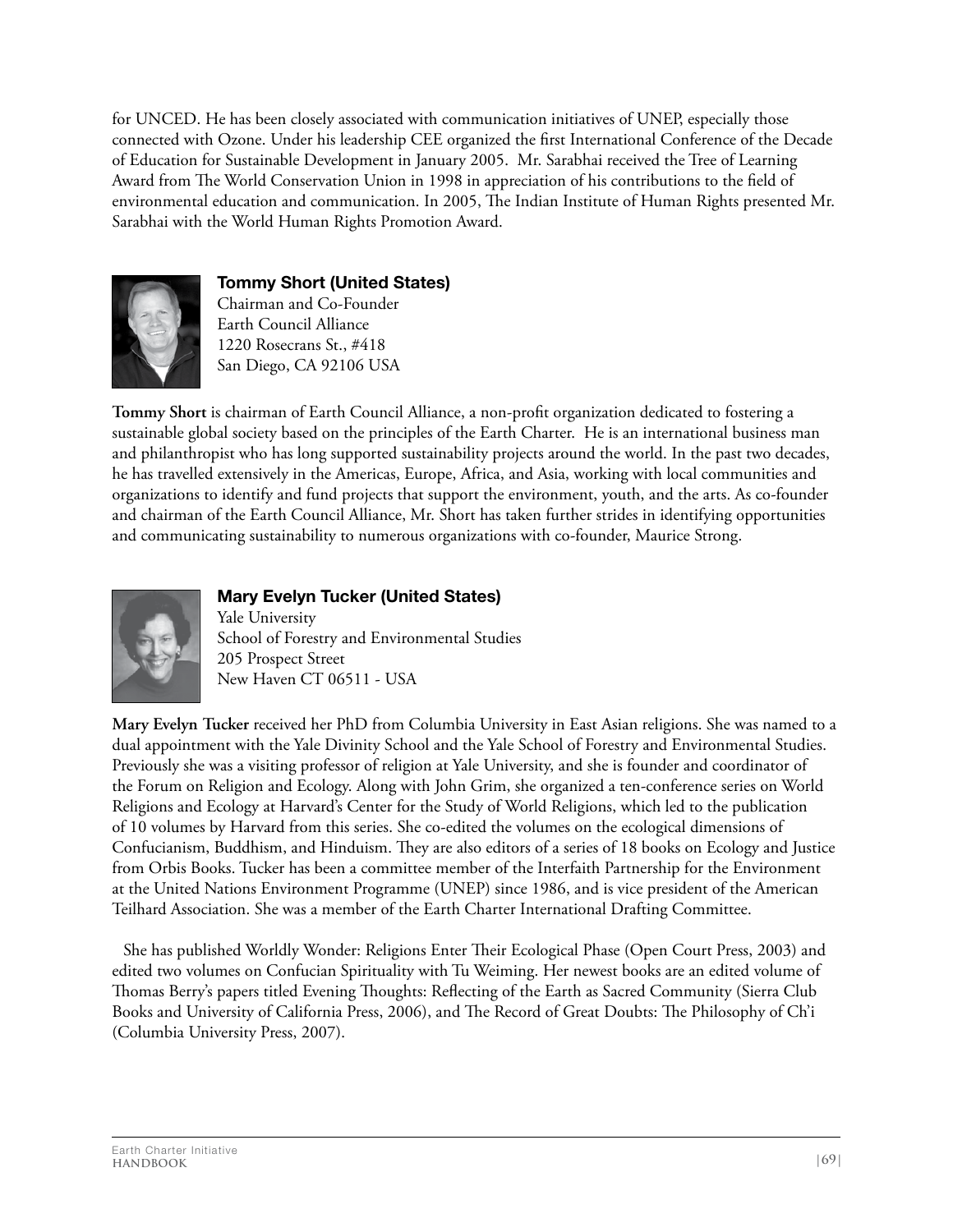for UNCED. He has been closely associated with communication initiatives of UNEP, especially those connected with Ozone. Under his leadership CEE organized the first International Conference of the Decade of Education for Sustainable Development in January 2005. Mr. Sarabhai received the Tree of Learning Award from The World Conservation Union in 1998 in appreciation of his contributions to the field of environmental education and communication. In 2005, The Indian Institute of Human Rights presented Mr. Sarabhai with the World Human Rights Promotion Award.

### Tommy Short (United States)

Chairman and Co-Founder
Earth Council Alliance
1220 Rosecrans St., #418
San Diego, CA 92106 USA

**Tommy Short** is chairman of Earth Council Alliance, a non-profit organization dedicated to fostering a sustainable global society based on the principles of the Earth Charter. He is an international business man and philanthropist who has long supported sustainability projects around the world. In the past two decades, he has travelled extensively in the Americas, Europe, Africa, and Asia, working with local communities and organizations to identify and fund projects that support the environment, youth, and the arts. As co-founder and chairman of the Earth Council Alliance, Mr. Short has taken further strides in identifying opportunities and communicating sustainability to numerous organizations with co-founder, Maurice Strong.

### Mary Evelyn Tucker (United States)

Yale University
School of Forestry and Environmental Studies
205 Prospect Street
New Haven CT 06511 - USA

**Mary Evelyn Tucker** received her PhD from Columbia University in East Asian religions. She was named to a dual appointment with the Yale Divinity School and the Yale School of Forestry and Environmental Studies. Previously she was a visiting professor of religion at Yale University, and she is founder and coordinator of the Forum on Religion and Ecology. Along with John Grim, she organized a ten-conference series on World Religions and Ecology at Harvard's Center for the Study of World Religions, which led to the publication of 10 volumes by Harvard from this series. She co-edited the volumes on the ecological dimensions of Confucianism, Buddhism, and Hinduism. They are also editors of a series of 18 books on Ecology and Justice from Orbis Books. Tucker has been a committee member of the Interfaith Partnership for the Environment at the United Nations Environment Programme (UNEP) since 1986, and is vice president of the American Teilhard Association. She was a member of the Earth Charter International Drafting Committee.

She has published Worldly Wonder: Religions Enter Their Ecological Phase (Open Court Press, 2003) and edited two volumes on Confucian Spirituality with Tu Weiming. Her newest books are an edited volume of Thomas Berry's papers titled Evening Thoughts: Reflecting of the Earth as Sacred Community (Sierra Club Books and University of California Press, 2006), and The Record of Great Doubts: The Philosophy of Ch'i (Columbia University Press, 2007).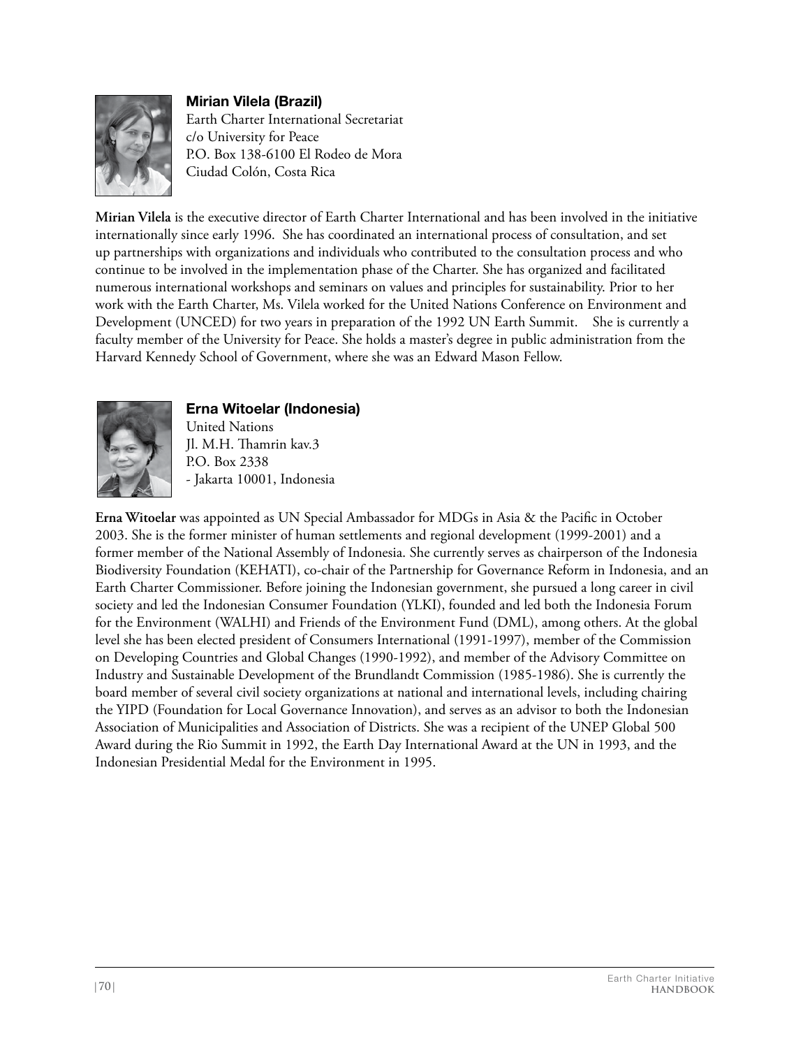### Mirian Vilela (Brazil)

Earth Charter International Secretariat
c/o University for Peace
P.O. Box 138-6100 El Rodeo de Mora
Ciudad Colón, Costa Rica

**Mirian Vilela** is the executive director of Earth Charter International and has been involved in the initiative internationally since early 1996. She has coordinated an international process of consultation, and set up partnerships with organizations and individuals who contributed to the consultation process and who continue to be involved in the implementation phase of the Charter. She has organized and facilitated numerous international workshops and seminars on values and principles for sustainability. Prior to her work with the Earth Charter, Ms. Vilela worked for the United Nations Conference on Environment and Development (UNCED) for two years in preparation of the 1992 UN Earth Summit. She is currently a faculty member of the University for Peace. She holds a master's degree in public administration from the Harvard Kennedy School of Government, where she was an Edward Mason Fellow.

### Erna Witoelar (Indonesia)

United Nations
Jl. M.H. Thamrin kav.3
P.O. Box 2338
- Jakarta 10001, Indonesia

**Erna Witoelar** was appointed as UN Special Ambassador for MDGs in Asia & the Pacific in October 2003. She is the former minister of human settlements and regional development (1999-2001) and a former member of the National Assembly of Indonesia. She currently serves as chairperson of the Indonesia Biodiversity Foundation (KEHATI), co-chair of the Partnership for Governance Reform in Indonesia, and an Earth Charter Commissioner. Before joining the Indonesian government, she pursued a long career in civil society and led the Indonesian Consumer Foundation (YLKI), founded and led both the Indonesia Forum for the Environment (WALHI) and Friends of the Environment Fund (DML), among others. At the global level she has been elected president of Consumers International (1991-1997), member of the Commission on Developing Countries and Global Changes (1990-1992), and member of the Advisory Committee on Industry and Sustainable Development of the Brundlandt Commission (1985-1986). She is currently the board member of several civil society organizations at national and international levels, including chairing the YIPD (Foundation for Local Governance Innovation), and serves as an advisor to both the Indonesian Association of Municipalities and Association of Districts. She was a recipient of the UNEP Global 500 Award during the Rio Summit in 1992, the Earth Day International Award at the UN in 1993, and the Indonesian Presidential Medal for the Environment in 1995.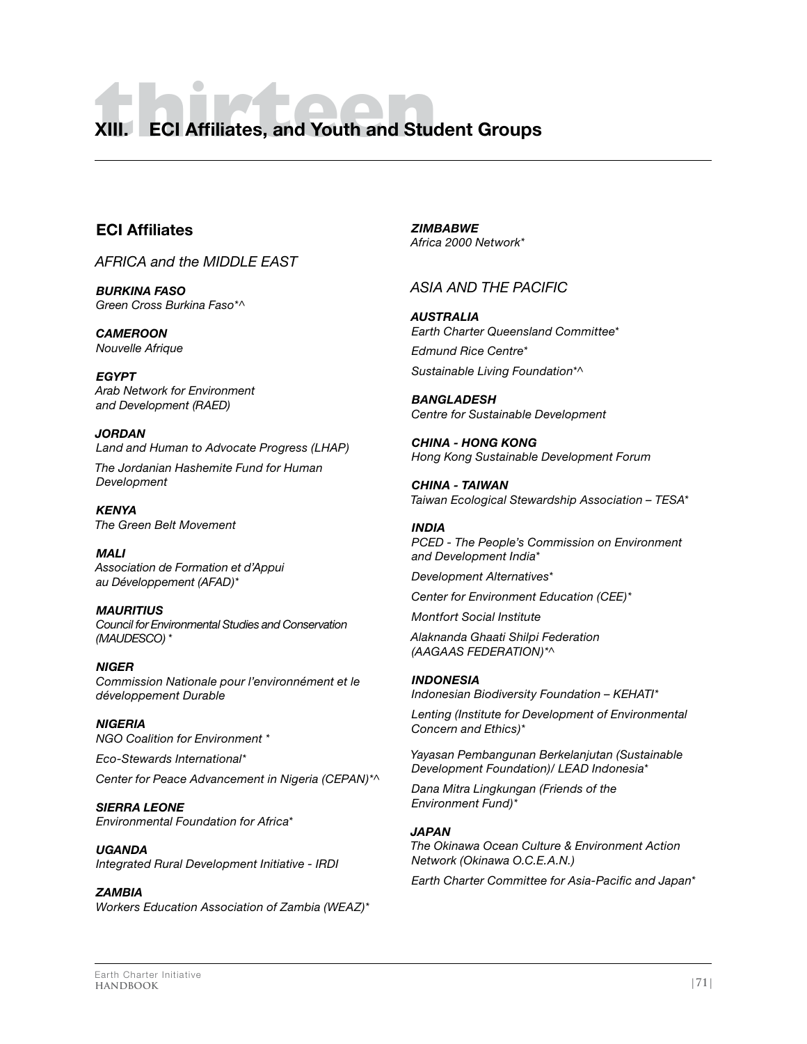# XIII. ECI Affiliates, and Youth and Student Groups

## ECI Affiliates

*AFRICA and the MIDDLE EAST*

***BURKINA FASO***
*Green Cross Burkina Faso*^*

***CAMEROON***
*Nouvelle Afrique*

***EGYPT***
*Arab Network for Environment and Development (RAED)*

***JORDAN***
*Land and Human to Advocate Progress (LHAP)*

*The Jordanian Hashemite Fund for Human Development*

***KENYA***
*The Green Belt Movement*

***MALI***
*Association de Formation et d'Appui au Développement (AFAD)**

***MAURITIUS***
*Council for Environmental Studies and Conservation (MAUDESCO) **

***NIGER***
*Commission Nationale pour l'environnémént et le développement Durable*

***NIGERIA***
*NGO Coalition for Environment **

*Eco-Stewards International**

*Center for Peace Advancement in Nigeria (CEPAN)*^*

***SIERRA LEONE***
*Environmental Foundation for Africa**

***UGANDA***
*Integrated Rural Development Initiative - IRDI*

***ZAMBIA***
*Workers Education Association of Zambia (WEAZ)**

***ZIMBABWE***
*Africa 2000 Network**

*ASIA AND THE PACIFIC*

***AUSTRALIA***
*Earth Charter Queensland Committee**

*Edmund Rice Centre**

*Sustainable Living Foundation*^*

***BANGLADESH***
*Centre for Sustainable Development*

***CHINA - HONG KONG***
*Hong Kong Sustainable Development Forum*

***CHINA - TAIWAN***
*Taiwan Ecological Stewardship Association – TESA**

***INDIA***
*PCED - The People's Commission on Environment and Development India**

*Development Alternatives**

*Center for Environment Education (CEE)**

*Montfort Social Institute*

*Alaknanda Ghaati Shilpi Federation (AAGAAS FEDERATION)*^*

***INDONESIA***
*Indonesian Biodiversity Foundation – KEHATI**

*Lenting (Institute for Development of Environmental Concern and Ethics)**

*Yayasan Pembangunan Berkelanjutan (Sustainable Development Foundation)/ LEAD Indonesia**

*Dana Mitra Lingkungan (Friends of the Environment Fund)**

***JAPAN***
*The Okinawa Ocean Culture & Environment Action Network (Okinawa O.C.E.A.N.)*

*Earth Charter Committee for Asia-Pacific and Japan**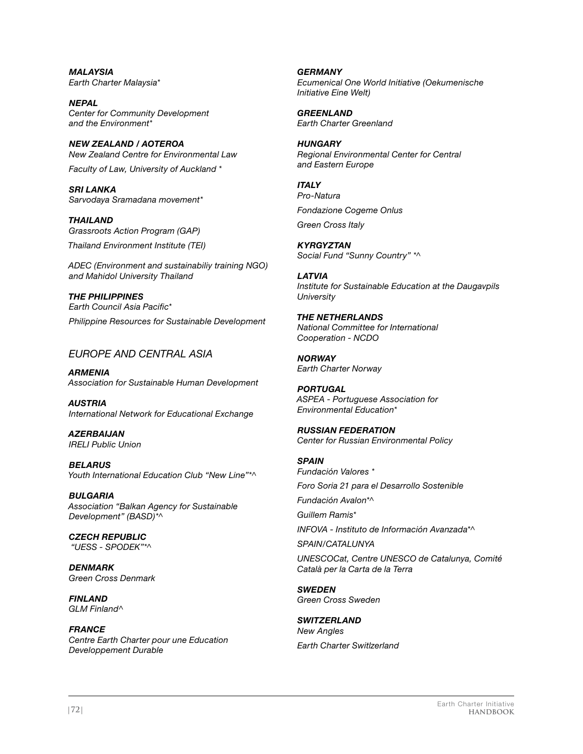***MALAYSIA***
*Earth Charter Malaysia**

***NEPAL***
*Center for Community Development and the Environment**

***NEW ZEALAND / AOTEROA***
*New Zealand Centre for Environmental Law*

*Faculty of Law, University of Auckland **

***SRI LANKA***
*Sarvodaya Sramadana movement**

***THAILAND***
*Grassroots Action Program (GAP)*

*Thailand Environment Institute (TEI)*

*ADEC (Environment and sustainabiliy training NGO) and Mahidol University Thailand*

***THE PHILIPPINES***
*Earth Council Asia Pacific**

*Philippine Resources for Sustainable Development*

## *EUROPE AND CENTRAL ASIA*

***ARMENIA***
*Association for Sustainable Human Development*

***AUSTRIA***
*International Network for Educational Exchange*

***AZERBAIJAN***
*IRELI Public Union*

***BELARUS***
*Youth International Education Club "New Line"*^*

***BULGARIA***
*Association "Balkan Agency for Sustainable Development" (BASD)*^*

***CZECH REPUBLIC***
*"UESS - SPODEK"*^*

***DENMARK***
*Green Cross Denmark*

***FINLAND***
*GLM Finland^*

***FRANCE***
*Centre Earth Charter pour une Education Developpement Durable*

***GERMANY***
*Ecumenical One World Initiative (Oekumenische Initiative Eine Welt)*

***GREENLAND***
*Earth Charter Greenland*

***HUNGARY***
*Regional Environmental Center for Central and Eastern Europe*

***ITALY***
*Pro-Natura*

*Fondazione Cogeme Onlus*

*Green Cross Italy*

***KYRGYZTAN***
*Social Fund "Sunny Country" *^*

***LATVIA***
*Institute for Sustainable Education at the Daugavpils University*

***THE NETHERLANDS***
*National Committee for International Cooperation - NCDO*

***NORWAY***
*Earth Charter Norway*

***PORTUGAL***
*ASPEA - Portuguese Association for Environmental Education**

***RUSSIAN FEDERATION***
*Center for Russian Environmental Policy*

***SPAIN***
*Fundación Valores **

*Foro Soria 21 para el Desarrollo Sostenible*

*Fundación Avalon*^*

*Guillem Ramis**

*INFOVA - Instituto de Información Avanzada*^*

*SPAIN/CATALUNYA*

*UNESCOCat, Centre UNESCO de Catalunya, Comité Català per la Carta de la Terra*

***SWEDEN***
*Green Cross Sweden*

***SWITZERLAND***
*New Angles*

*Earth Charter Switlzerland*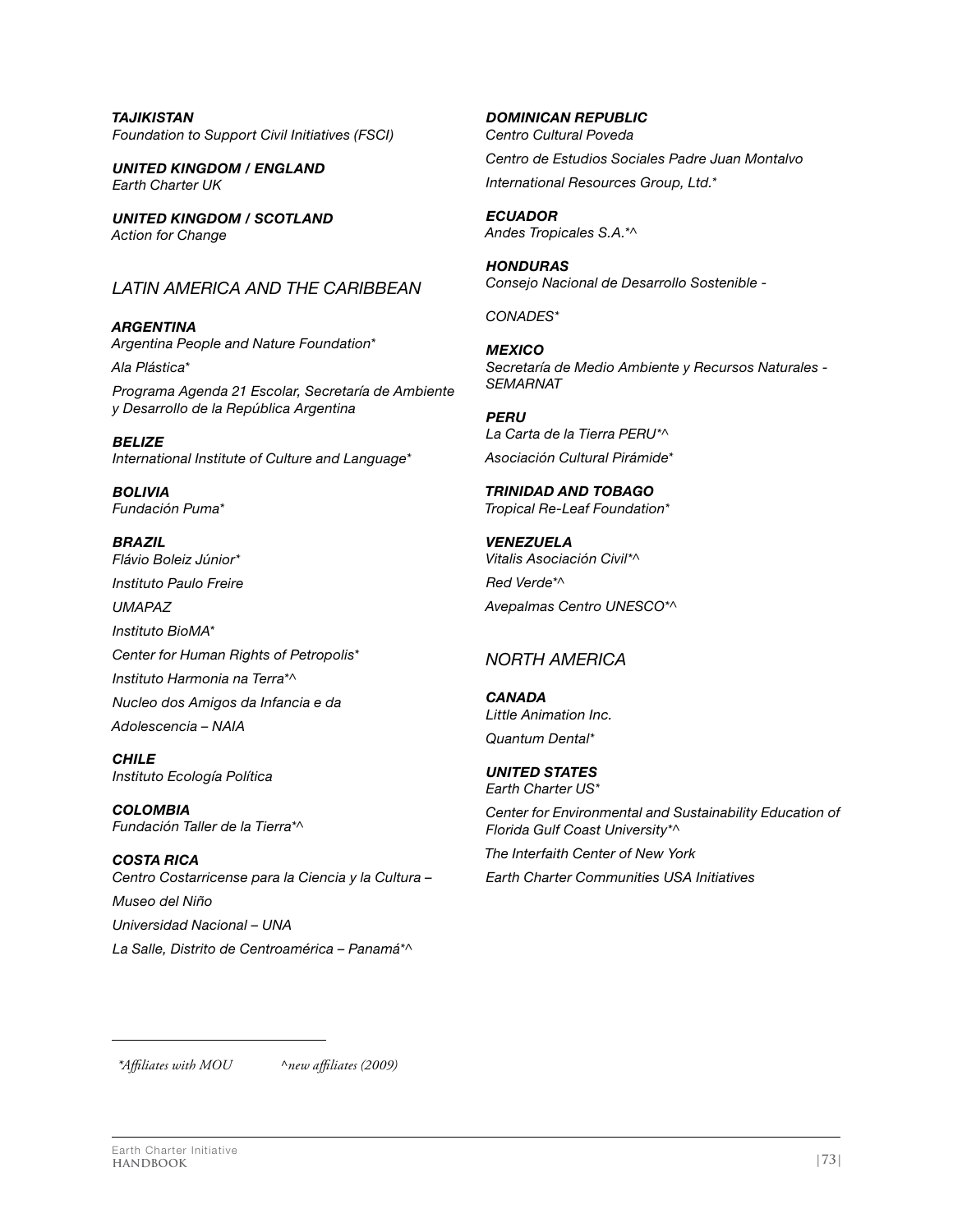***TAJIKISTAN***
*Foundation to Support Civil Initiatives (FSCI)*

***UNITED KINGDOM / ENGLAND***
*Earth Charter UK*

***UNITED KINGDOM / SCOTLAND***
*Action for Change*

## *LATIN AMERICA AND THE CARIBBEAN*

***ARGENTINA***
*Argentina People and Nature Foundation**

*Ala Plástica**

*Programa Agenda 21 Escolar, Secretaría de Ambiente y Desarrollo de la República Argentina*

***BELIZE***
*International Institute of Culture and Language**

***BOLIVIA***
*Fundación Puma**

***BRAZIL***
*Flávio Boleiz Júnior**

*Instituto Paulo Freire*

*UMAPAZ*

*Instituto BioMA**

*Center for Human Rights of Petropolis**

*Instituto Harmonia na Terra*^*

*Nucleo dos Amigos da Infancia e da Adolescencia – NAIA*

***CHILE***
*Instituto Ecología Política*

***COLOMBIA***
*Fundación Taller de la Tierra*^*

***COSTA RICA***
*Centro Costarricense para la Ciencia y la Cultura – Museo del Niño*

*Universidad Nacional – UNA*

*La Salle, Distrito de Centroamérica – Panamá*^*

***DOMINICAN REPUBLIC***
*Centro Cultural Poveda*

*Centro de Estudios Sociales Padre Juan Montalvo*

*International Resources Group, Ltd.**

***ECUADOR***
*Andes Tropicales S.A.*^*

***HONDURAS***
*Consejo Nacional de Desarrollo Sostenible - CONADES**

***MEXICO***
*Secretaría de Medio Ambiente y Recursos Naturales - SEMARNAT*

***PERU***
*La Carta de la Tierra PERU*^*

*Asociación Cultural Pirámide**

***TRINIDAD AND TOBAGO***
*Tropical Re-Leaf Foundation**

***VENEZUELA***
*Vitalis Asociación Civil*^*

*Red Verde*^*

*Avepalmas Centro UNESCO*^*

## *NORTH AMERICA*

***CANADA***
*Little Animation Inc.*

*Quantum Dental**

***UNITED STATES***
*Earth Charter US**

*Center for Environmental and Sustainability Education of Florida Gulf Coast University*^*

*The Interfaith Center of New York*

*Earth Charter Communities USA Initiatives*

---

*\*Affiliates with MOU* *^new affiliates (2009)*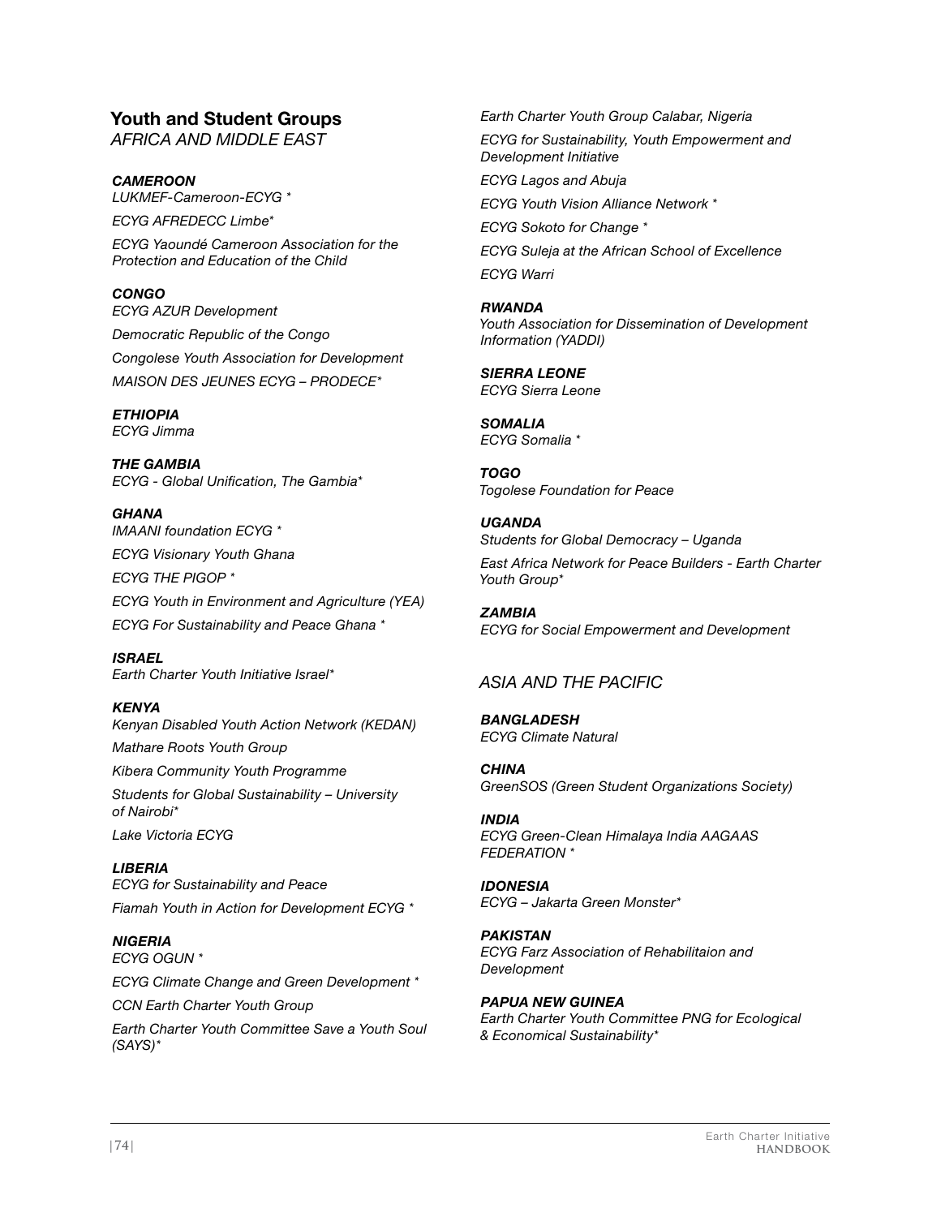## Youth and Student Groups

*AFRICA AND MIDDLE EAST*

***CAMEROON***

*LUKMEF-Cameroon-ECYG **

*ECYG AFREDECC Limbe**

*ECYG Yaoundé Cameroon Association for the Protection and Education of the Child*

***CONGO***

*ECYG AZUR Development*

*Democratic Republic of the Congo*

*Congolese Youth Association for Development*

*MAISON DES JEUNES ECYG – PRODECE**

***ETHIOPIA***

*ECYG Jimma*

***THE GAMBIA***

*ECYG - Global Unification, The Gambia**

***GHANA***

*IMAANI foundation ECYG **

*ECYG Visionary Youth Ghana*

*ECYG THE PIGOP **

*ECYG Youth in Environment and Agriculture (YEA)*

*ECYG For Sustainability and Peace Ghana **

***ISRAEL***

*Earth Charter Youth Initiative Israel**

***KENYA***

*Kenyan Disabled Youth Action Network (KEDAN)*

*Mathare Roots Youth Group*

*Kibera Community Youth Programme*

*Students for Global Sustainability – University of Nairobi**

*Lake Victoria ECYG*

***LIBERIA***

*ECYG for Sustainability and Peace*

*Fiamah Youth in Action for Development ECYG **

***NIGERIA***

*ECYG OGUN **

*ECYG Climate Change and Green Development **

*CCN Earth Charter Youth Group*

*Earth Charter Youth Committee Save a Youth Soul (SAYS)**

*Earth Charter Youth Group Calabar, Nigeria*

*ECYG for Sustainability, Youth Empowerment and Development Initiative*

*ECYG Lagos and Abuja*

*ECYG Youth Vision Alliance Network **

*ECYG Sokoto for Change **

*ECYG Suleja at the African School of Excellence*

*ECYG Warri*

***RWANDA***

*Youth Association for Dissemination of Development Information (YADDI)*

***SIERRA LEONE***

*ECYG Sierra Leone*

***SOMALIA***

*ECYG Somalia **

***TOGO***

*Togolese Foundation for Peace*

***UGANDA***

*Students for Global Democracy – Uganda*

*East Africa Network for Peace Builders - Earth Charter Youth Group**

***ZAMBIA***

*ECYG for Social Empowerment and Development*

*ASIA AND THE PACIFIC*

***BANGLADESH***

*ECYG Climate Natural*

***CHINA***

*GreenSOS (Green Student Organizations Society)*

***INDIA***

*ECYG Green-Clean Himalaya India AAGAAS FEDERATION **

***IDONESIA***

*ECYG – Jakarta Green Monster**

***PAKISTAN***

*ECYG Farz Association of Rehabilitaion and Development*

***PAPUA NEW GUINEA***

*Earth Charter Youth Committee PNG for Ecological & Economical Sustainability**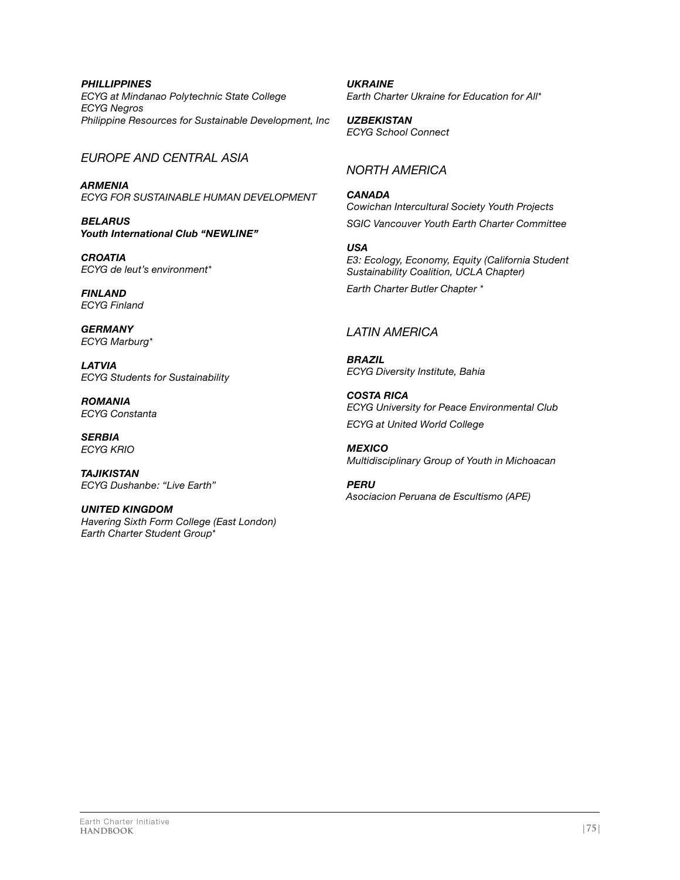***PHILLIPPINES***
*ECYG at Mindanao Polytechnic State College*
*ECYG Negros*
*Philippine Resources for Sustainable Development, Inc*

## *EUROPE AND CENTRAL ASIA*

***ARMENIA***
*ECYG FOR SUSTAINABLE HUMAN DEVELOPMENT*

***BELARUS***
***Youth International Club "NEWLINE"***

***CROATIA***
*ECYG de leut's environment**

***FINLAND***
*ECYG Finland*

***GERMANY***
*ECYG Marburg**

***LATVIA***
*ECYG Students for Sustainability*

***ROMANIA***
*ECYG Constanta*

***SERBIA***
*ECYG KRIO*

***TAJIKISTAN***
*ECYG Dushanbe: "Live Earth"*

***UNITED KINGDOM***
*Havering Sixth Form College (East London)*
*Earth Charter Student Group**

***UKRAINE***
*Earth Charter Ukraine for Education for All**

***UZBEKISTAN***
*ECYG School Connect*

## *NORTH AMERICA*

***CANADA***
*Cowichan Intercultural Society Youth Projects*

*SGIC Vancouver Youth Earth Charter Committee*

***USA***
*E3: Ecology, Economy, Equity (California Student Sustainability Coalition, UCLA Chapter)*

*Earth Charter Butler Chapter **

## *LATIN AMERICA*

***BRAZIL***
*ECYG Diversity Institute, Bahia*

***COSTA RICA***
*ECYG University for Peace Environmental Club*

*ECYG at United World College*

***MEXICO***
*Multidisciplinary Group of Youth in Michoacan*

***PERU***
*Asociacion Peruana de Escultismo (APE)*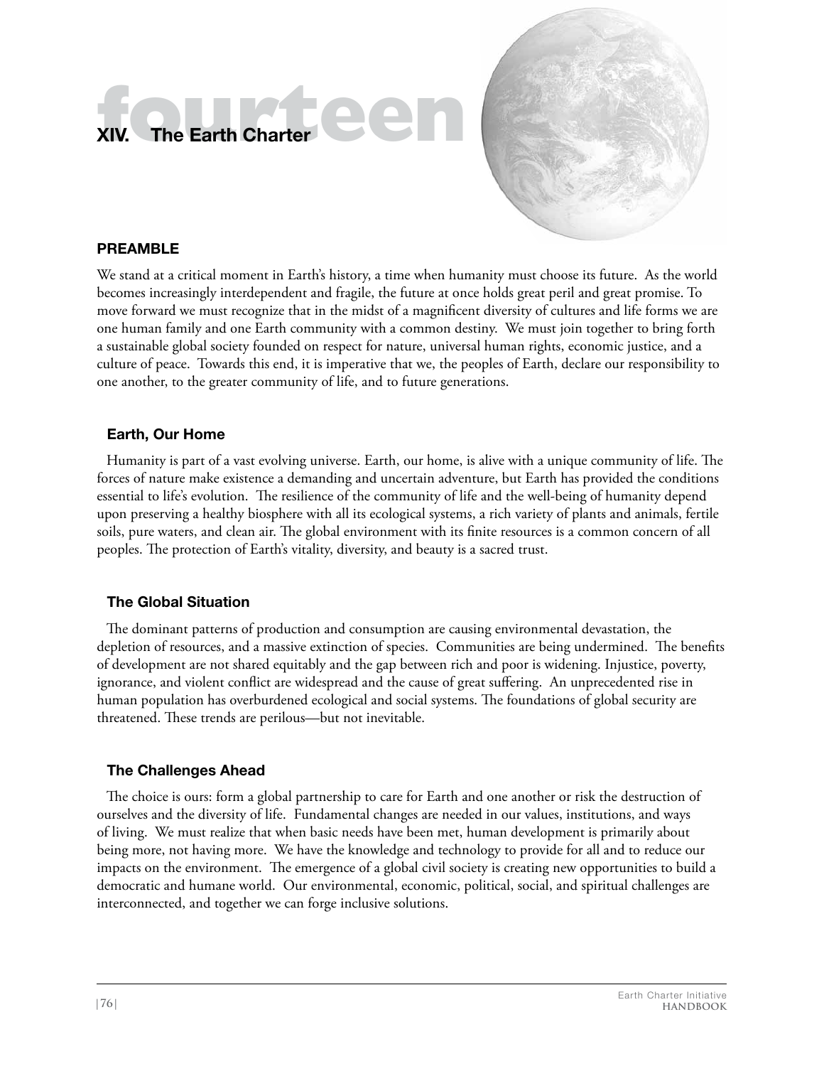# XIV. The Earth Charter

## PREAMBLE

We stand at a critical moment in Earth's history, a time when humanity must choose its future. As the world becomes increasingly interdependent and fragile, the future at once holds great peril and great promise. To move forward we must recognize that in the midst of a magnificent diversity of cultures and life forms we are one human family and one Earth community with a common destiny. We must join together to bring forth a sustainable global society founded on respect for nature, universal human rights, economic justice, and a culture of peace. Towards this end, it is imperative that we, the peoples of Earth, declare our responsibility to one another, to the greater community of life, and to future generations.

### Earth, Our Home

Humanity is part of a vast evolving universe. Earth, our home, is alive with a unique community of life. The forces of nature make existence a demanding and uncertain adventure, but Earth has provided the conditions essential to life's evolution. The resilience of the community of life and the well-being of humanity depend upon preserving a healthy biosphere with all its ecological systems, a rich variety of plants and animals, fertile soils, pure waters, and clean air. The global environment with its finite resources is a common concern of all peoples. The protection of Earth's vitality, diversity, and beauty is a sacred trust.

### The Global Situation

The dominant patterns of production and consumption are causing environmental devastation, the depletion of resources, and a massive extinction of species. Communities are being undermined. The benefits of development are not shared equitably and the gap between rich and poor is widening. Injustice, poverty, ignorance, and violent conflict are widespread and the cause of great suffering. An unprecedented rise in human population has overburdened ecological and social systems. The foundations of global security are threatened. These trends are perilous—but not inevitable.

### The Challenges Ahead

The choice is ours: form a global partnership to care for Earth and one another or risk the destruction of ourselves and the diversity of life. Fundamental changes are needed in our values, institutions, and ways of living. We must realize that when basic needs have been met, human development is primarily about being more, not having more. We have the knowledge and technology to provide for all and to reduce our impacts on the environment. The emergence of a global civil society is creating new opportunities to build a democratic and humane world. Our environmental, economic, political, social, and spiritual challenges are interconnected, and together we can forge inclusive solutions.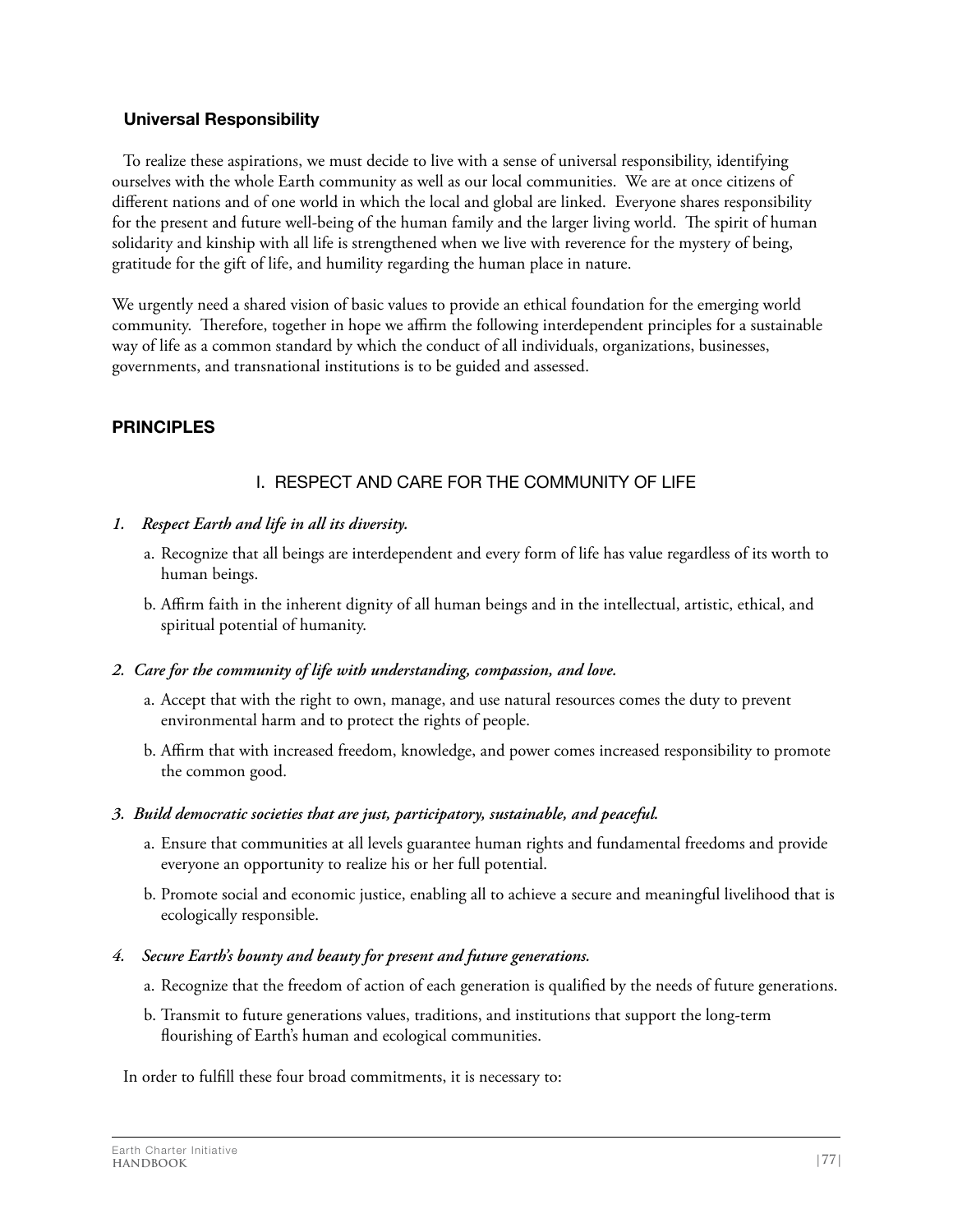## Universal Responsibility

To realize these aspirations, we must decide to live with a sense of universal responsibility, identifying ourselves with the whole Earth community as well as our local communities. We are at once citizens of different nations and of one world in which the local and global are linked. Everyone shares responsibility for the present and future well-being of the human family and the larger living world. The spirit of human solidarity and kinship with all life is strengthened when we live with reverence for the mystery of being, gratitude for the gift of life, and humility regarding the human place in nature.

We urgently need a shared vision of basic values to provide an ethical foundation for the emerging world community. Therefore, together in hope we affirm the following interdependent principles for a sustainable way of life as a common standard by which the conduct of all individuals, organizations, businesses, governments, and transnational institutions is to be guided and assessed.

## PRINCIPLES

### I. RESPECT AND CARE FOR THE COMMUNITY OF LIFE

1. ***Respect Earth and life in all its diversity.***
   a. Recognize that all beings are interdependent and every form of life has value regardless of its worth to human beings.
   b. Affirm faith in the inherent dignity of all human beings and in the intellectual, artistic, ethical, and spiritual potential of humanity.

2. ***Care for the community of life with understanding, compassion, and love.***
   a. Accept that with the right to own, manage, and use natural resources comes the duty to prevent environmental harm and to protect the rights of people.
   b. Affirm that with increased freedom, knowledge, and power comes increased responsibility to promote the common good.

3. ***Build democratic societies that are just, participatory, sustainable, and peaceful.***
   a. Ensure that communities at all levels guarantee human rights and fundamental freedoms and provide everyone an opportunity to realize his or her full potential.
   b. Promote social and economic justice, enabling all to achieve a secure and meaningful livelihood that is ecologically responsible.

4. ***Secure Earth's bounty and beauty for present and future generations.***
   a. Recognize that the freedom of action of each generation is qualified by the needs of future generations.
   b. Transmit to future generations values, traditions, and institutions that support the long-term flourishing of Earth's human and ecological communities.

In order to fulfill these four broad commitments, it is necessary to: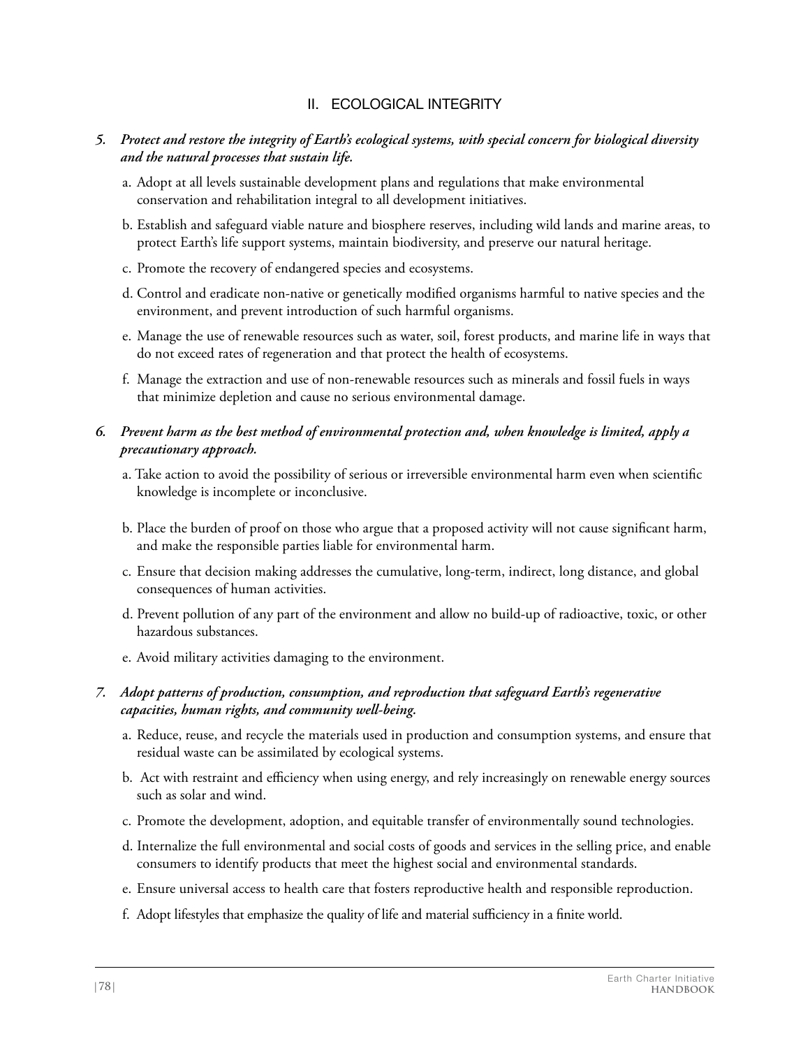## II. ECOLOGICAL INTEGRITY

5. ***Protect and restore the integrity of Earth's ecological systems, with special concern for biological diversity and the natural processes that sustain life.***

   a. Adopt at all levels sustainable development plans and regulations that make environmental conservation and rehabilitation integral to all development initiatives.

   b. Establish and safeguard viable nature and biosphere reserves, including wild lands and marine areas, to protect Earth's life support systems, maintain biodiversity, and preserve our natural heritage.

   c. Promote the recovery of endangered species and ecosystems.

   d. Control and eradicate non-native or genetically modified organisms harmful to native species and the environment, and prevent introduction of such harmful organisms.

   e. Manage the use of renewable resources such as water, soil, forest products, and marine life in ways that do not exceed rates of regeneration and that protect the health of ecosystems.

   f. Manage the extraction and use of non-renewable resources such as minerals and fossil fuels in ways that minimize depletion and cause no serious environmental damage.

6. ***Prevent harm as the best method of environmental protection and, when knowledge is limited, apply a precautionary approach.***

   a. Take action to avoid the possibility of serious or irreversible environmental harm even when scientific knowledge is incomplete or inconclusive.

   b. Place the burden of proof on those who argue that a proposed activity will not cause significant harm, and make the responsible parties liable for environmental harm.

   c. Ensure that decision making addresses the cumulative, long-term, indirect, long distance, and global consequences of human activities.

   d. Prevent pollution of any part of the environment and allow no build-up of radioactive, toxic, or other hazardous substances.

   e. Avoid military activities damaging to the environment.

7. ***Adopt patterns of production, consumption, and reproduction that safeguard Earth's regenerative capacities, human rights, and community well-being.***

   a. Reduce, reuse, and recycle the materials used in production and consumption systems, and ensure that residual waste can be assimilated by ecological systems.

   b. Act with restraint and efficiency when using energy, and rely increasingly on renewable energy sources such as solar and wind.

   c. Promote the development, adoption, and equitable transfer of environmentally sound technologies.

   d. Internalize the full environmental and social costs of goods and services in the selling price, and enable consumers to identify products that meet the highest social and environmental standards.

   e. Ensure universal access to health care that fosters reproductive health and responsible reproduction.

   f. Adopt lifestyles that emphasize the quality of life and material sufficiency in a finite world.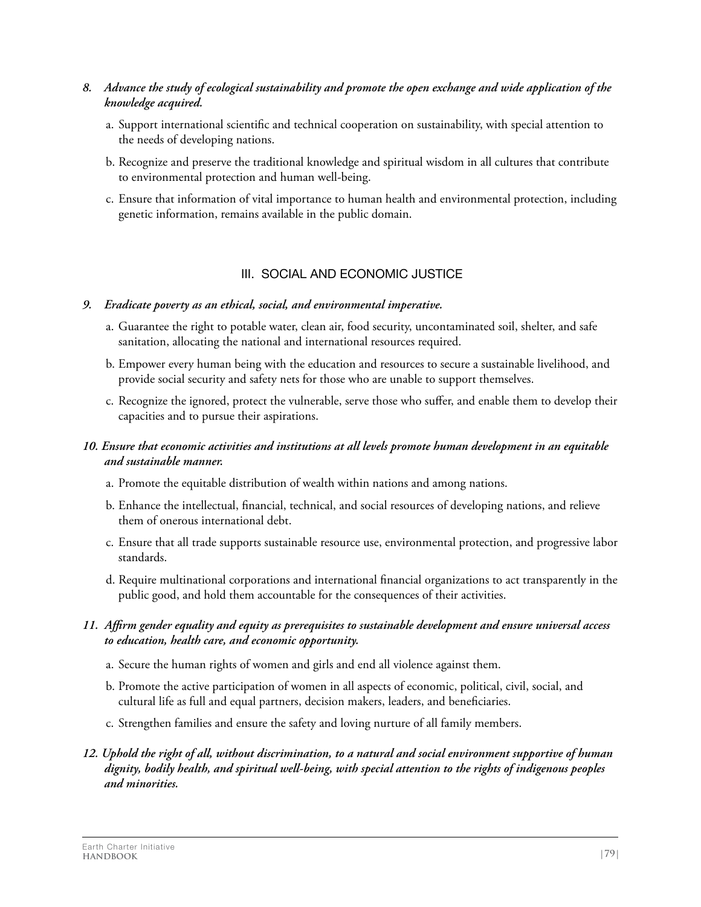8. ***Advance the study of ecological sustainability and promote the open exchange and wide application of the knowledge acquired.***

   a. Support international scientific and technical cooperation on sustainability, with special attention to the needs of developing nations.

   b. Recognize and preserve the traditional knowledge and spiritual wisdom in all cultures that contribute to environmental protection and human well-being.

   c. Ensure that information of vital importance to human health and environmental protection, including genetic information, remains available in the public domain.

## III. SOCIAL AND ECONOMIC JUSTICE

9. ***Eradicate poverty as an ethical, social, and environmental imperative.***

   a. Guarantee the right to potable water, clean air, food security, uncontaminated soil, shelter, and safe sanitation, allocating the national and international resources required.

   b. Empower every human being with the education and resources to secure a sustainable livelihood, and provide social security and safety nets for those who are unable to support themselves.

   c. Recognize the ignored, protect the vulnerable, serve those who suffer, and enable them to develop their capacities and to pursue their aspirations.

10. ***Ensure that economic activities and institutions at all levels promote human development in an equitable and sustainable manner.***

    a. Promote the equitable distribution of wealth within nations and among nations.

    b. Enhance the intellectual, financial, technical, and social resources of developing nations, and relieve them of onerous international debt.

    c. Ensure that all trade supports sustainable resource use, environmental protection, and progressive labor standards.

    d. Require multinational corporations and international financial organizations to act transparently in the public good, and hold them accountable for the consequences of their activities.

11. ***Affirm gender equality and equity as prerequisites to sustainable development and ensure universal access to education, health care, and economic opportunity.***

    a. Secure the human rights of women and girls and end all violence against them.

    b. Promote the active participation of women in all aspects of economic, political, civil, social, and cultural life as full and equal partners, decision makers, leaders, and beneficiaries.

    c. Strengthen families and ensure the safety and loving nurture of all family members.

12. ***Uphold the right of all, without discrimination, to a natural and social environment supportive of human dignity, bodily health, and spiritual well-being, with special attention to the rights of indigenous peoples and minorities.***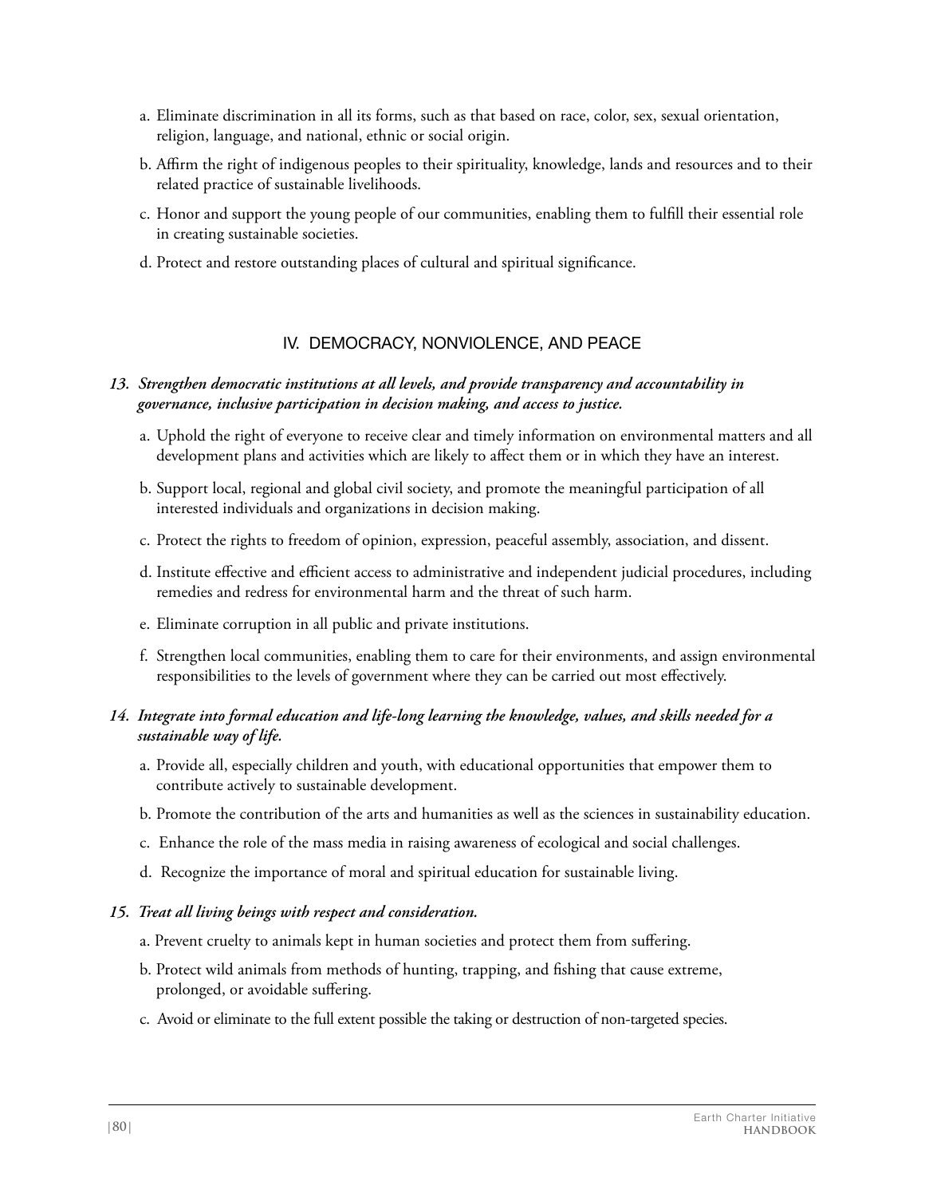a. Eliminate discrimination in all its forms, such as that based on race, color, sex, sexual orientation, religion, language, and national, ethnic or social origin.

b. Affirm the right of indigenous peoples to their spirituality, knowledge, lands and resources and to their related practice of sustainable livelihoods.

c. Honor and support the young people of our communities, enabling them to fulfill their essential role in creating sustainable societies.

d. Protect and restore outstanding places of cultural and spiritual significance.

## IV. DEMOCRACY, NONVIOLENCE, AND PEACE

***13. Strengthen democratic institutions at all levels, and provide transparency and accountability in governance, inclusive participation in decision making, and access to justice.***

a. Uphold the right of everyone to receive clear and timely information on environmental matters and all development plans and activities which are likely to affect them or in which they have an interest.

b. Support local, regional and global civil society, and promote the meaningful participation of all interested individuals and organizations in decision making.

c. Protect the rights to freedom of opinion, expression, peaceful assembly, association, and dissent.

d. Institute effective and efficient access to administrative and independent judicial procedures, including remedies and redress for environmental harm and the threat of such harm.

e. Eliminate corruption in all public and private institutions.

f. Strengthen local communities, enabling them to care for their environments, and assign environmental responsibilities to the levels of government where they can be carried out most effectively.

***14. Integrate into formal education and life-long learning the knowledge, values, and skills needed for a sustainable way of life.***

a. Provide all, especially children and youth, with educational opportunities that empower them to contribute actively to sustainable development.

b. Promote the contribution of the arts and humanities as well as the sciences in sustainability education.

c. Enhance the role of the mass media in raising awareness of ecological and social challenges.

d. Recognize the importance of moral and spiritual education for sustainable living.

***15. Treat all living beings with respect and consideration.***

a. Prevent cruelty to animals kept in human societies and protect them from suffering.

b. Protect wild animals from methods of hunting, trapping, and fishing that cause extreme, prolonged, or avoidable suffering.

c. Avoid or eliminate to the full extent possible the taking or destruction of non-targeted species.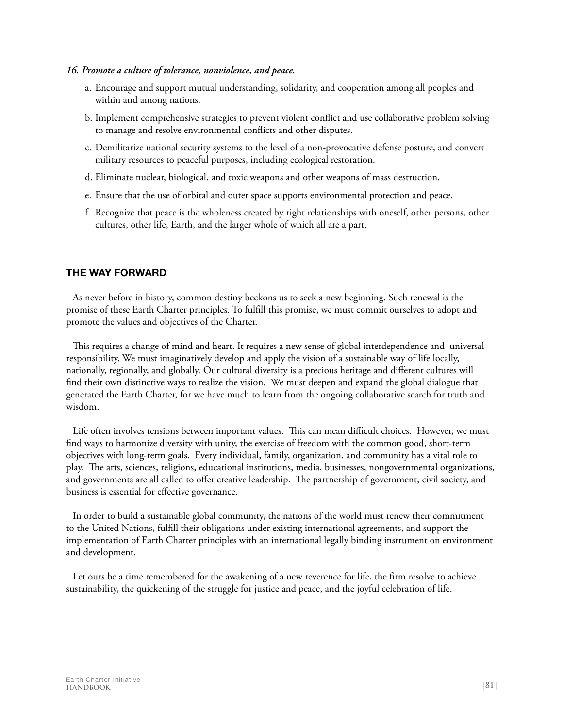*16. Promote a culture of tolerance, nonviolence, and peace.*

a. Encourage and support mutual understanding, solidarity, and cooperation among all peoples and within and among nations.

b. Implement comprehensive strategies to prevent violent conflict and use collaborative problem solving to manage and resolve environmental conflicts and other disputes.

c. Demilitarize national security systems to the level of a non-provocative defense posture, and convert military resources to peaceful purposes, including ecological restoration.

d. Eliminate nuclear, biological, and toxic weapons and other weapons of mass destruction.

e. Ensure that the use of orbital and outer space supports environmental protection and peace.

f. Recognize that peace is the wholeness created by right relationships with oneself, other persons, other cultures, other life, Earth, and the larger whole of which all are a part.

## THE WAY FORWARD

As never before in history, common destiny beckons us to seek a new beginning. Such renewal is the promise of these Earth Charter principles. To fulfill this promise, we must commit ourselves to adopt and promote the values and objectives of the Charter.

This requires a change of mind and heart. It requires a new sense of global interdependence and universal responsibility. We must imaginatively develop and apply the vision of a sustainable way of life locally, nationally, regionally, and globally. Our cultural diversity is a precious heritage and different cultures will find their own distinctive ways to realize the vision. We must deepen and expand the global dialogue that generated the Earth Charter, for we have much to learn from the ongoing collaborative search for truth and wisdom.

Life often involves tensions between important values. This can mean difficult choices. However, we must find ways to harmonize diversity with unity, the exercise of freedom with the common good, short-term objectives with long-term goals. Every individual, family, organization, and community has a vital role to play. The arts, sciences, religions, educational institutions, media, businesses, nongovernmental organizations, and governments are all called to offer creative leadership. The partnership of government, civil society, and business is essential for effective governance.

In order to build a sustainable global community, the nations of the world must renew their commitment to the United Nations, fulfill their obligations under existing international agreements, and support the implementation of Earth Charter principles with an international legally binding instrument on environment and development.

Let ours be a time remembered for the awakening of a new reverence for life, the firm resolve to achieve sustainability, the quickening of the struggle for justice and peace, and the joyful celebration of life.